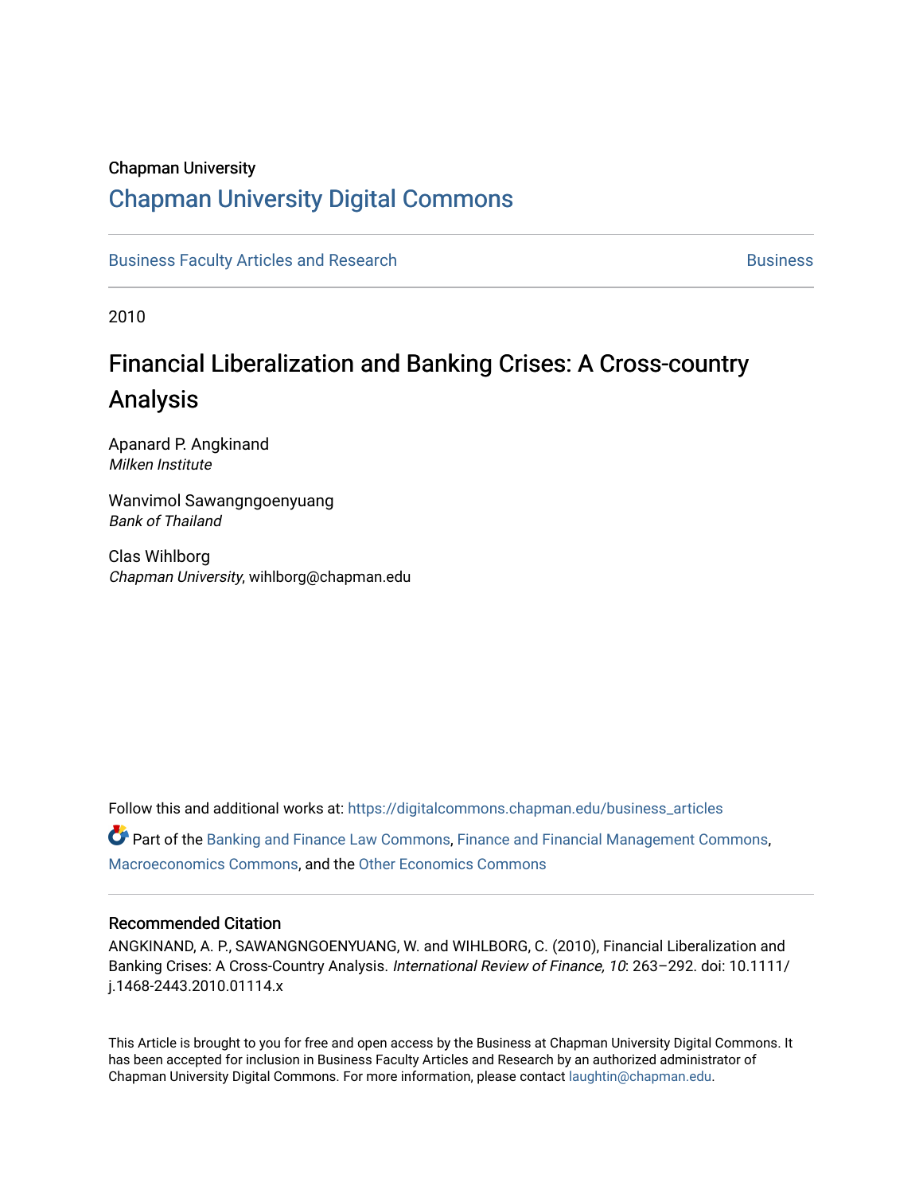Chapman University

# Chapman University Digital Commons

Business Faculty Articles and Research | Business

2010

## Financial Liberalization and Banking Crises: A Cross-country Analysis

Apanard P. Angkinand
*Milken Institute*

Wanvimol Sawangngoenyuang
*Bank of Thailand*

Clas Wihlborg
*Chapman University*, wihlborg@chapman.edu

Follow this and additional works at: https://digitalcommons.chapman.edu/business_articles

Part of the Banking and Finance Law Commons, Finance and Financial Management Commons, Macroeconomics Commons, and the Other Economics Commons

### Recommended Citation

ANGKINAND, A. P., SAWANGNGOENYUANG, W. and WIHLBORG, C. (2010), Financial Liberalization and Banking Crises: A Cross-Country Analysis. *International Review of Finance, 10*: 263–292. doi: 10.1111/j.1468-2443.2010.01114.x

This Article is brought to you for free and open access by the Business at Chapman University Digital Commons. It has been accepted for inclusion in Business Faculty Articles and Research by an authorized administrator of Chapman University Digital Commons. For more information, please contact laughtin@chapman.edu.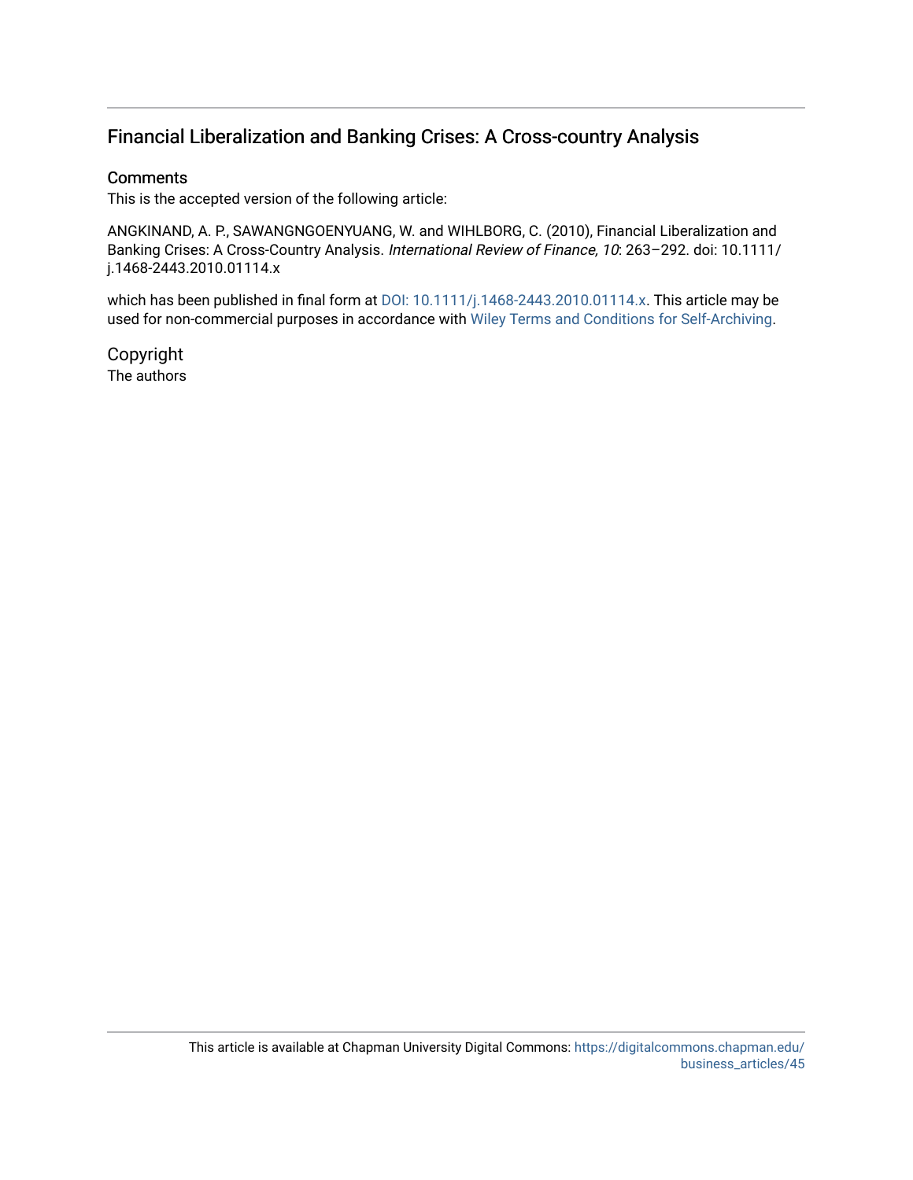# Financial Liberalization and Banking Crises: A Cross-country Analysis

## Comments

This is the accepted version of the following article:

ANGKINAND, A. P., SAWANGNGOENYUANG, W. and WIHLBORG, C. (2010), Financial Liberalization and Banking Crises: A Cross-Country Analysis. *International Review of Finance, 10*: 263–292. doi: 10.1111/j.1468-2443.2010.01114.x

which has been published in final form at DOI: 10.1111/j.1468-2443.2010.01114.x. This article may be used for non-commercial purposes in accordance with Wiley Terms and Conditions for Self-Archiving.

## Copyright

The authors

This article is available at Chapman University Digital Commons: https://digitalcommons.chapman.edu/business_articles/45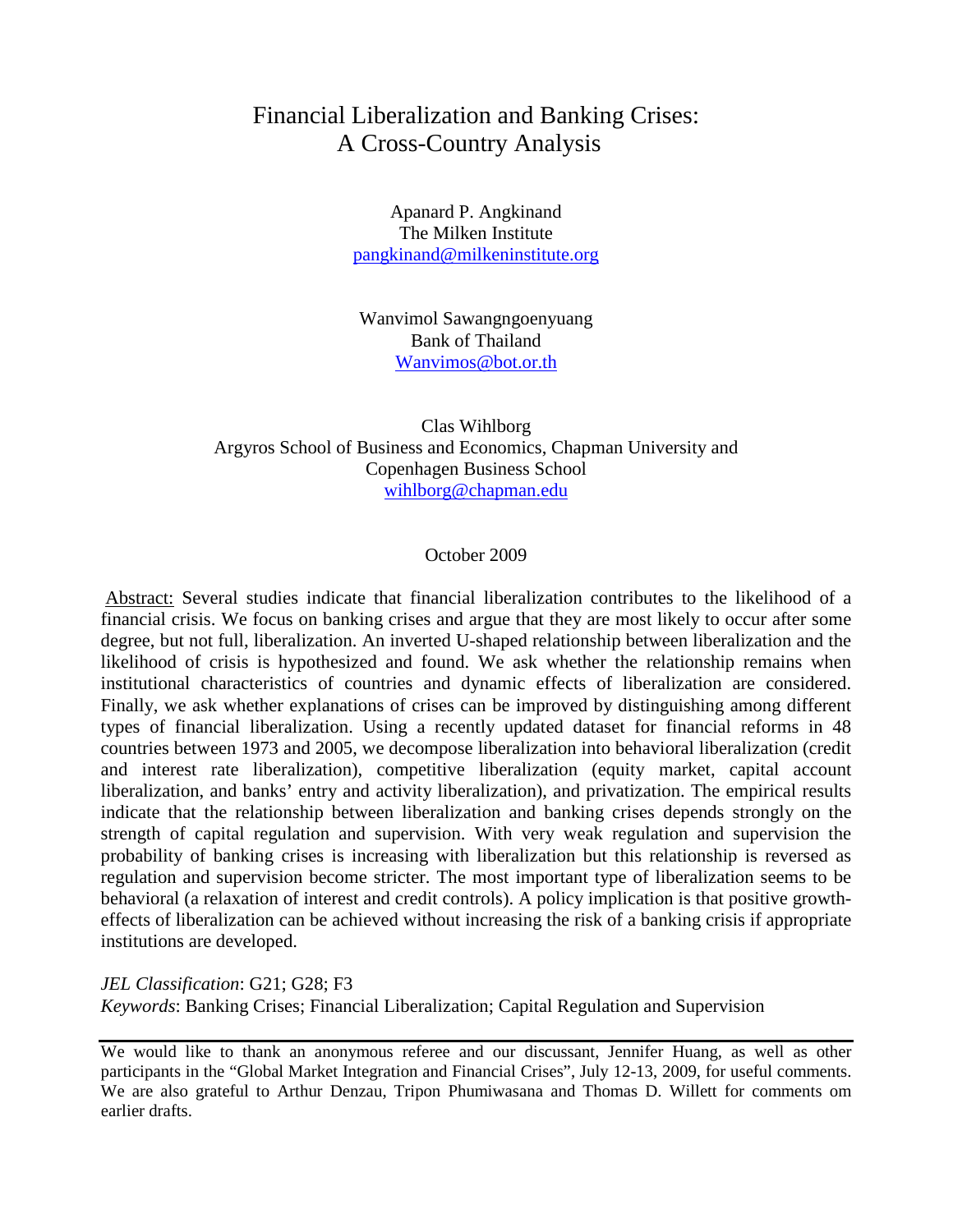# Financial Liberalization and Banking Crises: A Cross-Country Analysis

Apanard P. Angkinand
The Milken Institute
pangkinand@milkeninstitute.org

Wanvimol Sawangngoenyuang
Bank of Thailand
Wanvimos@bot.or.th

Clas Wihlborg
Argyros School of Business and Economics, Chapman University and
Copenhagen Business School
wihlborg@chapman.edu

October 2009

Abstract: Several studies indicate that financial liberalization contributes to the likelihood of a financial crisis. We focus on banking crises and argue that they are most likely to occur after some degree, but not full, liberalization. An inverted U-shaped relationship between liberalization and the likelihood of crisis is hypothesized and found. We ask whether the relationship remains when institutional characteristics of countries and dynamic effects of liberalization are considered. Finally, we ask whether explanations of crises can be improved by distinguishing among different types of financial liberalization. Using a recently updated dataset for financial reforms in 48 countries between 1973 and 2005, we decompose liberalization into behavioral liberalization (credit and interest rate liberalization), competitive liberalization (equity market, capital account liberalization, and banks' entry and activity liberalization), and privatization. The empirical results indicate that the relationship between liberalization and banking crises depends strongly on the strength of capital regulation and supervision. With very weak regulation and supervision the probability of banking crises is increasing with liberalization but this relationship is reversed as regulation and supervision become stricter. The most important type of liberalization seems to be behavioral (a relaxation of interest and credit controls). A policy implication is that positive growth-effects of liberalization can be achieved without increasing the risk of a banking crisis if appropriate institutions are developed.

*JEL Classification*: G21; G28; F3
*Keywords*: Banking Crises; Financial Liberalization; Capital Regulation and Supervision

---

We would like to thank an anonymous referee and our discussant, Jennifer Huang, as well as other participants in the "Global Market Integration and Financial Crises", July 12-13, 2009, for useful comments. We are also grateful to Arthur Denzau, Tripon Phumiwasana and Thomas D. Willett for comments om earlier drafts.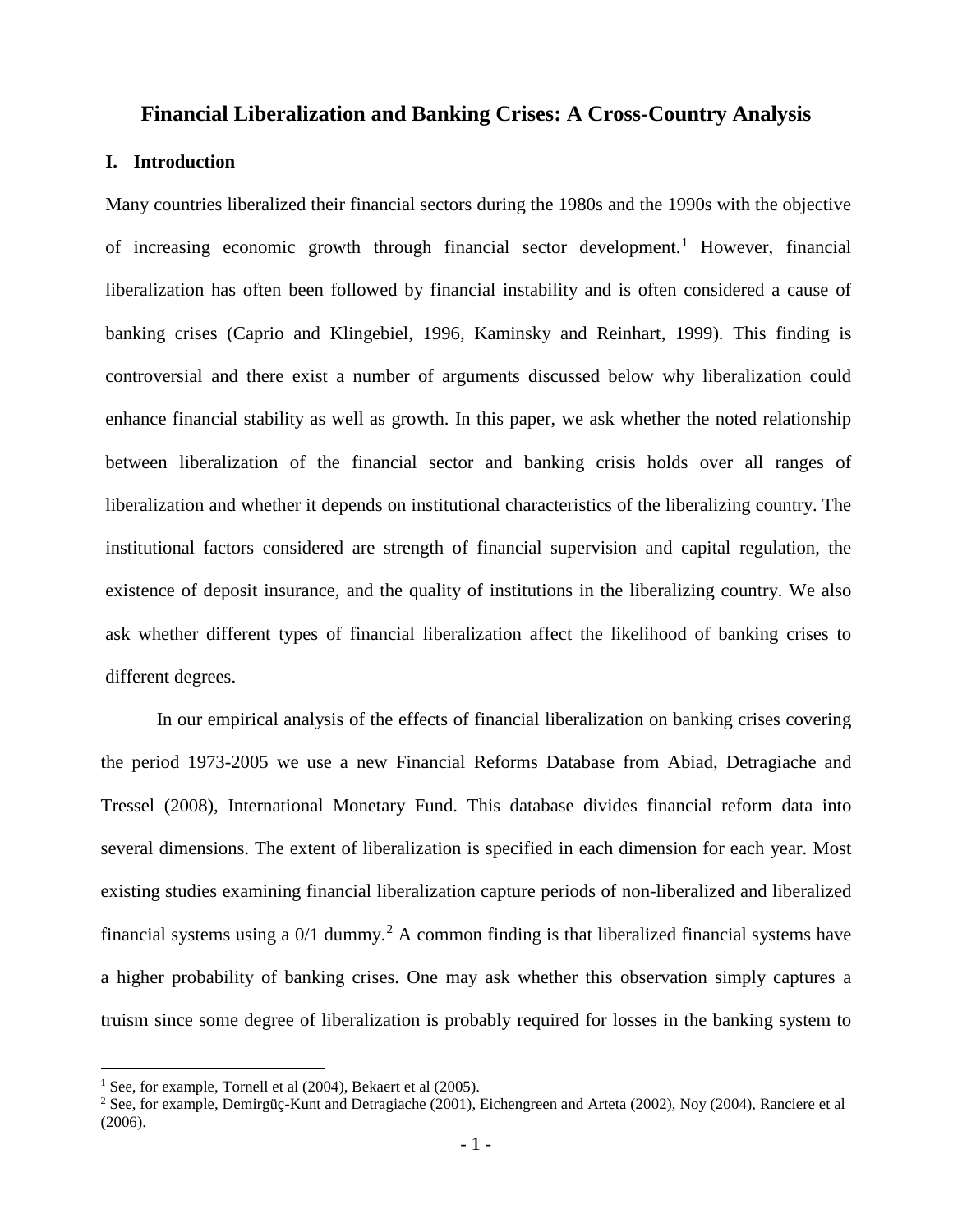# Financial Liberalization and Banking Crises: A Cross-Country Analysis

## I. Introduction

Many countries liberalized their financial sectors during the 1980s and the 1990s with the objective of increasing economic growth through financial sector development.[1] However, financial liberalization has often been followed by financial instability and is often considered a cause of banking crises (Caprio and Klingebiel, 1996, Kaminsky and Reinhart, 1999). This finding is controversial and there exist a number of arguments discussed below why liberalization could enhance financial stability as well as growth. In this paper, we ask whether the noted relationship between liberalization of the financial sector and banking crisis holds over all ranges of liberalization and whether it depends on institutional characteristics of the liberalizing country. The institutional factors considered are strength of financial supervision and capital regulation, the existence of deposit insurance, and the quality of institutions in the liberalizing country. We also ask whether different types of financial liberalization affect the likelihood of banking crises to different degrees.

In our empirical analysis of the effects of financial liberalization on banking crises covering the period 1973-2005 we use a new Financial Reforms Database from Abiad, Detragiache and Tressel (2008), International Monetary Fund. This database divides financial reform data into several dimensions. The extent of liberalization is specified in each dimension for each year. Most existing studies examining financial liberalization capture periods of non-liberalized and liberalized financial systems using a 0/1 dummy.[2] A common finding is that liberalized financial systems have a higher probability of banking crises. One may ask whether this observation simply captures a truism since some degree of liberalization is probably required for losses in the banking system to

---

[1] See, for example, Tornell et al (2004), Bekaert et al (2005).

[2] See, for example, Demirgüç-Kunt and Detragiache (2001), Eichengreen and Arteta (2002), Noy (2004), Ranciere et al (2006).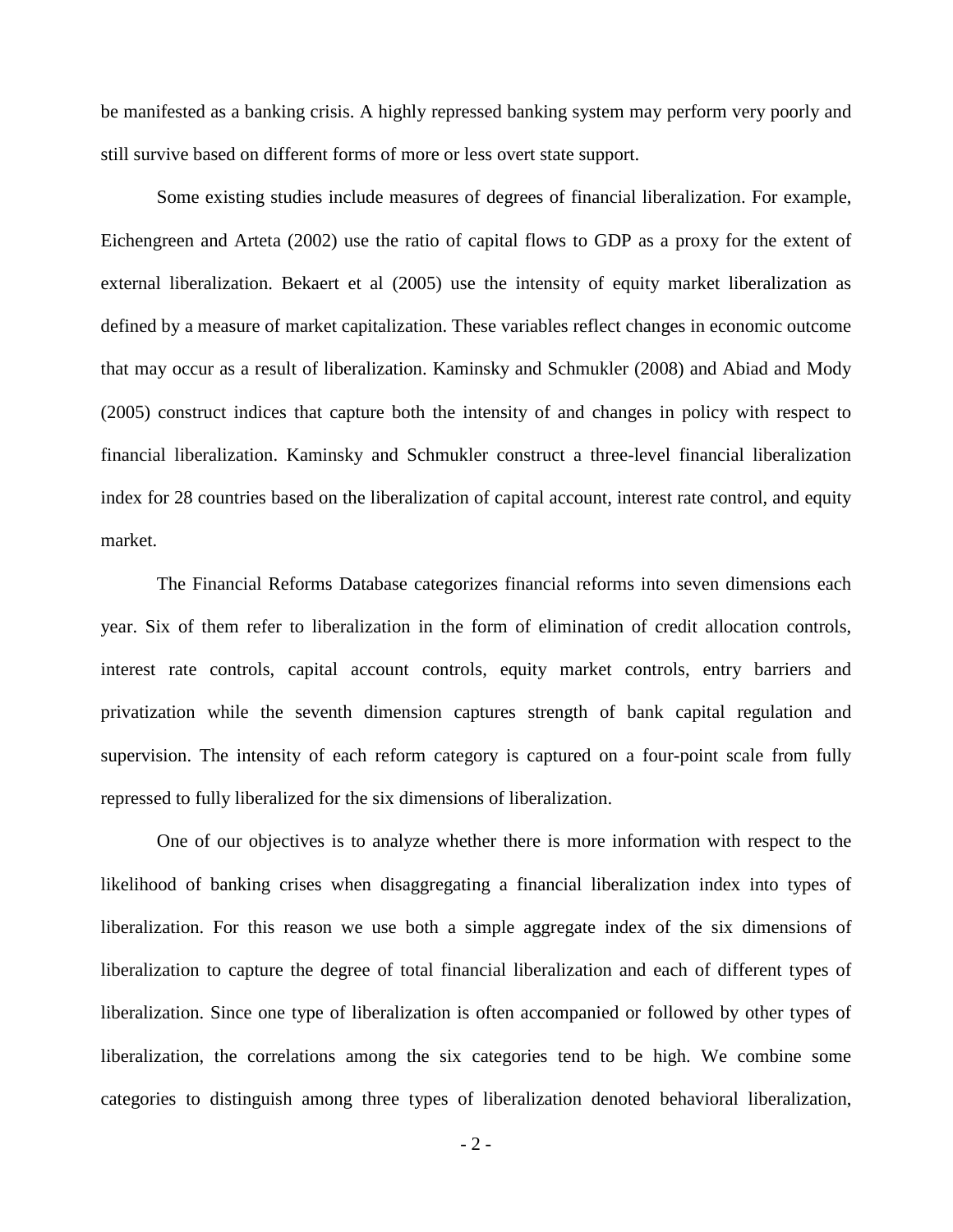be manifested as a banking crisis. A highly repressed banking system may perform very poorly and still survive based on different forms of more or less overt state support.

Some existing studies include measures of degrees of financial liberalization. For example, Eichengreen and Arteta (2002) use the ratio of capital flows to GDP as a proxy for the extent of external liberalization. Bekaert et al (2005) use the intensity of equity market liberalization as defined by a measure of market capitalization. These variables reflect changes in economic outcome that may occur as a result of liberalization. Kaminsky and Schmukler (2008) and Abiad and Mody (2005) construct indices that capture both the intensity of and changes in policy with respect to financial liberalization. Kaminsky and Schmukler construct a three-level financial liberalization index for 28 countries based on the liberalization of capital account, interest rate control, and equity market.

The Financial Reforms Database categorizes financial reforms into seven dimensions each year. Six of them refer to liberalization in the form of elimination of credit allocation controls, interest rate controls, capital account controls, equity market controls, entry barriers and privatization while the seventh dimension captures strength of bank capital regulation and supervision. The intensity of each reform category is captured on a four-point scale from fully repressed to fully liberalized for the six dimensions of liberalization.

One of our objectives is to analyze whether there is more information with respect to the likelihood of banking crises when disaggregating a financial liberalization index into types of liberalization. For this reason we use both a simple aggregate index of the six dimensions of liberalization to capture the degree of total financial liberalization and each of different types of liberalization. Since one type of liberalization is often accompanied or followed by other types of liberalization, the correlations among the six categories tend to be high. We combine some categories to distinguish among three types of liberalization denoted behavioral liberalization,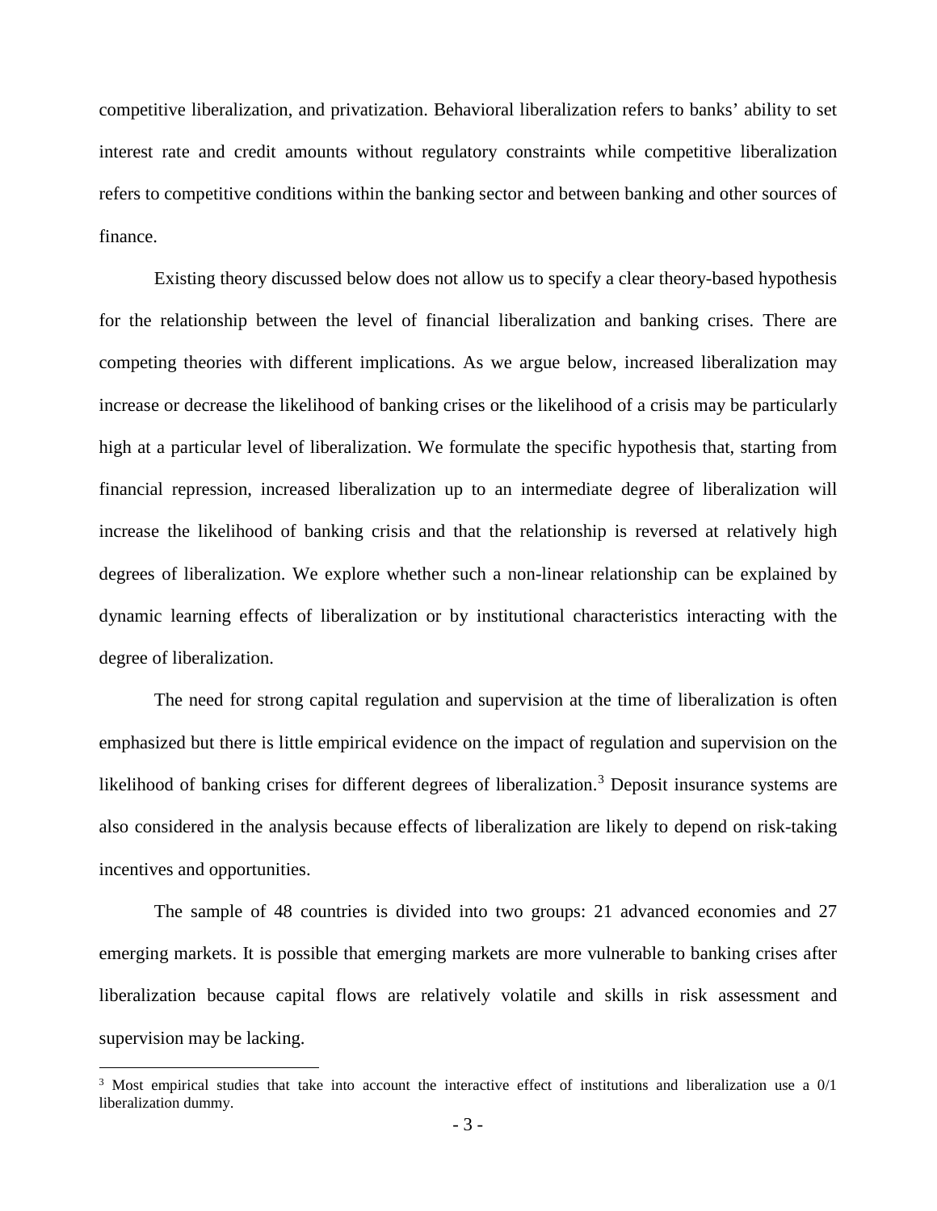competitive liberalization, and privatization. Behavioral liberalization refers to banks' ability to set interest rate and credit amounts without regulatory constraints while competitive liberalization refers to competitive conditions within the banking sector and between banking and other sources of finance.

Existing theory discussed below does not allow us to specify a clear theory-based hypothesis for the relationship between the level of financial liberalization and banking crises. There are competing theories with different implications. As we argue below, increased liberalization may increase or decrease the likelihood of banking crises or the likelihood of a crisis may be particularly high at a particular level of liberalization. We formulate the specific hypothesis that, starting from financial repression, increased liberalization up to an intermediate degree of liberalization will increase the likelihood of banking crisis and that the relationship is reversed at relatively high degrees of liberalization. We explore whether such a non-linear relationship can be explained by dynamic learning effects of liberalization or by institutional characteristics interacting with the degree of liberalization.

The need for strong capital regulation and supervision at the time of liberalization is often emphasized but there is little empirical evidence on the impact of regulation and supervision on the likelihood of banking crises for different degrees of liberalization.[3] Deposit insurance systems are also considered in the analysis because effects of liberalization are likely to depend on risk-taking incentives and opportunities.

The sample of 48 countries is divided into two groups: 21 advanced economies and 27 emerging markets. It is possible that emerging markets are more vulnerable to banking crises after liberalization because capital flows are relatively volatile and skills in risk assessment and supervision may be lacking.

[3] Most empirical studies that take into account the interactive effect of institutions and liberalization use a 0/1 liberalization dummy.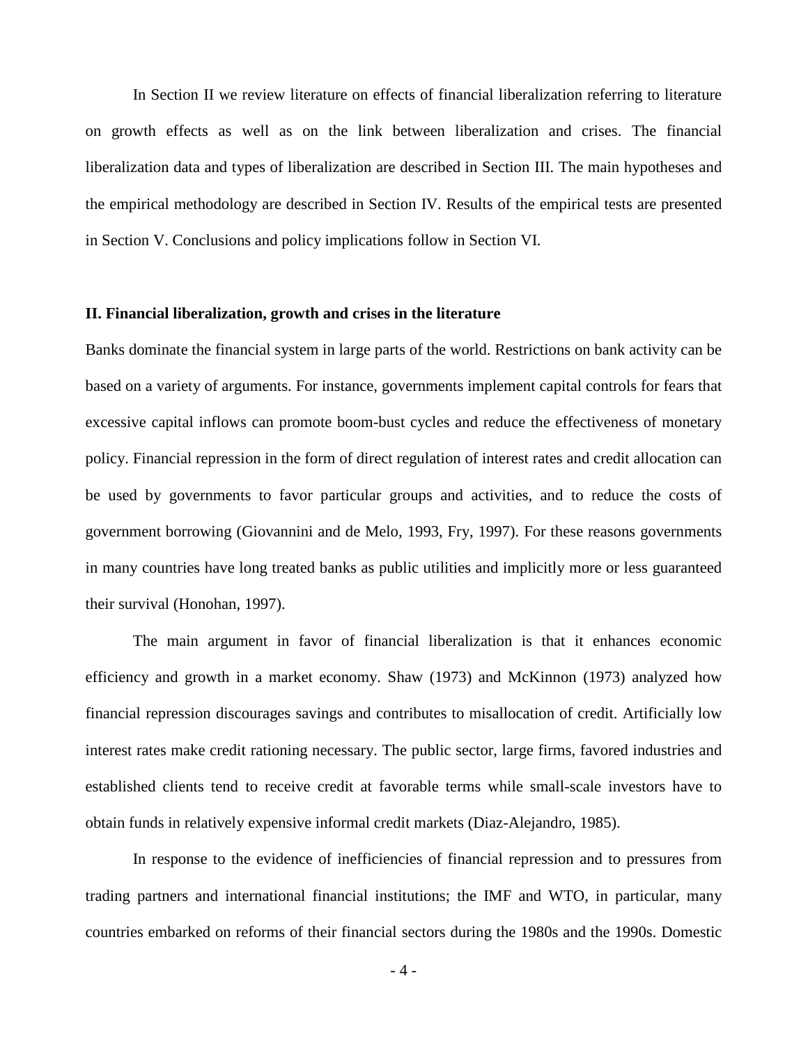In Section II we review literature on effects of financial liberalization referring to literature on growth effects as well as on the link between liberalization and crises. The financial liberalization data and types of liberalization are described in Section III. The main hypotheses and the empirical methodology are described in Section IV. Results of the empirical tests are presented in Section V. Conclusions and policy implications follow in Section VI.

## II. Financial liberalization, growth and crises in the literature

Banks dominate the financial system in large parts of the world. Restrictions on bank activity can be based on a variety of arguments. For instance, governments implement capital controls for fears that excessive capital inflows can promote boom-bust cycles and reduce the effectiveness of monetary policy. Financial repression in the form of direct regulation of interest rates and credit allocation can be used by governments to favor particular groups and activities, and to reduce the costs of government borrowing (Giovannini and de Melo, 1993, Fry, 1997). For these reasons governments in many countries have long treated banks as public utilities and implicitly more or less guaranteed their survival (Honohan, 1997).

The main argument in favor of financial liberalization is that it enhances economic efficiency and growth in a market economy. Shaw (1973) and McKinnon (1973) analyzed how financial repression discourages savings and contributes to misallocation of credit. Artificially low interest rates make credit rationing necessary. The public sector, large firms, favored industries and established clients tend to receive credit at favorable terms while small-scale investors have to obtain funds in relatively expensive informal credit markets (Diaz-Alejandro, 1985).

In response to the evidence of inefficiencies of financial repression and to pressures from trading partners and international financial institutions; the IMF and WTO, in particular, many countries embarked on reforms of their financial sectors during the 1980s and the 1990s. Domestic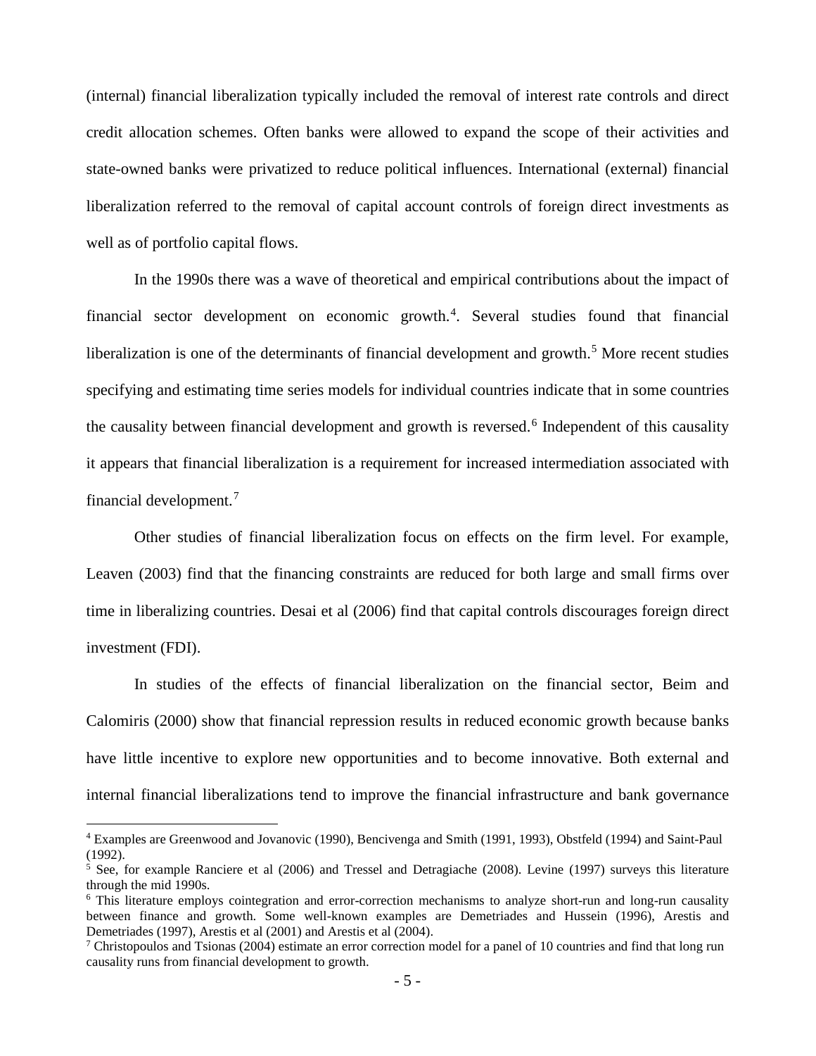(internal) financial liberalization typically included the removal of interest rate controls and direct credit allocation schemes. Often banks were allowed to expand the scope of their activities and state-owned banks were privatized to reduce political influences. International (external) financial liberalization referred to the removal of capital account controls of foreign direct investments as well as of portfolio capital flows.

In the 1990s there was a wave of theoretical and empirical contributions about the impact of financial sector development on economic growth.[4]. Several studies found that financial liberalization is one of the determinants of financial development and growth.[5] More recent studies specifying and estimating time series models for individual countries indicate that in some countries the causality between financial development and growth is reversed.[6] Independent of this causality it appears that financial liberalization is a requirement for increased intermediation associated with financial development.[7]

Other studies of financial liberalization focus on effects on the firm level. For example, Leaven (2003) find that the financing constraints are reduced for both large and small firms over time in liberalizing countries. Desai et al (2006) find that capital controls discourages foreign direct investment (FDI).

In studies of the effects of financial liberalization on the financial sector, Beim and Calomiris (2000) show that financial repression results in reduced economic growth because banks have little incentive to explore new opportunities and to become innovative. Both external and internal financial liberalizations tend to improve the financial infrastructure and bank governance

---

[4] Examples are Greenwood and Jovanovic (1990), Bencivenga and Smith (1991, 1993), Obstfeld (1994) and Saint-Paul (1992).

[5] See, for example Ranciere et al (2006) and Tressel and Detragiache (2008). Levine (1997) surveys this literature through the mid 1990s.

[6] This literature employs cointegration and error-correction mechanisms to analyze short-run and long-run causality between finance and growth. Some well-known examples are Demetriades and Hussein (1996), Arestis and Demetriades (1997), Arestis et al (2001) and Arestis et al (2004).

[7] Christopoulos and Tsionas (2004) estimate an error correction model for a panel of 10 countries and find that long run causality runs from financial development to growth.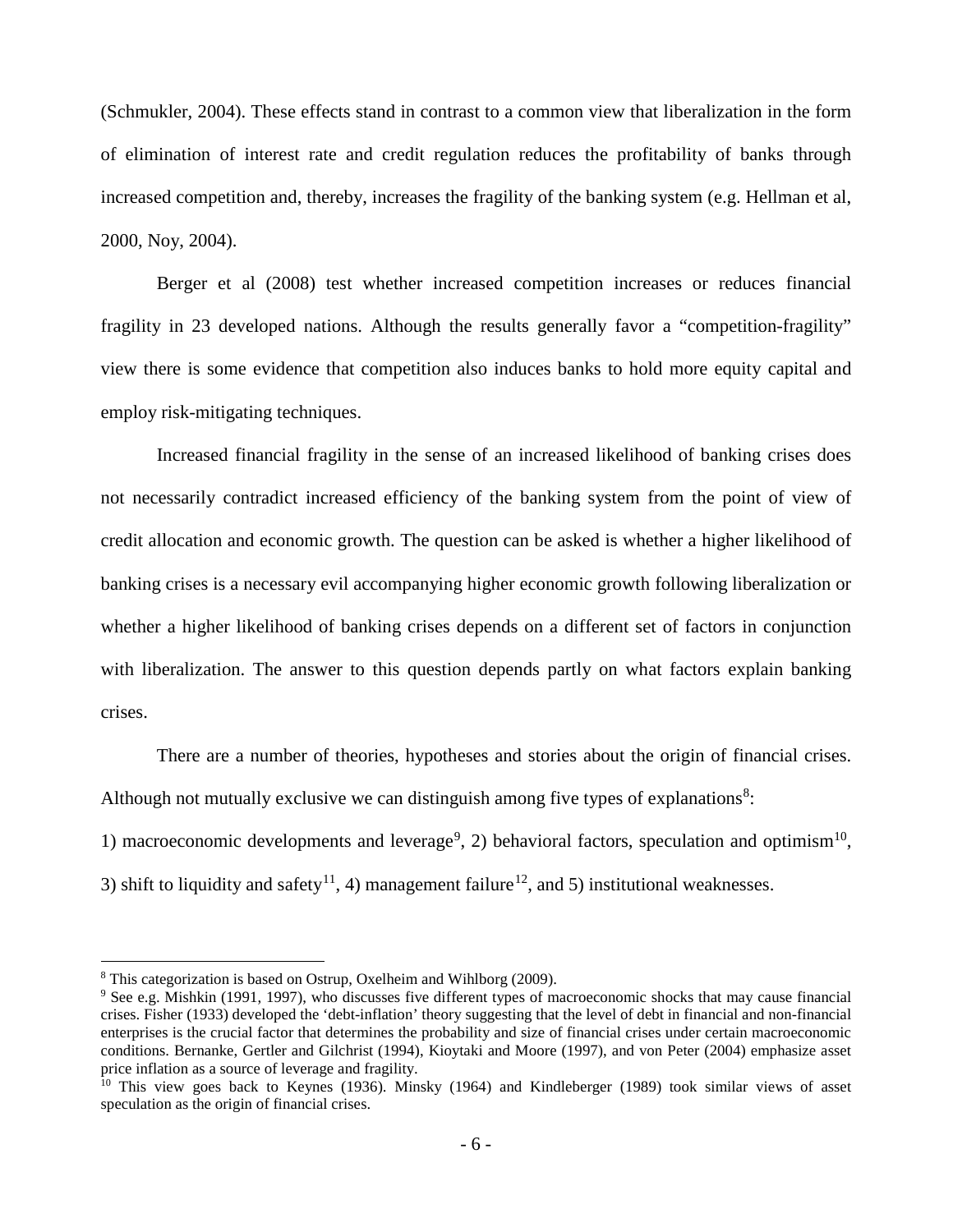(Schmukler, 2004). These effects stand in contrast to a common view that liberalization in the form of elimination of interest rate and credit regulation reduces the profitability of banks through increased competition and, thereby, increases the fragility of the banking system (e.g. Hellman et al, 2000, Noy, 2004).

Berger et al (2008) test whether increased competition increases or reduces financial fragility in 23 developed nations. Although the results generally favor a "competition-fragility" view there is some evidence that competition also induces banks to hold more equity capital and employ risk-mitigating techniques.

Increased financial fragility in the sense of an increased likelihood of banking crises does not necessarily contradict increased efficiency of the banking system from the point of view of credit allocation and economic growth. The question can be asked is whether a higher likelihood of banking crises is a necessary evil accompanying higher economic growth following liberalization or whether a higher likelihood of banking crises depends on a different set of factors in conjunction with liberalization. The answer to this question depends partly on what factors explain banking crises.

There are a number of theories, hypotheses and stories about the origin of financial crises. Although not mutually exclusive we can distinguish among five types of explanations[8]:

1) macroeconomic developments and leverage[9], 2) behavioral factors, speculation and optimism[10], 3) shift to liquidity and safety[11], 4) management failure[12], and 5) institutional weaknesses.

---

[8] This categorization is based on Ostrup, Oxelheim and Wihlborg (2009).

[9] See e.g. Mishkin (1991, 1997), who discusses five different types of macroeconomic shocks that may cause financial crises. Fisher (1933) developed the 'debt-inflation' theory suggesting that the level of debt in financial and non-financial enterprises is the crucial factor that determines the probability and size of financial crises under certain macroeconomic conditions. Bernanke, Gertler and Gilchrist (1994), Kioytaki and Moore (1997), and von Peter (2004) emphasize asset price inflation as a source of leverage and fragility.

[10] This view goes back to Keynes (1936). Minsky (1964) and Kindleberger (1989) took similar views of asset speculation as the origin of financial crises.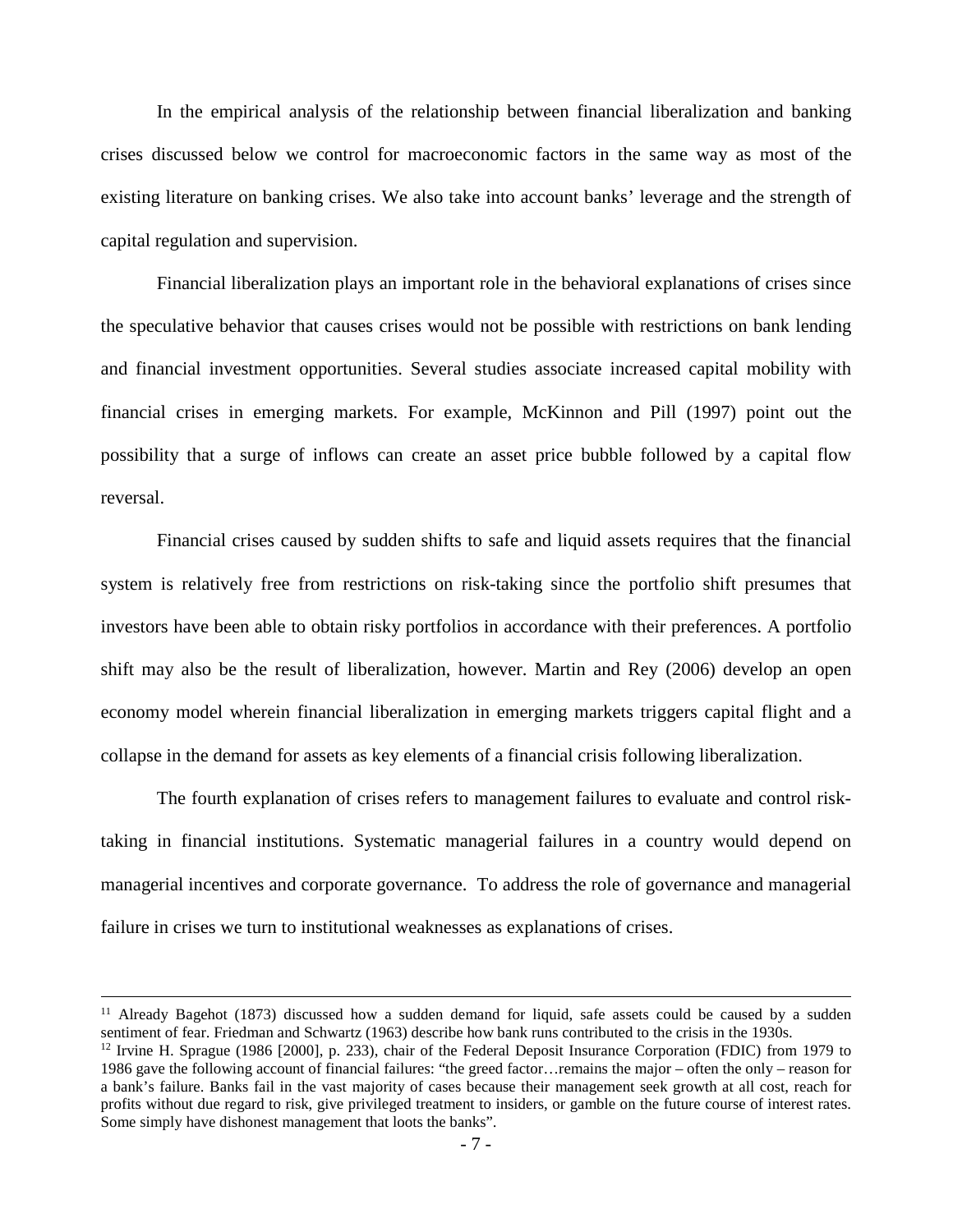In the empirical analysis of the relationship between financial liberalization and banking crises discussed below we control for macroeconomic factors in the same way as most of the existing literature on banking crises. We also take into account banks' leverage and the strength of capital regulation and supervision.

Financial liberalization plays an important role in the behavioral explanations of crises since the speculative behavior that causes crises would not be possible with restrictions on bank lending and financial investment opportunities. Several studies associate increased capital mobility with financial crises in emerging markets. For example, McKinnon and Pill (1997) point out the possibility that a surge of inflows can create an asset price bubble followed by a capital flow reversal.

Financial crises caused by sudden shifts to safe and liquid assets requires that the financial system is relatively free from restrictions on risk-taking since the portfolio shift presumes that investors have been able to obtain risky portfolios in accordance with their preferences. A portfolio shift may also be the result of liberalization, however. Martin and Rey (2006) develop an open economy model wherein financial liberalization in emerging markets triggers capital flight and a collapse in the demand for assets as key elements of a financial crisis following liberalization.

The fourth explanation of crises refers to management failures to evaluate and control risk-taking in financial institutions. Systematic managerial failures in a country would depend on managerial incentives and corporate governance. To address the role of governance and managerial failure in crises we turn to institutional weaknesses as explanations of crises.

---

[11] Already Bagehot (1873) discussed how a sudden demand for liquid, safe assets could be caused by a sudden sentiment of fear. Friedman and Schwartz (1963) describe how bank runs contributed to the crisis in the 1930s.

[12] Irvine H. Sprague (1986 [2000], p. 233), chair of the Federal Deposit Insurance Corporation (FDIC) from 1979 to 1986 gave the following account of financial failures: "the greed factor…remains the major – often the only – reason for a bank's failure. Banks fail in the vast majority of cases because their management seek growth at all cost, reach for profits without due regard to risk, give privileged treatment to insiders, or gamble on the future course of interest rates. Some simply have dishonest management that loots the banks".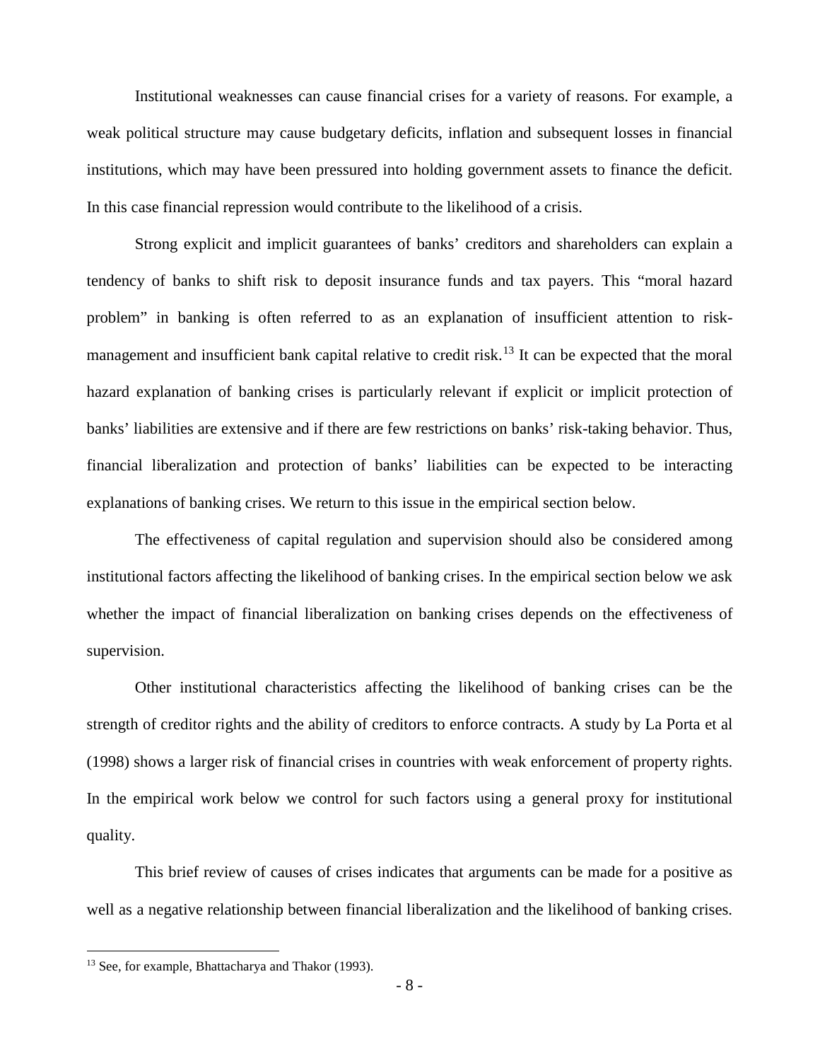Institutional weaknesses can cause financial crises for a variety of reasons. For example, a weak political structure may cause budgetary deficits, inflation and subsequent losses in financial institutions, which may have been pressured into holding government assets to finance the deficit. In this case financial repression would contribute to the likelihood of a crisis.

Strong explicit and implicit guarantees of banks' creditors and shareholders can explain a tendency of banks to shift risk to deposit insurance funds and tax payers. This "moral hazard problem" in banking is often referred to as an explanation of insufficient attention to risk-management and insufficient bank capital relative to credit risk.[13] It can be expected that the moral hazard explanation of banking crises is particularly relevant if explicit or implicit protection of banks' liabilities are extensive and if there are few restrictions on banks' risk-taking behavior. Thus, financial liberalization and protection of banks' liabilities can be expected to be interacting explanations of banking crises. We return to this issue in the empirical section below.

The effectiveness of capital regulation and supervision should also be considered among institutional factors affecting the likelihood of banking crises. In the empirical section below we ask whether the impact of financial liberalization on banking crises depends on the effectiveness of supervision.

Other institutional characteristics affecting the likelihood of banking crises can be the strength of creditor rights and the ability of creditors to enforce contracts. A study by La Porta et al (1998) shows a larger risk of financial crises in countries with weak enforcement of property rights. In the empirical work below we control for such factors using a general proxy for institutional quality.

This brief review of causes of crises indicates that arguments can be made for a positive as well as a negative relationship between financial liberalization and the likelihood of banking crises.

[13] See, for example, Bhattacharya and Thakor (1993).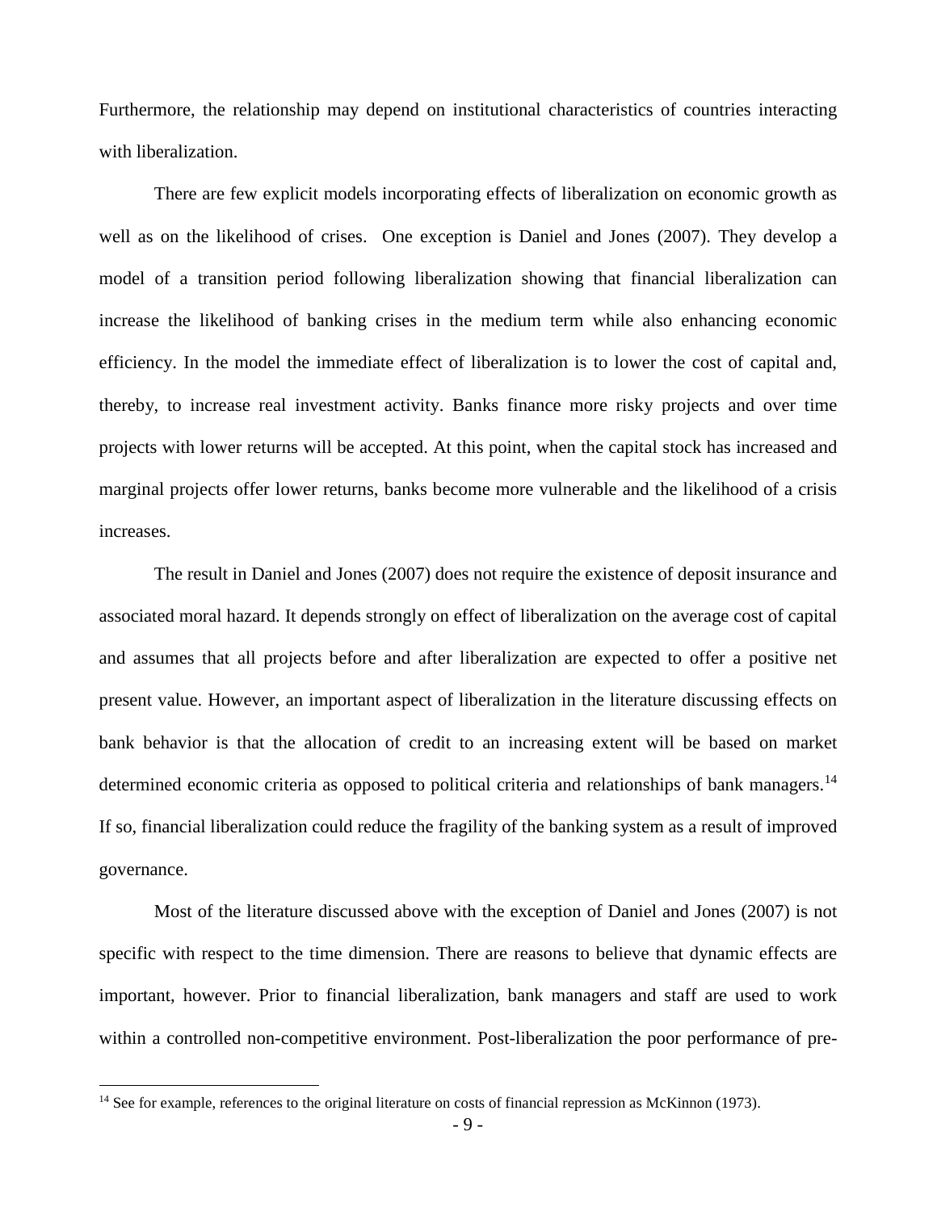Furthermore, the relationship may depend on institutional characteristics of countries interacting with liberalization.

There are few explicit models incorporating effects of liberalization on economic growth as well as on the likelihood of crises. One exception is Daniel and Jones (2007). They develop a model of a transition period following liberalization showing that financial liberalization can increase the likelihood of banking crises in the medium term while also enhancing economic efficiency. In the model the immediate effect of liberalization is to lower the cost of capital and, thereby, to increase real investment activity. Banks finance more risky projects and over time projects with lower returns will be accepted. At this point, when the capital stock has increased and marginal projects offer lower returns, banks become more vulnerable and the likelihood of a crisis increases.

The result in Daniel and Jones (2007) does not require the existence of deposit insurance and associated moral hazard. It depends strongly on effect of liberalization on the average cost of capital and assumes that all projects before and after liberalization are expected to offer a positive net present value. However, an important aspect of liberalization in the literature discussing effects on bank behavior is that the allocation of credit to an increasing extent will be based on market determined economic criteria as opposed to political criteria and relationships of bank managers.[14] If so, financial liberalization could reduce the fragility of the banking system as a result of improved governance.

Most of the literature discussed above with the exception of Daniel and Jones (2007) is not specific with respect to the time dimension. There are reasons to believe that dynamic effects are important, however. Prior to financial liberalization, bank managers and staff are used to work within a controlled non-competitive environment. Post-liberalization the poor performance of pre-

[14] See for example, references to the original literature on costs of financial repression as McKinnon (1973).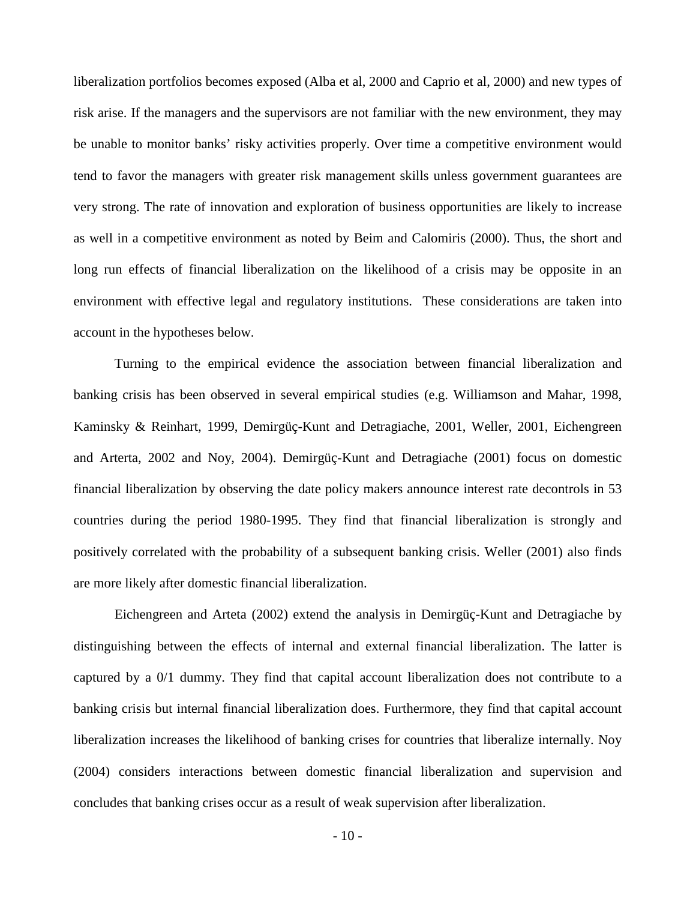liberalization portfolios becomes exposed (Alba et al, 2000 and Caprio et al, 2000) and new types of risk arise. If the managers and the supervisors are not familiar with the new environment, they may be unable to monitor banks' risky activities properly. Over time a competitive environment would tend to favor the managers with greater risk management skills unless government guarantees are very strong. The rate of innovation and exploration of business opportunities are likely to increase as well in a competitive environment as noted by Beim and Calomiris (2000). Thus, the short and long run effects of financial liberalization on the likelihood of a crisis may be opposite in an environment with effective legal and regulatory institutions. These considerations are taken into account in the hypotheses below.

Turning to the empirical evidence the association between financial liberalization and banking crisis has been observed in several empirical studies (e.g. Williamson and Mahar, 1998, Kaminsky & Reinhart, 1999, Demirgüç-Kunt and Detragiache, 2001, Weller, 2001, Eichengreen and Arterta, 2002 and Noy, 2004). Demirgüç-Kunt and Detragiache (2001) focus on domestic financial liberalization by observing the date policy makers announce interest rate decontrols in 53 countries during the period 1980-1995. They find that financial liberalization is strongly and positively correlated with the probability of a subsequent banking crisis. Weller (2001) also finds are more likely after domestic financial liberalization.

Eichengreen and Arteta (2002) extend the analysis in Demirgüç-Kunt and Detragiache by distinguishing between the effects of internal and external financial liberalization. The latter is captured by a 0/1 dummy. They find that capital account liberalization does not contribute to a banking crisis but internal financial liberalization does. Furthermore, they find that capital account liberalization increases the likelihood of banking crises for countries that liberalize internally. Noy (2004) considers interactions between domestic financial liberalization and supervision and concludes that banking crises occur as a result of weak supervision after liberalization.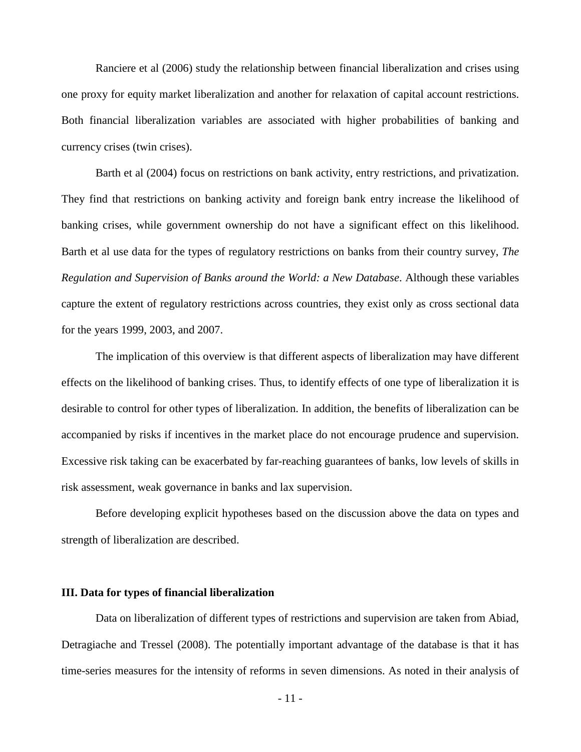Ranciere et al (2006) study the relationship between financial liberalization and crises using one proxy for equity market liberalization and another for relaxation of capital account restrictions. Both financial liberalization variables are associated with higher probabilities of banking and currency crises (twin crises).

Barth et al (2004) focus on restrictions on bank activity, entry restrictions, and privatization. They find that restrictions on banking activity and foreign bank entry increase the likelihood of banking crises, while government ownership do not have a significant effect on this likelihood. Barth et al use data for the types of regulatory restrictions on banks from their country survey, *The Regulation and Supervision of Banks around the World: a New Database*. Although these variables capture the extent of regulatory restrictions across countries, they exist only as cross sectional data for the years 1999, 2003, and 2007.

The implication of this overview is that different aspects of liberalization may have different effects on the likelihood of banking crises. Thus, to identify effects of one type of liberalization it is desirable to control for other types of liberalization. In addition, the benefits of liberalization can be accompanied by risks if incentives in the market place do not encourage prudence and supervision. Excessive risk taking can be exacerbated by far-reaching guarantees of banks, low levels of skills in risk assessment, weak governance in banks and lax supervision.

Before developing explicit hypotheses based on the discussion above the data on types and strength of liberalization are described.

### III. Data for types of financial liberalization

Data on liberalization of different types of restrictions and supervision are taken from Abiad, Detragiache and Tressel (2008). The potentially important advantage of the database is that it has time-series measures for the intensity of reforms in seven dimensions. As noted in their analysis of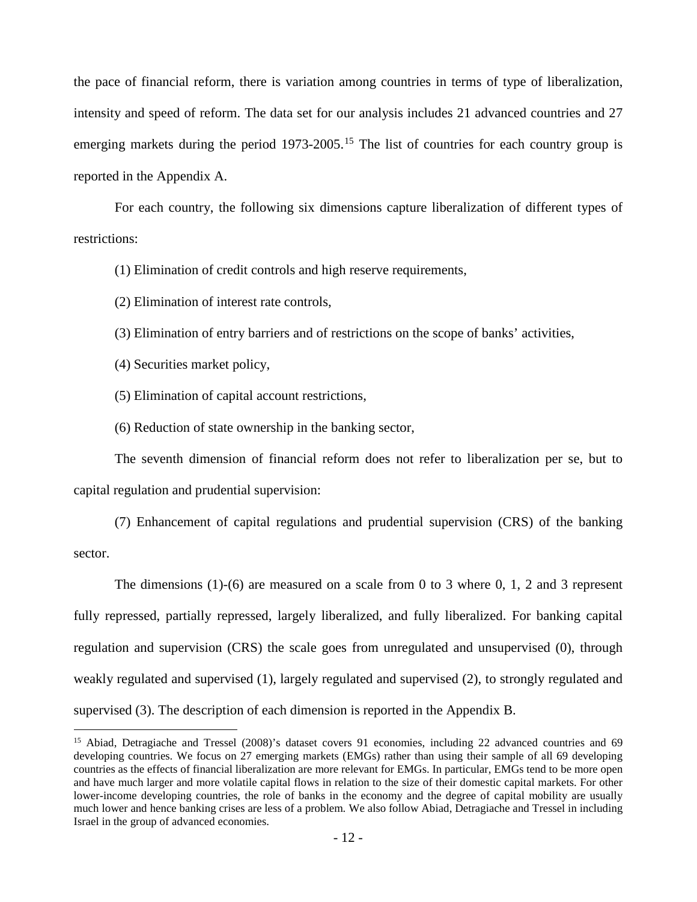the pace of financial reform, there is variation among countries in terms of type of liberalization, intensity and speed of reform. The data set for our analysis includes 21 advanced countries and 27 emerging markets during the period 1973-2005.[15] The list of countries for each country group is reported in the Appendix A.

For each country, the following six dimensions capture liberalization of different types of restrictions:

(1) Elimination of credit controls and high reserve requirements,

(2) Elimination of interest rate controls,

(3) Elimination of entry barriers and of restrictions on the scope of banks' activities,

(4) Securities market policy,

(5) Elimination of capital account restrictions,

(6) Reduction of state ownership in the banking sector,

The seventh dimension of financial reform does not refer to liberalization per se, but to capital regulation and prudential supervision:

(7) Enhancement of capital regulations and prudential supervision (CRS) of the banking sector.

The dimensions (1)-(6) are measured on a scale from 0 to 3 where 0, 1, 2 and 3 represent fully repressed, partially repressed, largely liberalized, and fully liberalized. For banking capital regulation and supervision (CRS) the scale goes from unregulated and unsupervised (0), through weakly regulated and supervised (1), largely regulated and supervised (2), to strongly regulated and supervised (3). The description of each dimension is reported in the Appendix B.

[15] Abiad, Detragiache and Tressel (2008)'s dataset covers 91 economies, including 22 advanced countries and 69 developing countries. We focus on 27 emerging markets (EMGs) rather than using their sample of all 69 developing countries as the effects of financial liberalization are more relevant for EMGs. In particular, EMGs tend to be more open and have much larger and more volatile capital flows in relation to the size of their domestic capital markets. For other lower-income developing countries, the role of banks in the economy and the degree of capital mobility are usually much lower and hence banking crises are less of a problem. We also follow Abiad, Detragiache and Tressel in including Israel in the group of advanced economies.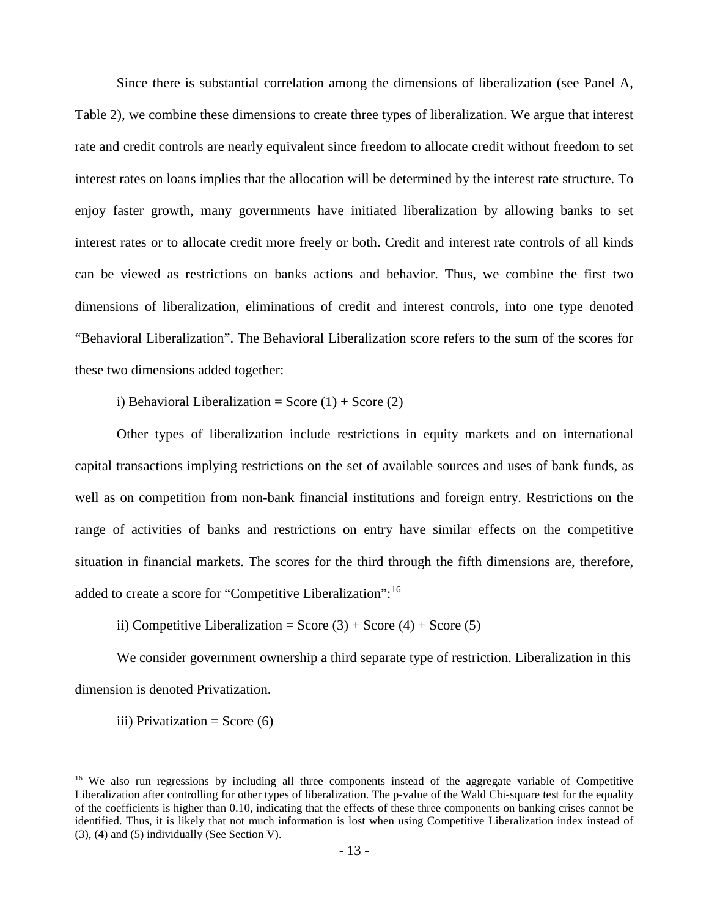Since there is substantial correlation among the dimensions of liberalization (see Panel A, Table 2), we combine these dimensions to create three types of liberalization. We argue that interest rate and credit controls are nearly equivalent since freedom to allocate credit without freedom to set interest rates on loans implies that the allocation will be determined by the interest rate structure. To enjoy faster growth, many governments have initiated liberalization by allowing banks to set interest rates or to allocate credit more freely or both. Credit and interest rate controls of all kinds can be viewed as restrictions on banks actions and behavior. Thus, we combine the first two dimensions of liberalization, eliminations of credit and interest controls, into one type denoted "Behavioral Liberalization". The Behavioral Liberalization score refers to the sum of the scores for these two dimensions added together:

i) Behavioral Liberalization = Score (1) + Score (2)

Other types of liberalization include restrictions in equity markets and on international capital transactions implying restrictions on the set of available sources and uses of bank funds, as well as on competition from non-bank financial institutions and foreign entry. Restrictions on the range of activities of banks and restrictions on entry have similar effects on the competitive situation in financial markets. The scores for the third through the fifth dimensions are, therefore, added to create a score for "Competitive Liberalization":[16]

ii) Competitive Liberalization = Score (3) + Score (4) + Score (5)

We consider government ownership a third separate type of restriction. Liberalization in this dimension is denoted Privatization.

iii) Privatization = Score (6)

---

[16] We also run regressions by including all three components instead of the aggregate variable of Competitive Liberalization after controlling for other types of liberalization. The p-value of the Wald Chi-square test for the equality of the coefficients is higher than 0.10, indicating that the effects of these three components on banking crises cannot be identified. Thus, it is likely that not much information is lost when using Competitive Liberalization index instead of (3), (4) and (5) individually (See Section V).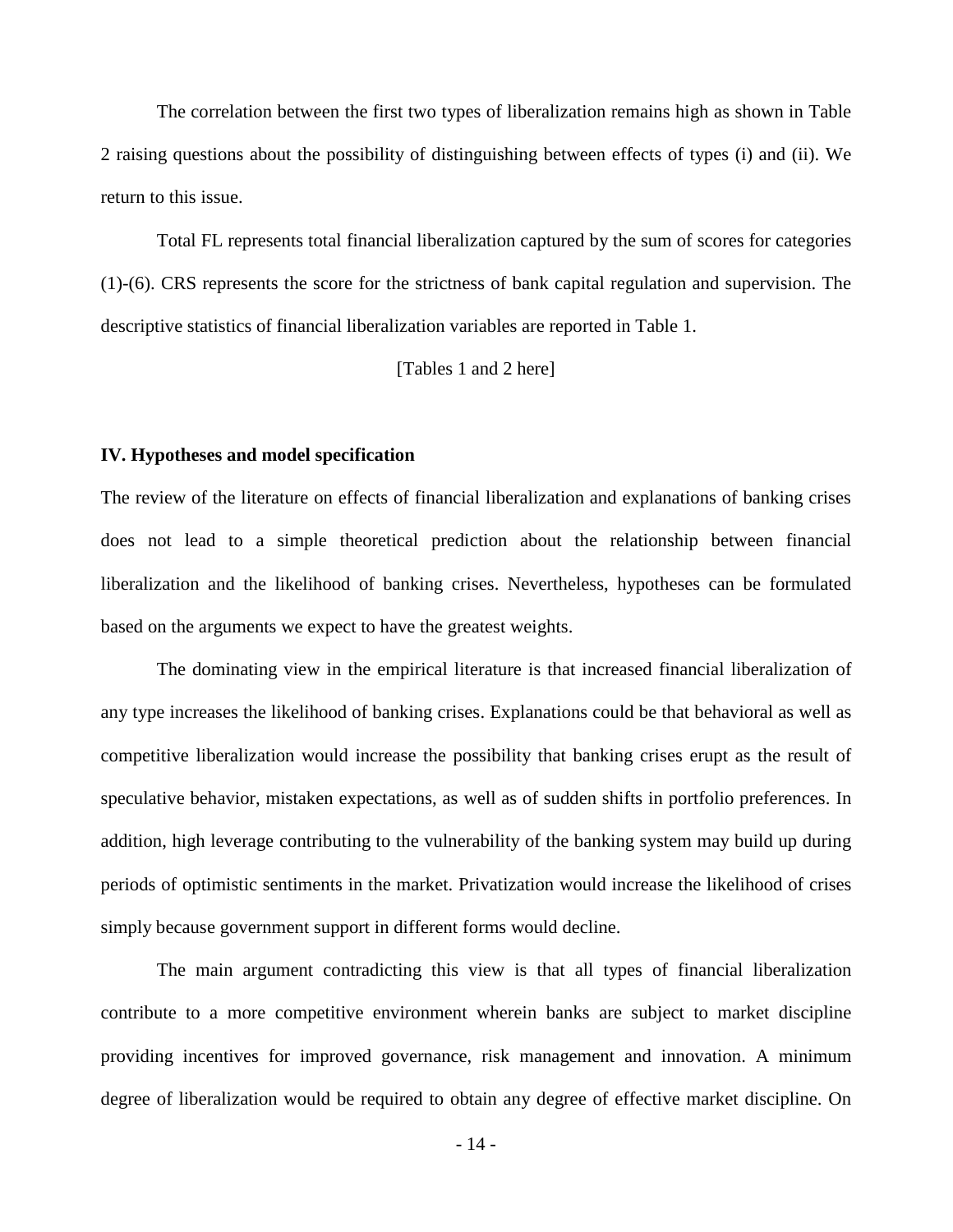The correlation between the first two types of liberalization remains high as shown in Table 2 raising questions about the possibility of distinguishing between effects of types (i) and (ii). We return to this issue.

Total FL represents total financial liberalization captured by the sum of scores for categories (1)-(6). CRS represents the score for the strictness of bank capital regulation and supervision. The descriptive statistics of financial liberalization variables are reported in Table 1.

[Tables 1 and 2 here]

## IV. Hypotheses and model specification

The review of the literature on effects of financial liberalization and explanations of banking crises does not lead to a simple theoretical prediction about the relationship between financial liberalization and the likelihood of banking crises. Nevertheless, hypotheses can be formulated based on the arguments we expect to have the greatest weights.

The dominating view in the empirical literature is that increased financial liberalization of any type increases the likelihood of banking crises. Explanations could be that behavioral as well as competitive liberalization would increase the possibility that banking crises erupt as the result of speculative behavior, mistaken expectations, as well as of sudden shifts in portfolio preferences. In addition, high leverage contributing to the vulnerability of the banking system may build up during periods of optimistic sentiments in the market. Privatization would increase the likelihood of crises simply because government support in different forms would decline.

The main argument contradicting this view is that all types of financial liberalization contribute to a more competitive environment wherein banks are subject to market discipline providing incentives for improved governance, risk management and innovation. A minimum degree of liberalization would be required to obtain any degree of effective market discipline. On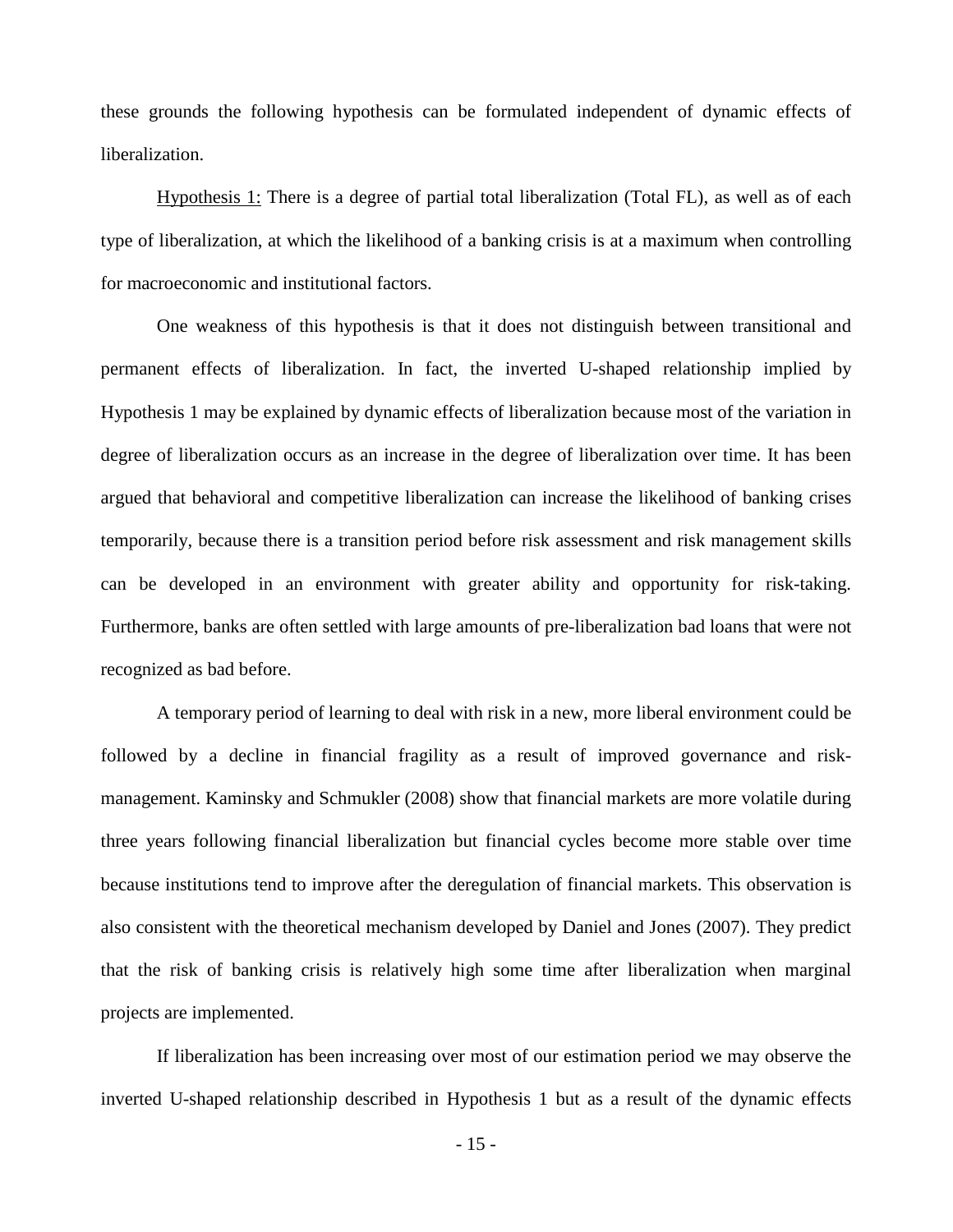these grounds the following hypothesis can be formulated independent of dynamic effects of liberalization.

Hypothesis 1: There is a degree of partial total liberalization (Total FL), as well as of each type of liberalization, at which the likelihood of a banking crisis is at a maximum when controlling for macroeconomic and institutional factors.

One weakness of this hypothesis is that it does not distinguish between transitional and permanent effects of liberalization. In fact, the inverted U-shaped relationship implied by Hypothesis 1 may be explained by dynamic effects of liberalization because most of the variation in degree of liberalization occurs as an increase in the degree of liberalization over time. It has been argued that behavioral and competitive liberalization can increase the likelihood of banking crises temporarily, because there is a transition period before risk assessment and risk management skills can be developed in an environment with greater ability and opportunity for risk-taking. Furthermore, banks are often settled with large amounts of pre-liberalization bad loans that were not recognized as bad before.

A temporary period of learning to deal with risk in a new, more liberal environment could be followed by a decline in financial fragility as a result of improved governance and risk-management. Kaminsky and Schmukler (2008) show that financial markets are more volatile during three years following financial liberalization but financial cycles become more stable over time because institutions tend to improve after the deregulation of financial markets. This observation is also consistent with the theoretical mechanism developed by Daniel and Jones (2007). They predict that the risk of banking crisis is relatively high some time after liberalization when marginal projects are implemented.

If liberalization has been increasing over most of our estimation period we may observe the inverted U-shaped relationship described in Hypothesis 1 but as a result of the dynamic effects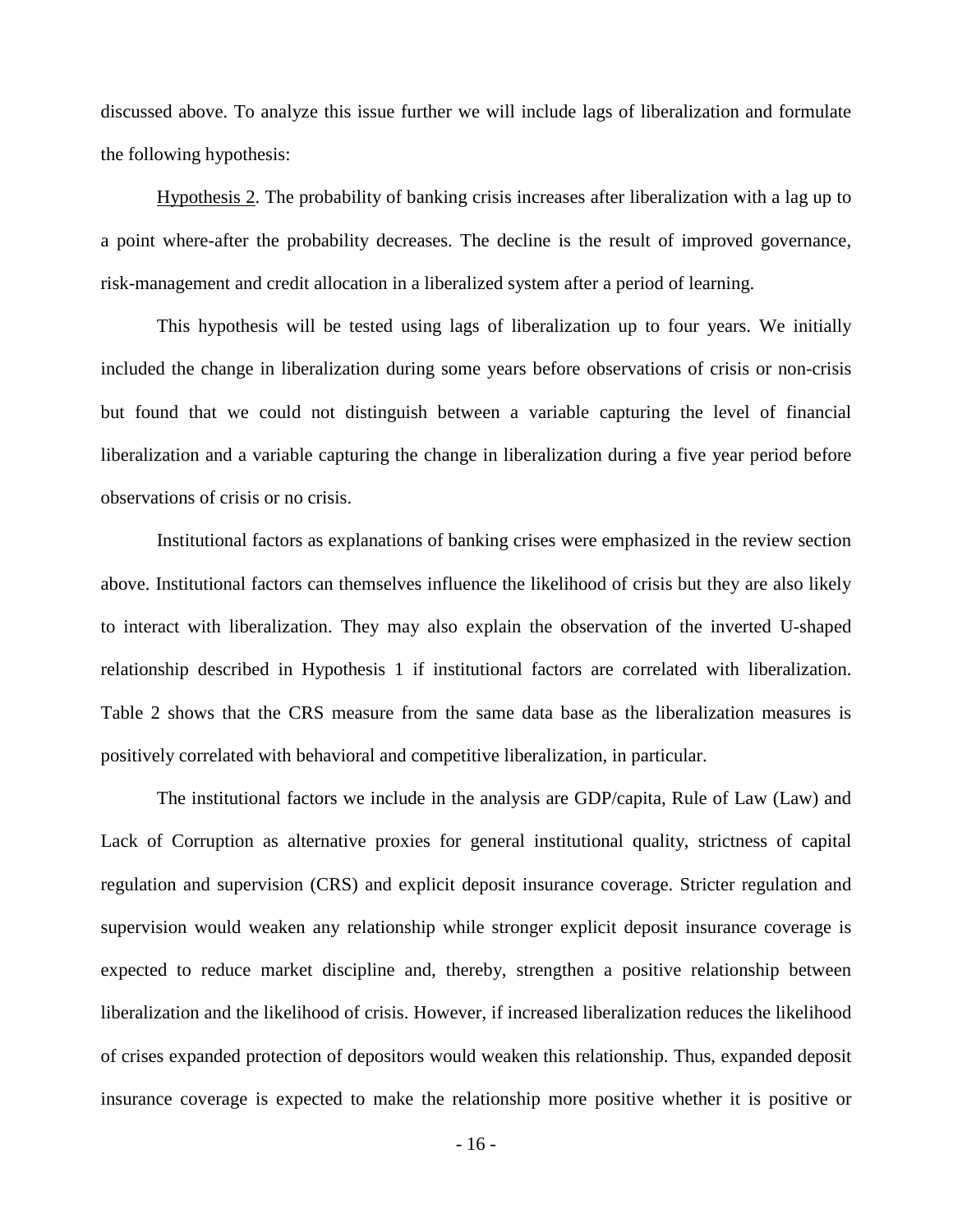discussed above. To analyze this issue further we will include lags of liberalization and formulate the following hypothesis:

Hypothesis 2. The probability of banking crisis increases after liberalization with a lag up to a point where-after the probability decreases. The decline is the result of improved governance, risk-management and credit allocation in a liberalized system after a period of learning.

This hypothesis will be tested using lags of liberalization up to four years. We initially included the change in liberalization during some years before observations of crisis or non-crisis but found that we could not distinguish between a variable capturing the level of financial liberalization and a variable capturing the change in liberalization during a five year period before observations of crisis or no crisis.

Institutional factors as explanations of banking crises were emphasized in the review section above. Institutional factors can themselves influence the likelihood of crisis but they are also likely to interact with liberalization. They may also explain the observation of the inverted U-shaped relationship described in Hypothesis 1 if institutional factors are correlated with liberalization. Table 2 shows that the CRS measure from the same data base as the liberalization measures is positively correlated with behavioral and competitive liberalization, in particular.

The institutional factors we include in the analysis are GDP/capita, Rule of Law (Law) and Lack of Corruption as alternative proxies for general institutional quality, strictness of capital regulation and supervision (CRS) and explicit deposit insurance coverage. Stricter regulation and supervision would weaken any relationship while stronger explicit deposit insurance coverage is expected to reduce market discipline and, thereby, strengthen a positive relationship between liberalization and the likelihood of crisis. However, if increased liberalization reduces the likelihood of crises expanded protection of depositors would weaken this relationship. Thus, expanded deposit insurance coverage is expected to make the relationship more positive whether it is positive or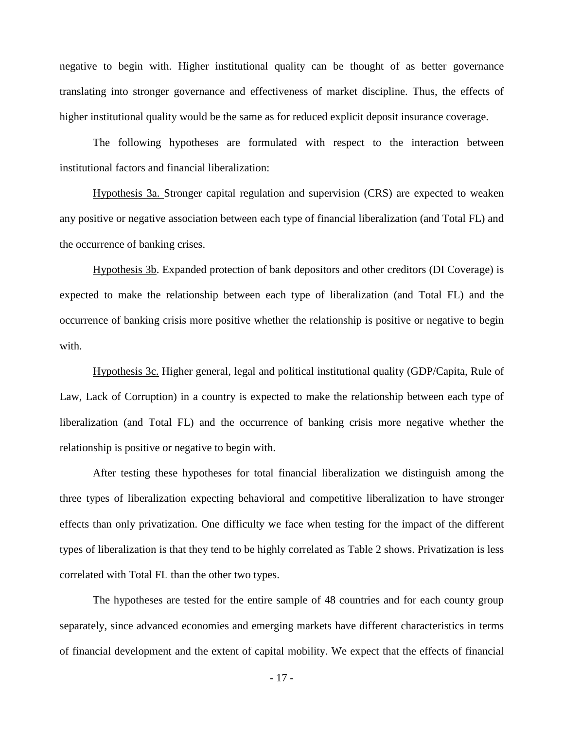negative to begin with. Higher institutional quality can be thought of as better governance translating into stronger governance and effectiveness of market discipline. Thus, the effects of higher institutional quality would be the same as for reduced explicit deposit insurance coverage.

The following hypotheses are formulated with respect to the interaction between institutional factors and financial liberalization:

Hypothesis 3a. Stronger capital regulation and supervision (CRS) are expected to weaken any positive or negative association between each type of financial liberalization (and Total FL) and the occurrence of banking crises.

Hypothesis 3b. Expanded protection of bank depositors and other creditors (DI Coverage) is expected to make the relationship between each type of liberalization (and Total FL) and the occurrence of banking crisis more positive whether the relationship is positive or negative to begin with.

Hypothesis 3c. Higher general, legal and political institutional quality (GDP/Capita, Rule of Law, Lack of Corruption) in a country is expected to make the relationship between each type of liberalization (and Total FL) and the occurrence of banking crisis more negative whether the relationship is positive or negative to begin with.

After testing these hypotheses for total financial liberalization we distinguish among the three types of liberalization expecting behavioral and competitive liberalization to have stronger effects than only privatization. One difficulty we face when testing for the impact of the different types of liberalization is that they tend to be highly correlated as Table 2 shows. Privatization is less correlated with Total FL than the other two types.

The hypotheses are tested for the entire sample of 48 countries and for each county group separately, since advanced economies and emerging markets have different characteristics in terms of financial development and the extent of capital mobility. We expect that the effects of financial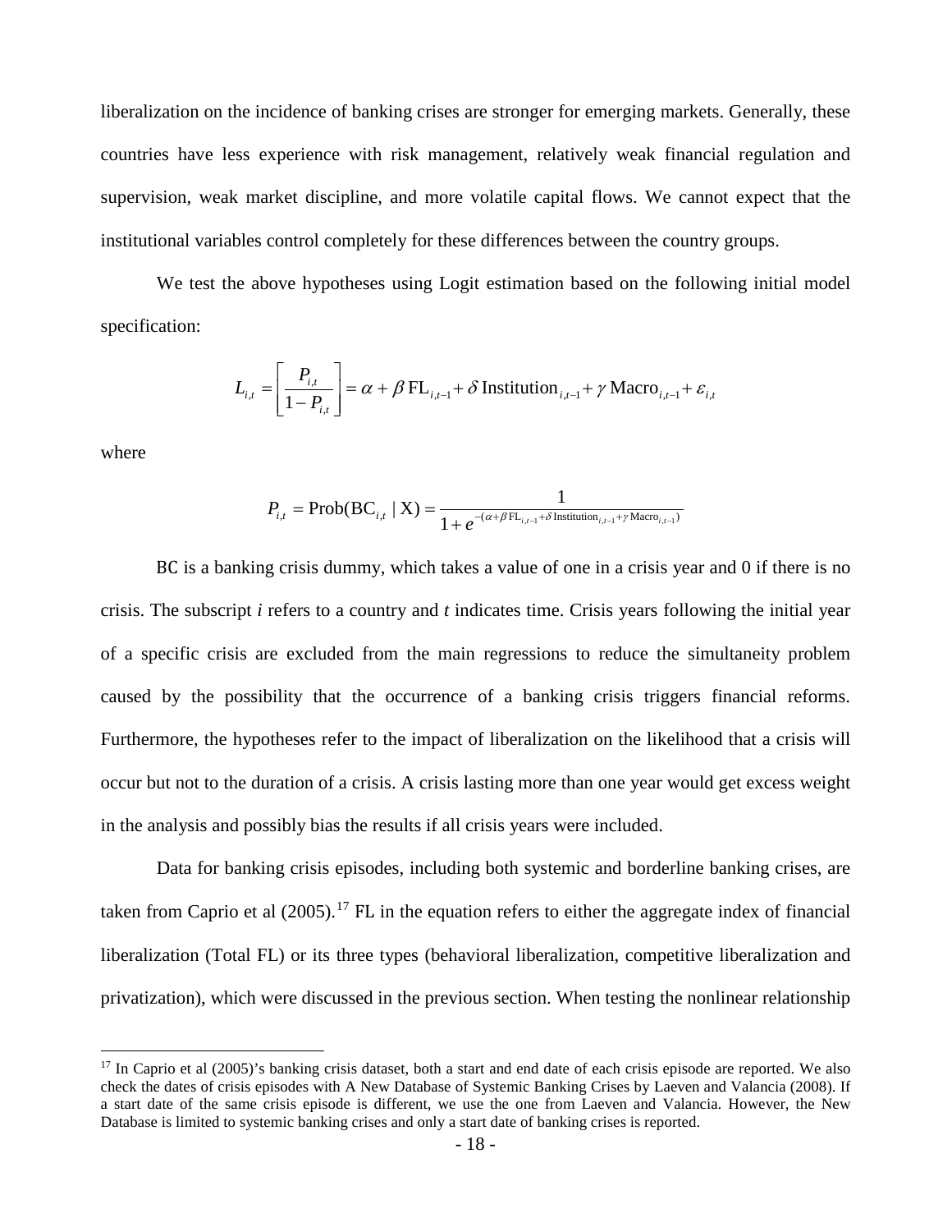liberalization on the incidence of banking crises are stronger for emerging markets. Generally, these countries have less experience with risk management, relatively weak financial regulation and supervision, weak market discipline, and more volatile capital flows. We cannot expect that the institutional variables control completely for these differences between the country groups.

We test the above hypotheses using Logit estimation based on the following initial model specification:

$$L_{i,t} = \left[ \frac{P_{i,t}}{1 - P_{i,t}} \right] = \alpha + \beta \, \mathrm{FL}_{i,t-1} + \delta \, \mathrm{Institution}_{i,t-1} + \gamma \, \mathrm{Macro}_{i,t-1} + \varepsilon_{i,t}$$

where

$$P_{i,t} = \mathrm{Prob}(\mathrm{BC}_{i,t} \mid \mathrm{X}) = \frac{1}{1 + e^{-(\alpha + \beta \mathrm{FL}_{i,t-1} + \delta \mathrm{Institution}_{i,t-1} + \gamma \mathrm{Macro}_{i,t-1})}}$$

BC is a banking crisis dummy, which takes a value of one in a crisis year and 0 if there is no crisis. The subscript *i* refers to a country and *t* indicates time. Crisis years following the initial year of a specific crisis are excluded from the main regressions to reduce the simultaneity problem caused by the possibility that the occurrence of a banking crisis triggers financial reforms. Furthermore, the hypotheses refer to the impact of liberalization on the likelihood that a crisis will occur but not to the duration of a crisis. A crisis lasting more than one year would get excess weight in the analysis and possibly bias the results if all crisis years were included.

Data for banking crisis episodes, including both systemic and borderline banking crises, are taken from Caprio et al (2005).[17] FL in the equation refers to either the aggregate index of financial liberalization (Total FL) or its three types (behavioral liberalization, competitive liberalization and privatization), which were discussed in the previous section. When testing the nonlinear relationship

[17] In Caprio et al (2005)'s banking crisis dataset, both a start and end date of each crisis episode are reported. We also check the dates of crisis episodes with A New Database of Systemic Banking Crises by Laeven and Valancia (2008). If a start date of the same crisis episode is different, we use the one from Laeven and Valancia. However, the New Database is limited to systemic banking crises and only a start date of banking crises is reported.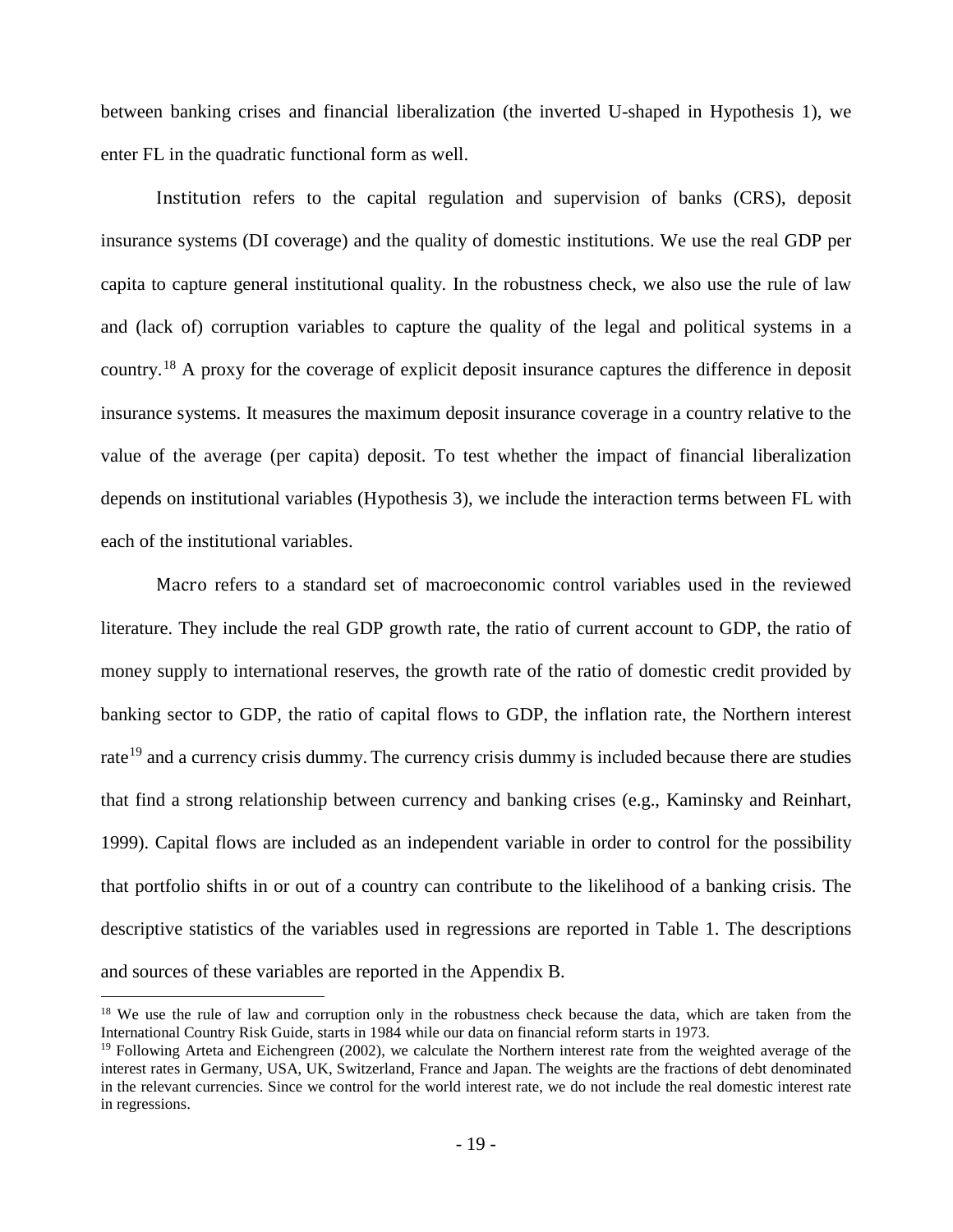between banking crises and financial liberalization (the inverted U-shaped in Hypothesis 1), we enter FL in the quadratic functional form as well.

Institution refers to the capital regulation and supervision of banks (CRS), deposit insurance systems (DI coverage) and the quality of domestic institutions. We use the real GDP per capita to capture general institutional quality. In the robustness check, we also use the rule of law and (lack of) corruption variables to capture the quality of the legal and political systems in a country.[18] A proxy for the coverage of explicit deposit insurance captures the difference in deposit insurance systems. It measures the maximum deposit insurance coverage in a country relative to the value of the average (per capita) deposit. To test whether the impact of financial liberalization depends on institutional variables (Hypothesis 3), we include the interaction terms between FL with each of the institutional variables.

Macro refers to a standard set of macroeconomic control variables used in the reviewed literature. They include the real GDP growth rate, the ratio of current account to GDP, the ratio of money supply to international reserves, the growth rate of the ratio of domestic credit provided by banking sector to GDP, the ratio of capital flows to GDP, the inflation rate, the Northern interest rate[19] and a currency crisis dummy. The currency crisis dummy is included because there are studies that find a strong relationship between currency and banking crises (e.g., Kaminsky and Reinhart, 1999). Capital flows are included as an independent variable in order to control for the possibility that portfolio shifts in or out of a country can contribute to the likelihood of a banking crisis. The descriptive statistics of the variables used in regressions are reported in Table 1. The descriptions and sources of these variables are reported in the Appendix B.

---

[18] We use the rule of law and corruption only in the robustness check because the data, which are taken from the International Country Risk Guide, starts in 1984 while our data on financial reform starts in 1973.

[19] Following Arteta and Eichengreen (2002), we calculate the Northern interest rate from the weighted average of the interest rates in Germany, USA, UK, Switzerland, France and Japan. The weights are the fractions of debt denominated in the relevant currencies. Since we control for the world interest rate, we do not include the real domestic interest rate in regressions.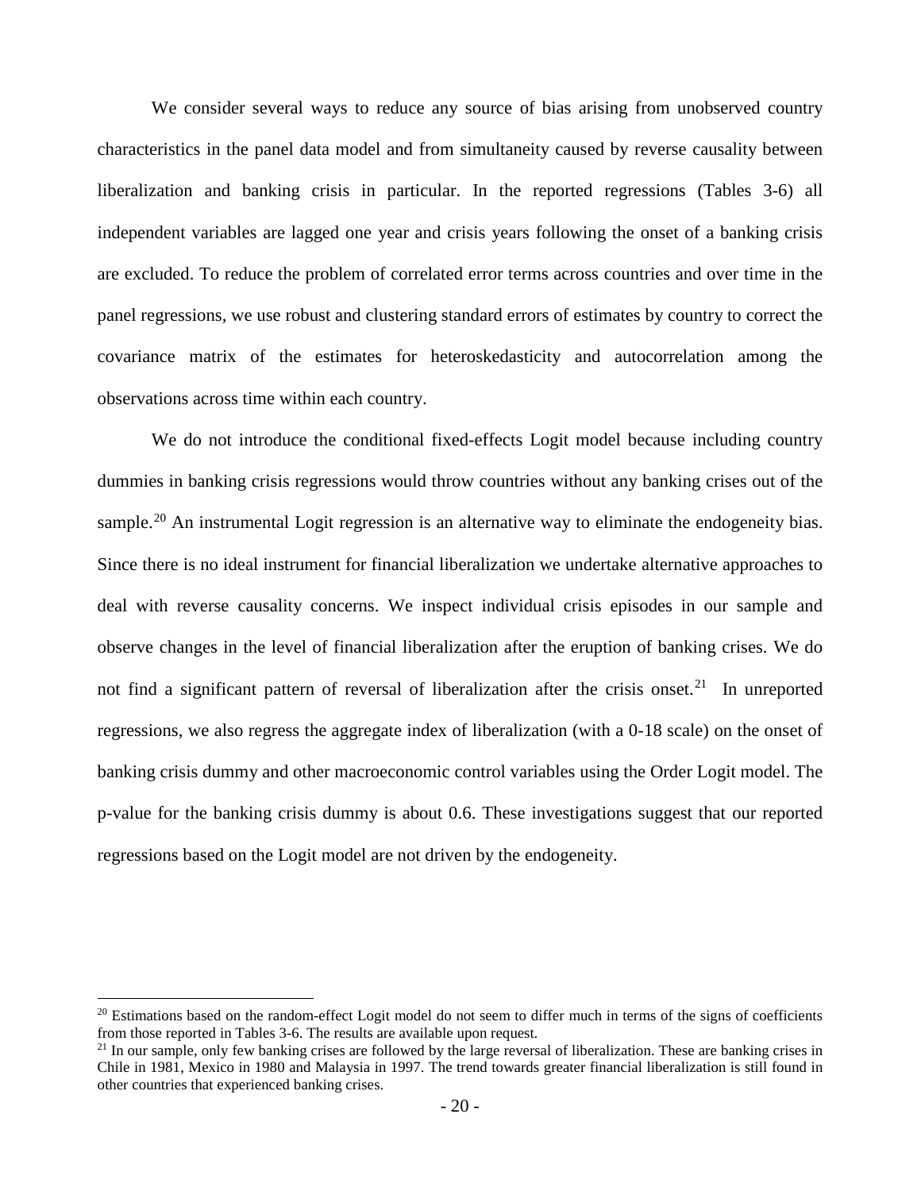We consider several ways to reduce any source of bias arising from unobserved country characteristics in the panel data model and from simultaneity caused by reverse causality between liberalization and banking crisis in particular. In the reported regressions (Tables 3-6) all independent variables are lagged one year and crisis years following the onset of a banking crisis are excluded. To reduce the problem of correlated error terms across countries and over time in the panel regressions, we use robust and clustering standard errors of estimates by country to correct the covariance matrix of the estimates for heteroskedasticity and autocorrelation among the observations across time within each country.

We do not introduce the conditional fixed-effects Logit model because including country dummies in banking crisis regressions would throw countries without any banking crises out of the sample.[20] An instrumental Logit regression is an alternative way to eliminate the endogeneity bias. Since there is no ideal instrument for financial liberalization we undertake alternative approaches to deal with reverse causality concerns. We inspect individual crisis episodes in our sample and observe changes in the level of financial liberalization after the eruption of banking crises. We do not find a significant pattern of reversal of liberalization after the crisis onset.[21] In unreported regressions, we also regress the aggregate index of liberalization (with a 0-18 scale) on the onset of banking crisis dummy and other macroeconomic control variables using the Order Logit model. The p-value for the banking crisis dummy is about 0.6. These investigations suggest that our reported regressions based on the Logit model are not driven by the endogeneity.

---

[20] Estimations based on the random-effect Logit model do not seem to differ much in terms of the signs of coefficients from those reported in Tables 3-6. The results are available upon request.

[21] In our sample, only few banking crises are followed by the large reversal of liberalization. These are banking crises in Chile in 1981, Mexico in 1980 and Malaysia in 1997. The trend towards greater financial liberalization is still found in other countries that experienced banking crises.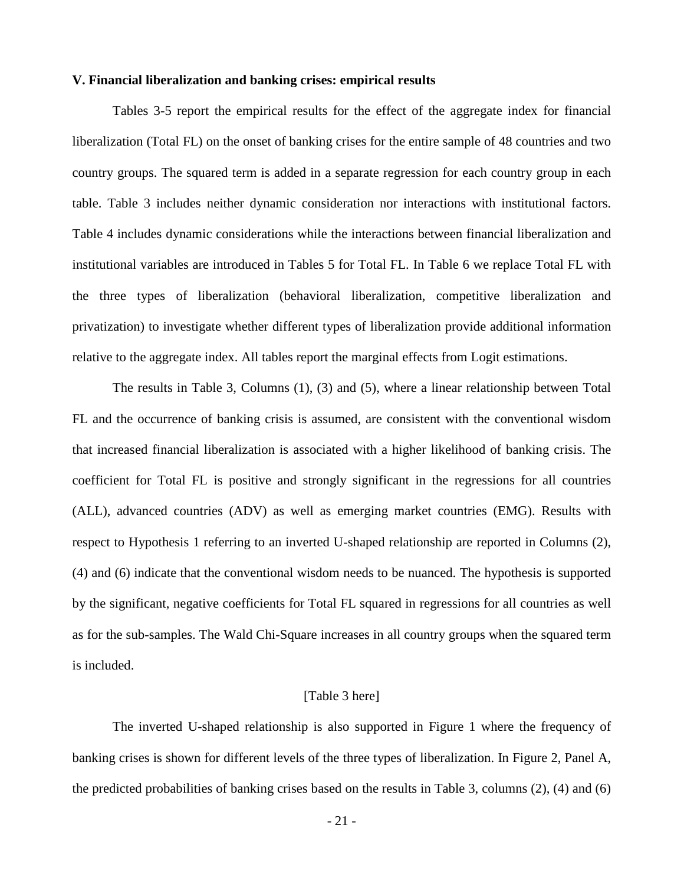**V. Financial liberalization and banking crises: empirical results**

Tables 3-5 report the empirical results for the effect of the aggregate index for financial liberalization (Total FL) on the onset of banking crises for the entire sample of 48 countries and two country groups. The squared term is added in a separate regression for each country group in each table. Table 3 includes neither dynamic consideration nor interactions with institutional factors. Table 4 includes dynamic considerations while the interactions between financial liberalization and institutional variables are introduced in Tables 5 for Total FL. In Table 6 we replace Total FL with the three types of liberalization (behavioral liberalization, competitive liberalization and privatization) to investigate whether different types of liberalization provide additional information relative to the aggregate index. All tables report the marginal effects from Logit estimations.

The results in Table 3, Columns (1), (3) and (5), where a linear relationship between Total FL and the occurrence of banking crisis is assumed, are consistent with the conventional wisdom that increased financial liberalization is associated with a higher likelihood of banking crisis. The coefficient for Total FL is positive and strongly significant in the regressions for all countries (ALL), advanced countries (ADV) as well as emerging market countries (EMG). Results with respect to Hypothesis 1 referring to an inverted U-shaped relationship are reported in Columns (2), (4) and (6) indicate that the conventional wisdom needs to be nuanced. The hypothesis is supported by the significant, negative coefficients for Total FL squared in regressions for all countries as well as for the sub-samples. The Wald Chi-Square increases in all country groups when the squared term is included.

[Table 3 here]

The inverted U-shaped relationship is also supported in Figure 1 where the frequency of banking crises is shown for different levels of the three types of liberalization. In Figure 2, Panel A, the predicted probabilities of banking crises based on the results in Table 3, columns (2), (4) and (6)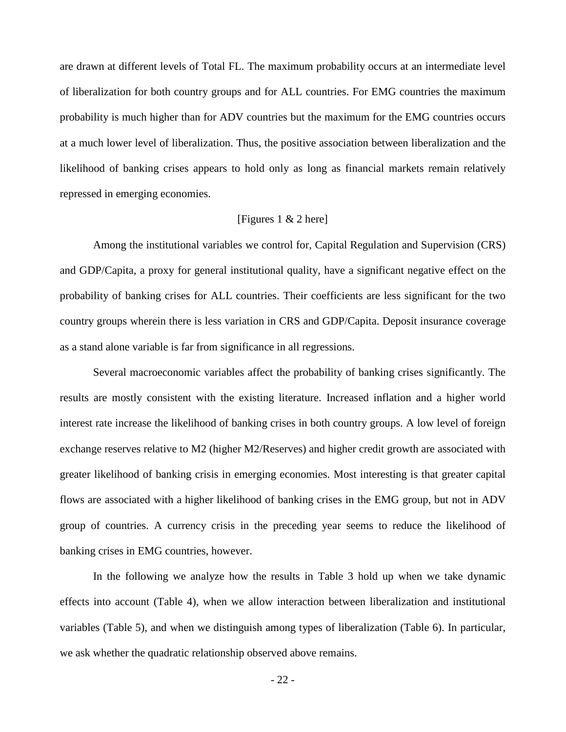are drawn at different levels of Total FL. The maximum probability occurs at an intermediate level of liberalization for both country groups and for ALL countries. For EMG countries the maximum probability is much higher than for ADV countries but the maximum for the EMG countries occurs at a much lower level of liberalization. Thus, the positive association between liberalization and the likelihood of banking crises appears to hold only as long as financial markets remain relatively repressed in emerging economies.

[Figures 1 & 2 here]

Among the institutional variables we control for, Capital Regulation and Supervision (CRS) and GDP/Capita, a proxy for general institutional quality, have a significant negative effect on the probability of banking crises for ALL countries. Their coefficients are less significant for the two country groups wherein there is less variation in CRS and GDP/Capita. Deposit insurance coverage as a stand alone variable is far from significance in all regressions.

Several macroeconomic variables affect the probability of banking crises significantly. The results are mostly consistent with the existing literature. Increased inflation and a higher world interest rate increase the likelihood of banking crises in both country groups. A low level of foreign exchange reserves relative to M2 (higher M2/Reserves) and higher credit growth are associated with greater likelihood of banking crisis in emerging economies. Most interesting is that greater capital flows are associated with a higher likelihood of banking crises in the EMG group, but not in ADV group of countries. A currency crisis in the preceding year seems to reduce the likelihood of banking crises in EMG countries, however.

In the following we analyze how the results in Table 3 hold up when we take dynamic effects into account (Table 4), when we allow interaction between liberalization and institutional variables (Table 5), and when we distinguish among types of liberalization (Table 6). In particular, we ask whether the quadratic relationship observed above remains.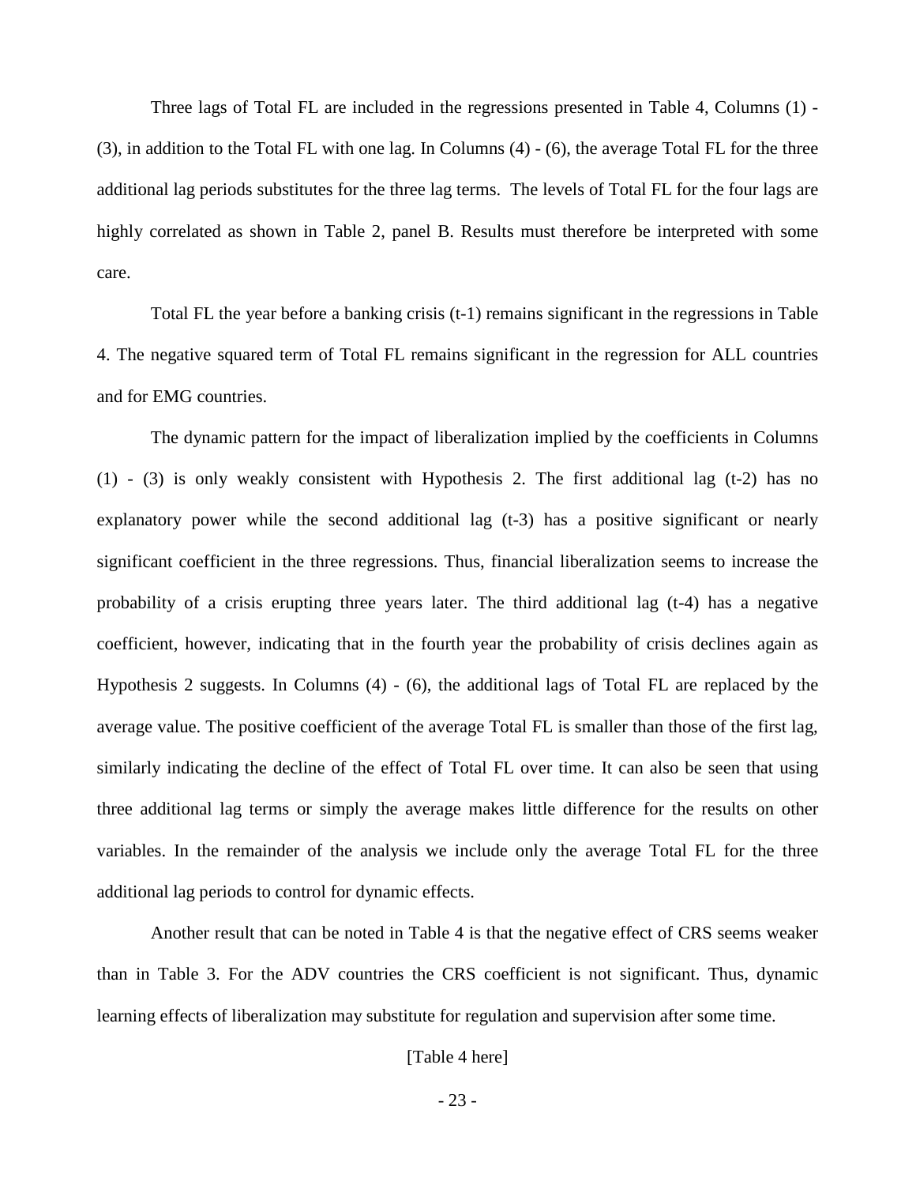Three lags of Total FL are included in the regressions presented in Table 4, Columns (1) - (3), in addition to the Total FL with one lag. In Columns (4) - (6), the average Total FL for the three additional lag periods substitutes for the three lag terms. The levels of Total FL for the four lags are highly correlated as shown in Table 2, panel B. Results must therefore be interpreted with some care.

Total FL the year before a banking crisis (t-1) remains significant in the regressions in Table 4. The negative squared term of Total FL remains significant in the regression for ALL countries and for EMG countries.

The dynamic pattern for the impact of liberalization implied by the coefficients in Columns (1) - (3) is only weakly consistent with Hypothesis 2. The first additional lag (t-2) has no explanatory power while the second additional lag (t-3) has a positive significant or nearly significant coefficient in the three regressions. Thus, financial liberalization seems to increase the probability of a crisis erupting three years later. The third additional lag (t-4) has a negative coefficient, however, indicating that in the fourth year the probability of crisis declines again as Hypothesis 2 suggests. In Columns (4) - (6), the additional lags of Total FL are replaced by the average value. The positive coefficient of the average Total FL is smaller than those of the first lag, similarly indicating the decline of the effect of Total FL over time. It can also be seen that using three additional lag terms or simply the average makes little difference for the results on other variables. In the remainder of the analysis we include only the average Total FL for the three additional lag periods to control for dynamic effects.

Another result that can be noted in Table 4 is that the negative effect of CRS seems weaker than in Table 3. For the ADV countries the CRS coefficient is not significant. Thus, dynamic learning effects of liberalization may substitute for regulation and supervision after some time.

[Table 4 here]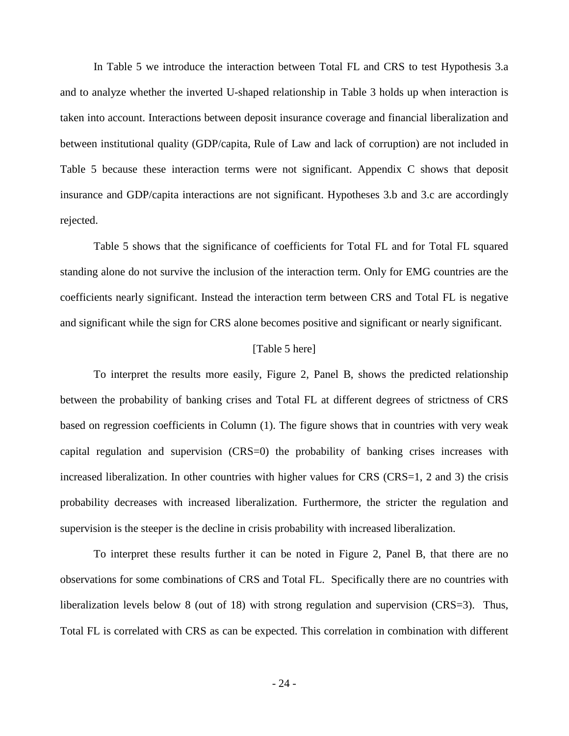In Table 5 we introduce the interaction between Total FL and CRS to test Hypothesis 3.a and to analyze whether the inverted U-shaped relationship in Table 3 holds up when interaction is taken into account. Interactions between deposit insurance coverage and financial liberalization and between institutional quality (GDP/capita, Rule of Law and lack of corruption) are not included in Table 5 because these interaction terms were not significant. Appendix C shows that deposit insurance and GDP/capita interactions are not significant. Hypotheses 3.b and 3.c are accordingly rejected.

Table 5 shows that the significance of coefficients for Total FL and for Total FL squared standing alone do not survive the inclusion of the interaction term. Only for EMG countries are the coefficients nearly significant. Instead the interaction term between CRS and Total FL is negative and significant while the sign for CRS alone becomes positive and significant or nearly significant.

[Table 5 here]

To interpret the results more easily, Figure 2, Panel B, shows the predicted relationship between the probability of banking crises and Total FL at different degrees of strictness of CRS based on regression coefficients in Column (1). The figure shows that in countries with very weak capital regulation and supervision (CRS=0) the probability of banking crises increases with increased liberalization. In other countries with higher values for CRS (CRS=1, 2 and 3) the crisis probability decreases with increased liberalization. Furthermore, the stricter the regulation and supervision is the steeper is the decline in crisis probability with increased liberalization.

To interpret these results further it can be noted in Figure 2, Panel B, that there are no observations for some combinations of CRS and Total FL. Specifically there are no countries with liberalization levels below 8 (out of 18) with strong regulation and supervision (CRS=3). Thus, Total FL is correlated with CRS as can be expected. This correlation in combination with different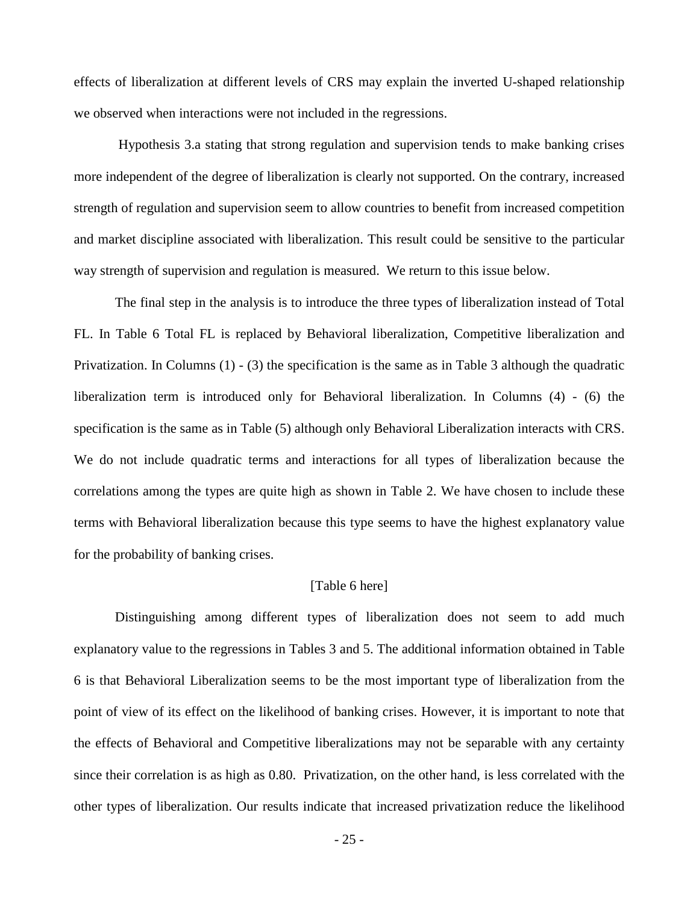effects of liberalization at different levels of CRS may explain the inverted U-shaped relationship we observed when interactions were not included in the regressions.

Hypothesis 3.a stating that strong regulation and supervision tends to make banking crises more independent of the degree of liberalization is clearly not supported. On the contrary, increased strength of regulation and supervision seem to allow countries to benefit from increased competition and market discipline associated with liberalization. This result could be sensitive to the particular way strength of supervision and regulation is measured. We return to this issue below.

The final step in the analysis is to introduce the three types of liberalization instead of Total FL. In Table 6 Total FL is replaced by Behavioral liberalization, Competitive liberalization and Privatization. In Columns (1) - (3) the specification is the same as in Table 3 although the quadratic liberalization term is introduced only for Behavioral liberalization. In Columns (4) - (6) the specification is the same as in Table (5) although only Behavioral Liberalization interacts with CRS. We do not include quadratic terms and interactions for all types of liberalization because the correlations among the types are quite high as shown in Table 2. We have chosen to include these terms with Behavioral liberalization because this type seems to have the highest explanatory value for the probability of banking crises.

[Table 6 here]

Distinguishing among different types of liberalization does not seem to add much explanatory value to the regressions in Tables 3 and 5. The additional information obtained in Table 6 is that Behavioral Liberalization seems to be the most important type of liberalization from the point of view of its effect on the likelihood of banking crises. However, it is important to note that the effects of Behavioral and Competitive liberalizations may not be separable with any certainty since their correlation is as high as 0.80. Privatization, on the other hand, is less correlated with the other types of liberalization. Our results indicate that increased privatization reduce the likelihood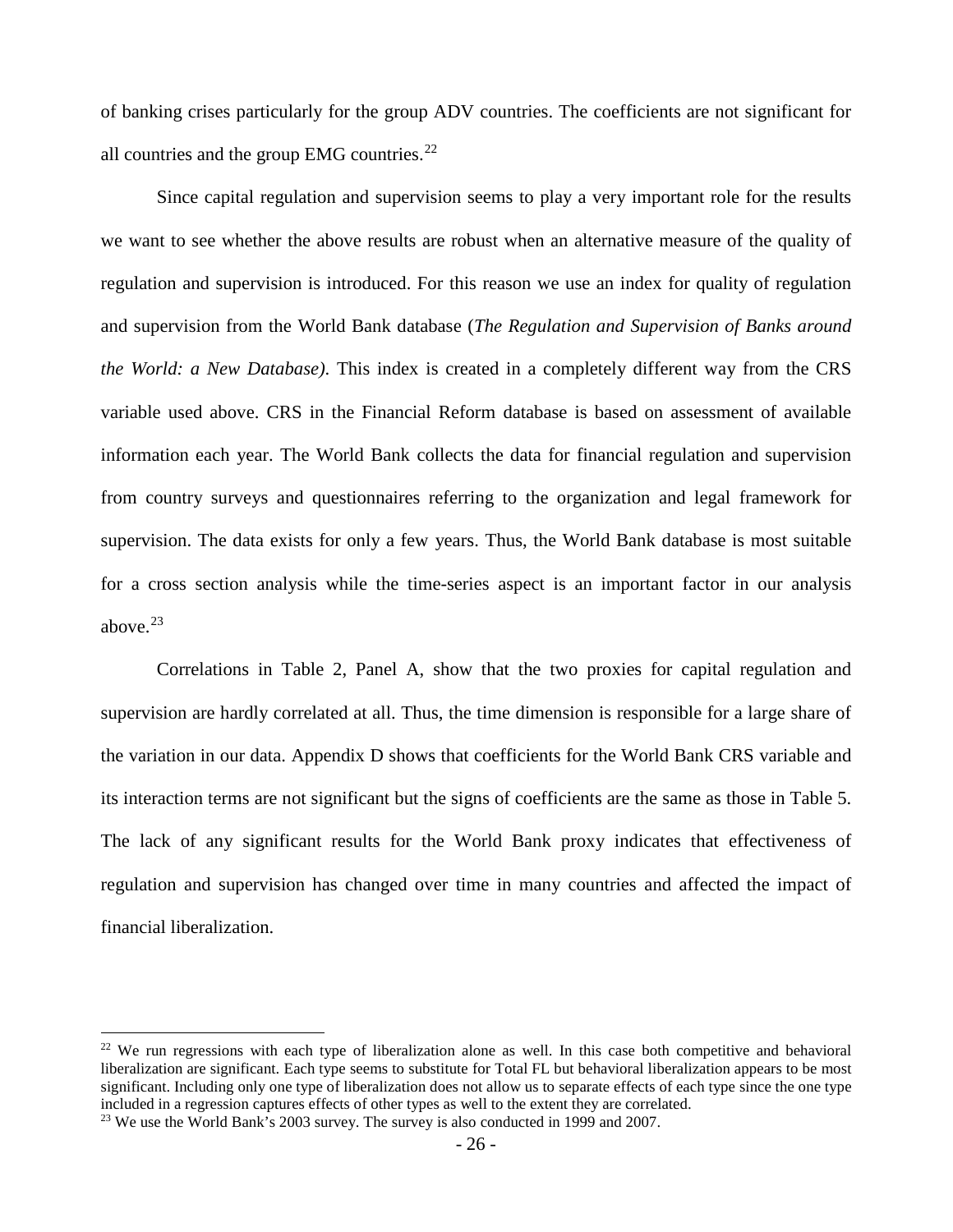of banking crises particularly for the group ADV countries. The coefficients are not significant for all countries and the group EMG countries.[22]

Since capital regulation and supervision seems to play a very important role for the results we want to see whether the above results are robust when an alternative measure of the quality of regulation and supervision is introduced. For this reason we use an index for quality of regulation and supervision from the World Bank database (*The Regulation and Supervision of Banks around the World: a New Database).* This index is created in a completely different way from the CRS variable used above. CRS in the Financial Reform database is based on assessment of available information each year. The World Bank collects the data for financial regulation and supervision from country surveys and questionnaires referring to the organization and legal framework for supervision. The data exists for only a few years. Thus, the World Bank database is most suitable for a cross section analysis while the time-series aspect is an important factor in our analysis above.[23]

Correlations in Table 2, Panel A, show that the two proxies for capital regulation and supervision are hardly correlated at all. Thus, the time dimension is responsible for a large share of the variation in our data. Appendix D shows that coefficients for the World Bank CRS variable and its interaction terms are not significant but the signs of coefficients are the same as those in Table 5. The lack of any significant results for the World Bank proxy indicates that effectiveness of regulation and supervision has changed over time in many countries and affected the impact of financial liberalization.

---

[22] We run regressions with each type of liberalization alone as well. In this case both competitive and behavioral liberalization are significant. Each type seems to substitute for Total FL but behavioral liberalization appears to be most significant. Including only one type of liberalization does not allow us to separate effects of each type since the one type included in a regression captures effects of other types as well to the extent they are correlated.

[23] We use the World Bank's 2003 survey. The survey is also conducted in 1999 and 2007.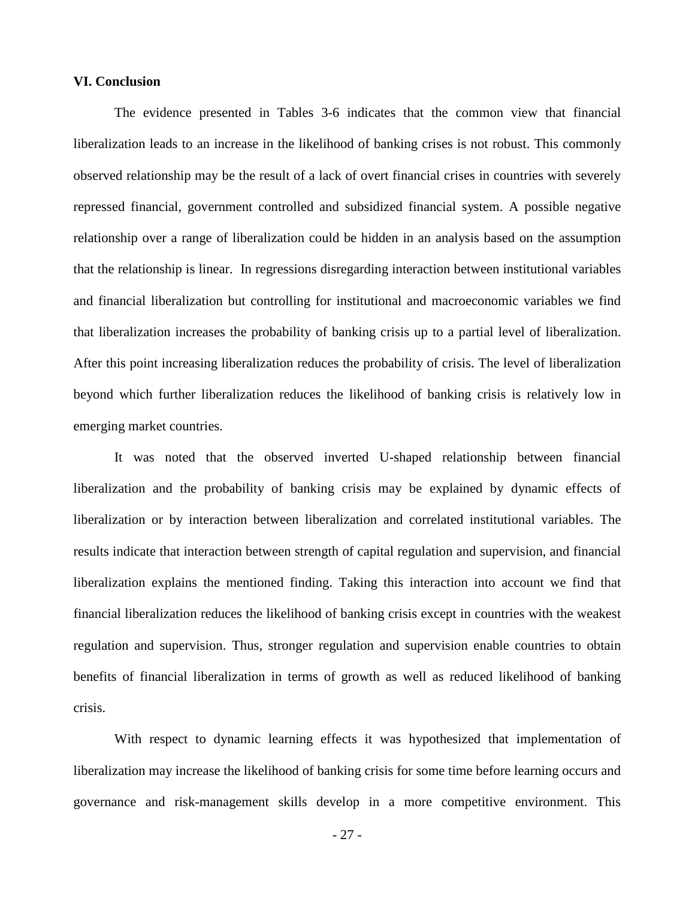### VI. Conclusion

The evidence presented in Tables 3-6 indicates that the common view that financial liberalization leads to an increase in the likelihood of banking crises is not robust. This commonly observed relationship may be the result of a lack of overt financial crises in countries with severely repressed financial, government controlled and subsidized financial system. A possible negative relationship over a range of liberalization could be hidden in an analysis based on the assumption that the relationship is linear. In regressions disregarding interaction between institutional variables and financial liberalization but controlling for institutional and macroeconomic variables we find that liberalization increases the probability of banking crisis up to a partial level of liberalization. After this point increasing liberalization reduces the probability of crisis. The level of liberalization beyond which further liberalization reduces the likelihood of banking crisis is relatively low in emerging market countries.

It was noted that the observed inverted U-shaped relationship between financial liberalization and the probability of banking crisis may be explained by dynamic effects of liberalization or by interaction between liberalization and correlated institutional variables. The results indicate that interaction between strength of capital regulation and supervision, and financial liberalization explains the mentioned finding. Taking this interaction into account we find that financial liberalization reduces the likelihood of banking crisis except in countries with the weakest regulation and supervision. Thus, stronger regulation and supervision enable countries to obtain benefits of financial liberalization in terms of growth as well as reduced likelihood of banking crisis.

With respect to dynamic learning effects it was hypothesized that implementation of liberalization may increase the likelihood of banking crisis for some time before learning occurs and governance and risk-management skills develop in a more competitive environment. This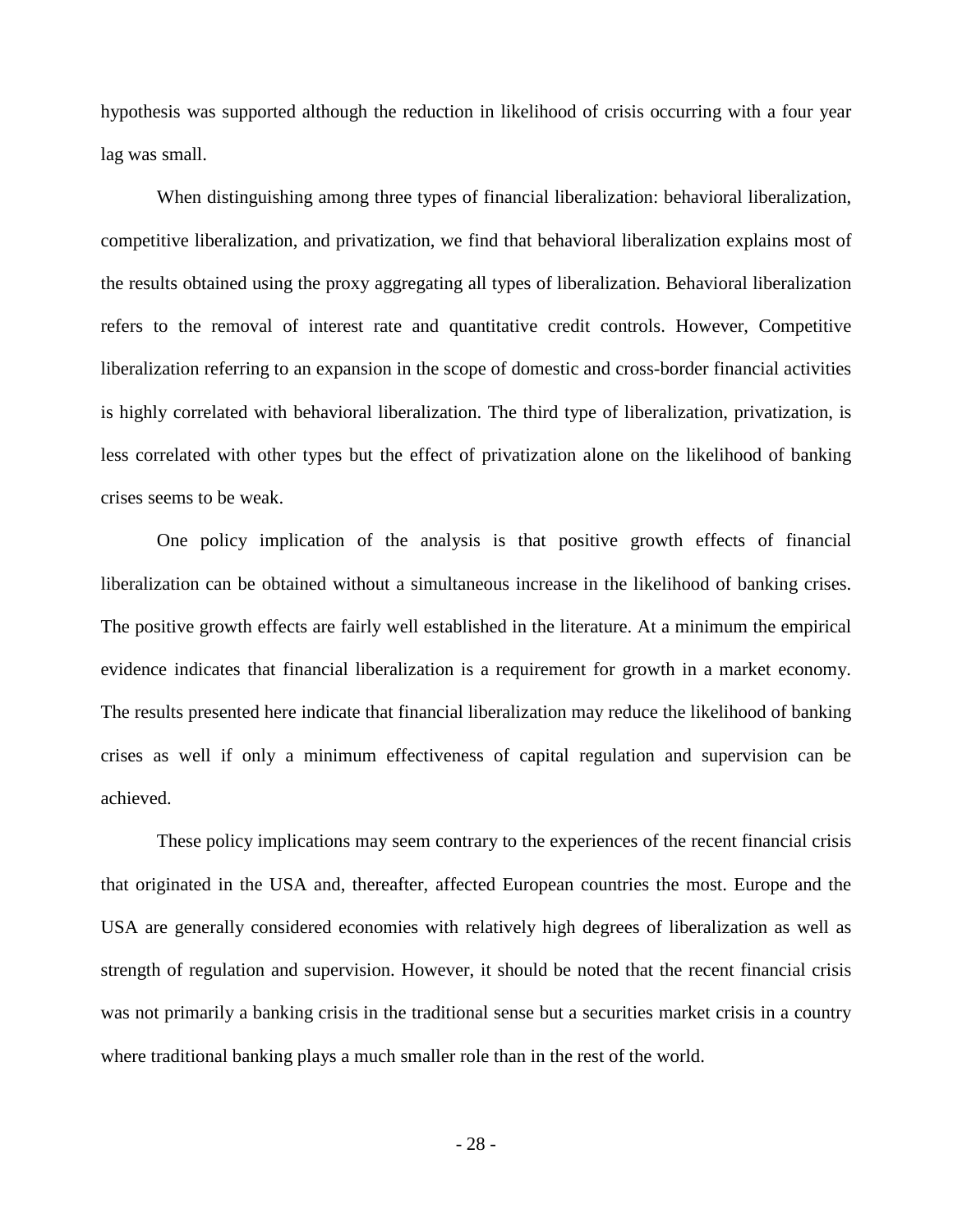hypothesis was supported although the reduction in likelihood of crisis occurring with a four year lag was small.

When distinguishing among three types of financial liberalization: behavioral liberalization, competitive liberalization, and privatization, we find that behavioral liberalization explains most of the results obtained using the proxy aggregating all types of liberalization. Behavioral liberalization refers to the removal of interest rate and quantitative credit controls. However, Competitive liberalization referring to an expansion in the scope of domestic and cross-border financial activities is highly correlated with behavioral liberalization. The third type of liberalization, privatization, is less correlated with other types but the effect of privatization alone on the likelihood of banking crises seems to be weak.

One policy implication of the analysis is that positive growth effects of financial liberalization can be obtained without a simultaneous increase in the likelihood of banking crises. The positive growth effects are fairly well established in the literature. At a minimum the empirical evidence indicates that financial liberalization is a requirement for growth in a market economy. The results presented here indicate that financial liberalization may reduce the likelihood of banking crises as well if only a minimum effectiveness of capital regulation and supervision can be achieved.

These policy implications may seem contrary to the experiences of the recent financial crisis that originated in the USA and, thereafter, affected European countries the most. Europe and the USA are generally considered economies with relatively high degrees of liberalization as well as strength of regulation and supervision. However, it should be noted that the recent financial crisis was not primarily a banking crisis in the traditional sense but a securities market crisis in a country where traditional banking plays a much smaller role than in the rest of the world.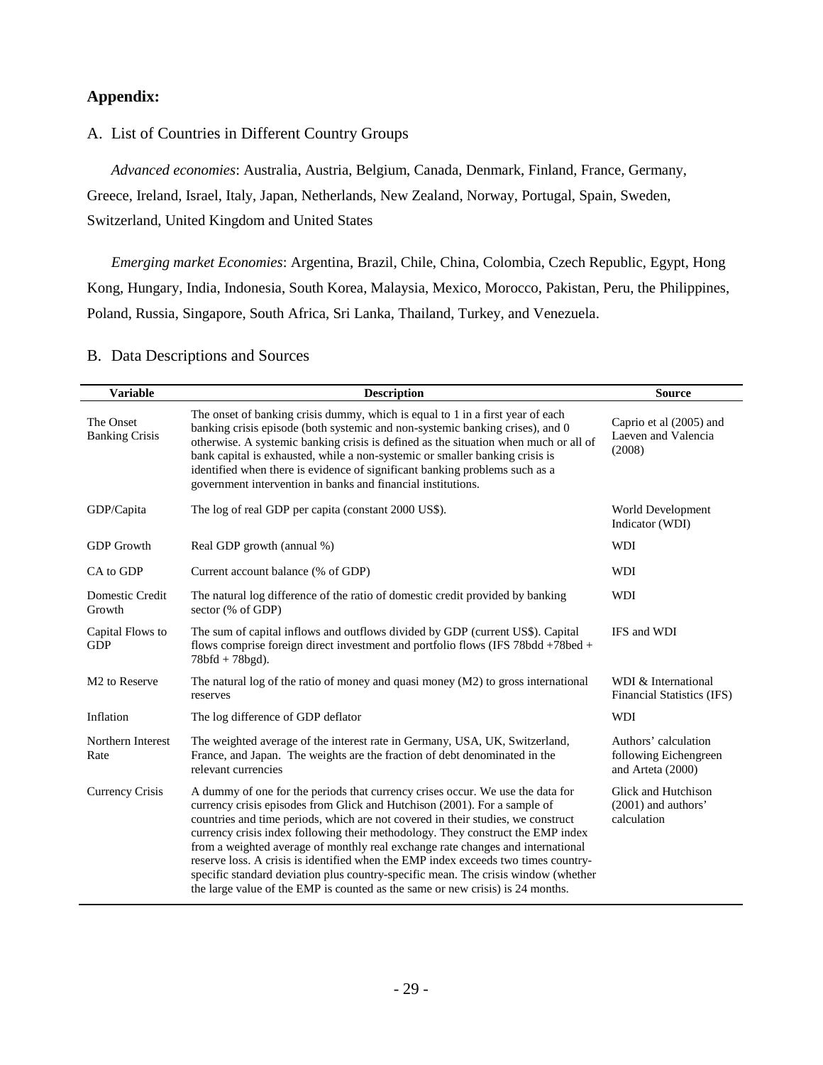## Appendix:

### A. List of Countries in Different Country Groups

*Advanced economies*: Australia, Austria, Belgium, Canada, Denmark, Finland, France, Germany, Greece, Ireland, Israel, Italy, Japan, Netherlands, New Zealand, Norway, Portugal, Spain, Sweden, Switzerland, United Kingdom and United States

*Emerging market Economies*: Argentina, Brazil, Chile, China, Colombia, Czech Republic, Egypt, Hong Kong, Hungary, India, Indonesia, South Korea, Malaysia, Mexico, Morocco, Pakistan, Peru, the Philippines, Poland, Russia, Singapore, South Africa, Sri Lanka, Thailand, Turkey, and Venezuela.

### B. Data Descriptions and Sources

| Variable | Description | Source |
|---|---|---|
| The Onset Banking Crisis | The onset of banking crisis dummy, which is equal to 1 in a first year of each banking crisis episode (both systemic and non-systemic banking crises), and 0 otherwise. A systemic banking crisis is defined as the situation when much or all of bank capital is exhausted, while a non-systemic or smaller banking crisis is identified when there is evidence of significant banking problems such as a government intervention in banks and financial institutions. | Caprio et al (2005) and Laeven and Valencia (2008) |
| GDP/Capita | The log of real GDP per capita (constant 2000 US$). | World Development Indicator (WDI) |
| GDP Growth | Real GDP growth (annual %) | WDI |
| CA to GDP | Current account balance (% of GDP) | WDI |
| Domestic Credit Growth | The natural log difference of the ratio of domestic credit provided by banking sector (% of GDP) | WDI |
| Capital Flows to GDP | The sum of capital inflows and outflows divided by GDP (current US$). Capital flows comprise foreign direct investment and portfolio flows (IFS 78bdd +78bed + 78bfd + 78bgd). | IFS and WDI |
| M2 to Reserve | The natural log of the ratio of money and quasi money (M2) to gross international reserves | WDI & International Financial Statistics (IFS) |
| Inflation | The log difference of GDP deflator | WDI |
| Northern Interest Rate | The weighted average of the interest rate in Germany, USA, UK, Switzerland, France, and Japan. The weights are the fraction of debt denominated in the relevant currencies | Authors' calculation following Eichengreen and Arteta (2000) |
| Currency Crisis | A dummy of one for the periods that currency crises occur. We use the data for currency crisis episodes from Glick and Hutchison (2001). For a sample of countries and time periods, which are not covered in their studies, we construct currency crisis index following their methodology. They construct the EMP index from a weighted average of monthly real exchange rate changes and international reserve loss. A crisis is identified when the EMP index exceeds two times country-specific standard deviation plus country-specific mean. The crisis window (whether the large value of the EMP is counted as the same or new crisis) is 24 months. | Glick and Hutchison (2001) and authors' calculation |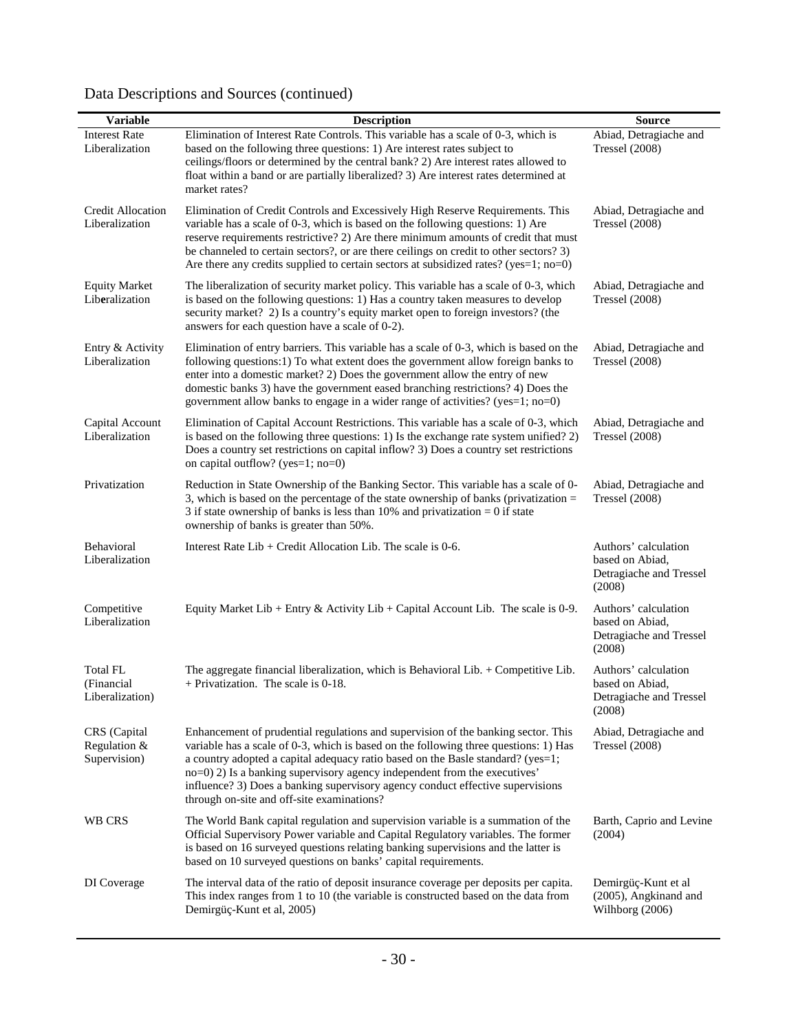Data Descriptions and Sources (continued)

| Variable | Description | Source |
|---|---|---|
| Interest Rate Liberalization | Elimination of Interest Rate Controls. This variable has a scale of 0-3, which is based on the following three questions: 1) Are interest rates subject to ceilings/floors or determined by the central bank? 2) Are interest rates allowed to float within a band or are partially liberalized? 3) Are interest rates determined at market rates? | Abiad, Detragiache and Tressel (2008) |
| Credit Allocation Liberalization | Elimination of Credit Controls and Excessively High Reserve Requirements. This variable has a scale of 0-3, which is based on the following questions: 1) Are reserve requirements restrictive? 2) Are there minimum amounts of credit that must be channeled to certain sectors?, or are there ceilings on credit to other sectors? 3) Are there any credits supplied to certain sectors at subsidized rates? (yes=1; no=0) | Abiad, Detragiache and Tressel (2008) |
| Equity Market Liberalization | The liberalization of security market policy. This variable has a scale of 0-3, which is based on the following questions: 1) Has a country taken measures to develop security market? 2) Is a country's equity market open to foreign investors? (the answers for each question have a scale of 0-2). | Abiad, Detragiache and Tressel (2008) |
| Entry & Activity Liberalization | Elimination of entry barriers. This variable has a scale of 0-3, which is based on the following questions:1) To what extent does the government allow foreign banks to enter into a domestic market? 2) Does the government allow the entry of new domestic banks 3) have the government eased branching restrictions? 4) Does the government allow banks to engage in a wider range of activities? (yes=1; no=0) | Abiad, Detragiache and Tressel (2008) |
| Capital Account Liberalization | Elimination of Capital Account Restrictions. This variable has a scale of 0-3, which is based on the following three questions: 1) Is the exchange rate system unified? 2) Does a country set restrictions on capital inflow? 3) Does a country set restrictions on capital outflow? (yes=1; no=0) | Abiad, Detragiache and Tressel (2008) |
| Privatization | Reduction in State Ownership of the Banking Sector. This variable has a scale of 0-3, which is based on the percentage of the state ownership of banks (privatization = 3 if state ownership of banks is less than 10% and privatization = 0 if state ownership of banks is greater than 50%. | Abiad, Detragiache and Tressel (2008) |
| Behavioral Liberalization | Interest Rate Lib + Credit Allocation Lib. The scale is 0-6. | Authors' calculation based on Abiad, Detragiache and Tressel (2008) |
| Competitive Liberalization | Equity Market Lib + Entry & Activity Lib + Capital Account Lib. The scale is 0-9. | Authors' calculation based on Abiad, Detragiache and Tressel (2008) |
| Total FL (Financial Liberalization) | The aggregate financial liberalization, which is Behavioral Lib. + Competitive Lib. + Privatization. The scale is 0-18. | Authors' calculation based on Abiad, Detragiache and Tressel (2008) |
| CRS (Capital Regulation & Supervision) | Enhancement of prudential regulations and supervision of the banking sector. This variable has a scale of 0-3, which is based on the following three questions: 1) Has a country adopted a capital adequacy ratio based on the Basle standard? (yes=1; no=0) 2) Is a banking supervisory agency independent from the executives' influence? 3) Does a banking supervisory agency conduct effective supervisions through on-site and off-site examinations? | Abiad, Detragiache and Tressel (2008) |
| WB CRS | The World Bank capital regulation and supervision variable is a summation of the Official Supervisory Power variable and Capital Regulatory variables. The former is based on 16 surveyed questions relating banking supervisions and the latter is based on 10 surveyed questions on banks' capital requirements. | Barth, Caprio and Levine (2004) |
| DI Coverage | The interval data of the ratio of deposit insurance coverage per deposits per capita. This index ranges from 1 to 10 (the variable is constructed based on the data from Demirgüç-Kunt et al, 2005) | Demirgüç-Kunt et al (2005), Angkinand and Wilhborg (2006) |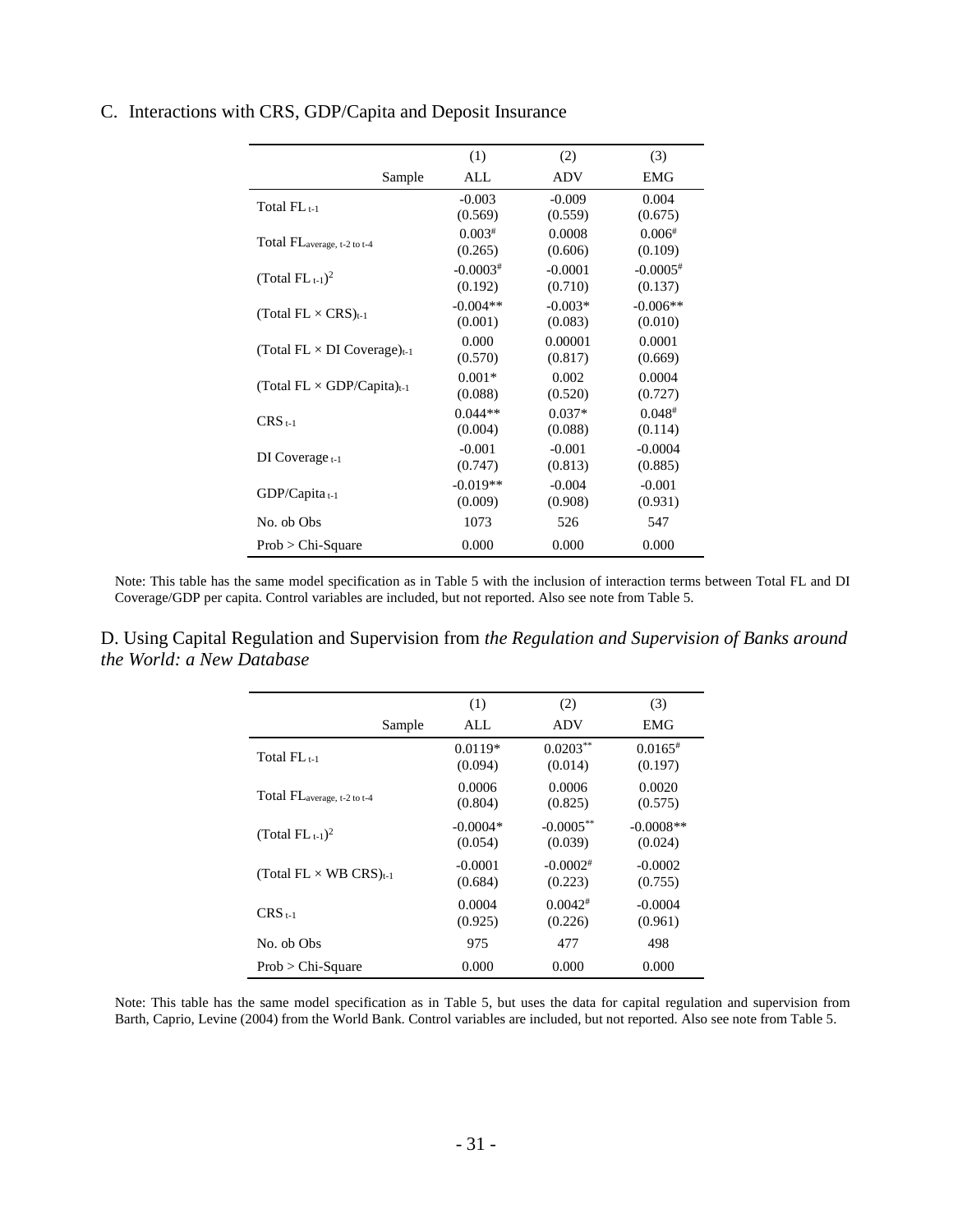C. Interactions with CRS, GDP/Capita and Deposit Insurance

| | (1) | (2) | (3) |
|---|---|---|---|
| Sample | ALL | ADV | EMG |
| Total $FL_{t-1}$ | -0.003 | -0.009 | 0.004 |
| | (0.569) | (0.559) | (0.675) |
| Total $FL_{average, t-2 to t-4}$ | $0.003^{\#}$ | 0.0008 | $0.006^{\#}$ |
| | (0.265) | (0.606) | (0.109) |
| $(\text{Total } FL_{t-1})^2$ | $-0.0003^{\#}$ | -0.0001 | $-0.0005^{\#}$ |
| | (0.192) | (0.710) | (0.137) |
| $(\text{Total FL} \times \text{CRS})_{t-1}$ | -0.004** | -0.003* | -0.006** |
| | (0.001) | (0.083) | (0.010) |
| $(\text{Total FL} \times \text{DI Coverage})_{t-1}$ | 0.000 | 0.00001 | 0.0001 |
| | (0.570) | (0.817) | (0.669) |
| $(\text{Total FL} \times \text{GDP/Capita})_{t-1}$ | 0.001* | 0.002 | 0.0004 |
| | (0.088) | (0.520) | (0.727) |
| $CRS_{t-1}$ | 0.044** | 0.037* | $0.048^{\#}$ |
| | (0.004) | (0.088) | (0.114) |
| DI $Coverage_{t-1}$ | -0.001 | -0.001 | -0.0004 |
| | (0.747) | (0.813) | (0.885) |
| $GDP/Capita_{t-1}$ | -0.019** | -0.004 | -0.001 |
| | (0.009) | (0.908) | (0.931) |
| No. ob Obs | 1073 | 526 | 547 |
| Prob > Chi-Square | 0.000 | 0.000 | 0.000 |

Note: This table has the same model specification as in Table 5 with the inclusion of interaction terms between Total FL and DI Coverage/GDP per capita. Control variables are included, but not reported. Also see note from Table 5.

D. Using Capital Regulation and Supervision from *the Regulation and Supervision of Banks around the World: a New Database*

| | (1) | (2) | (3) |
|---|---|---|---|
| Sample | ALL | ADV | EMG |
| Total $FL_{t-1}$ | 0.0119* | 0.0203** | $0.0165^{\#}$ |
| | (0.094) | (0.014) | (0.197) |
| Total $FL_{average, t-2 to t-4}$ | 0.0006 | 0.0006 | 0.0020 |
| | (0.804) | (0.825) | (0.575) |
| $(\text{Total } FL_{t-1})^2$ | -0.0004* | -0.0005** | -0.0008** |
| | (0.054) | (0.039) | (0.024) |
| $(\text{Total FL} \times \text{WB CRS})_{t-1}$ | -0.0001 | $-0.0002^{\#}$ | -0.0002 |
| | (0.684) | (0.223) | (0.755) |
| $CRS_{t-1}$ | 0.0004 | $0.0042^{\#}$ | -0.0004 |
| | (0.925) | (0.226) | (0.961) |
| No. ob Obs | 975 | 477 | 498 |
| Prob > Chi-Square | 0.000 | 0.000 | 0.000 |

Note: This table has the same model specification as in Table 5, but uses the data for capital regulation and supervision from Barth, Caprio, Levine (2004) from the World Bank. Control variables are included, but not reported. Also see note from Table 5.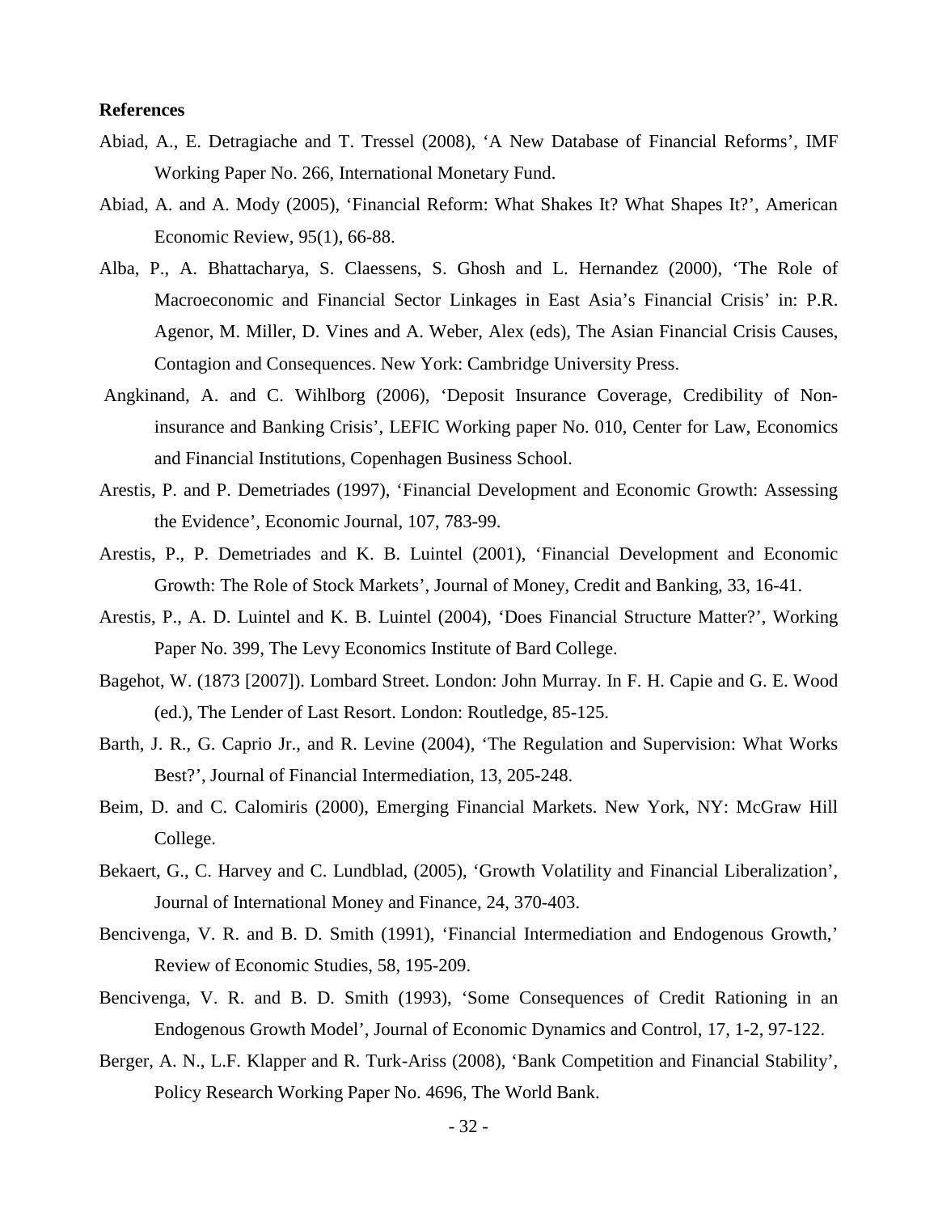**References**

Abiad, A., E. Detragiache and T. Tressel (2008), 'A New Database of Financial Reforms', IMF Working Paper No. 266, International Monetary Fund.

Abiad, A. and A. Mody (2005), 'Financial Reform: What Shakes It? What Shapes It?', American Economic Review, 95(1), 66-88.

Alba, P., A. Bhattacharya, S. Claessens, S. Ghosh and L. Hernandez (2000), 'The Role of Macroeconomic and Financial Sector Linkages in East Asia's Financial Crisis' in: P.R. Agenor, M. Miller, D. Vines and A. Weber, Alex (eds), The Asian Financial Crisis Causes, Contagion and Consequences. New York: Cambridge University Press.

Angkinand, A. and C. Wihlborg (2006), 'Deposit Insurance Coverage, Credibility of Non-insurance and Banking Crisis', LEFIC Working paper No. 010, Center for Law, Economics and Financial Institutions, Copenhagen Business School.

Arestis, P. and P. Demetriades (1997), 'Financial Development and Economic Growth: Assessing the Evidence', Economic Journal, 107, 783-99.

Arestis, P., P. Demetriades and K. B. Luintel (2001), 'Financial Development and Economic Growth: The Role of Stock Markets', Journal of Money, Credit and Banking, 33, 16-41.

Arestis, P., A. D. Luintel and K. B. Luintel (2004), 'Does Financial Structure Matter?', Working Paper No. 399, The Levy Economics Institute of Bard College.

Bagehot, W. (1873 [2007]). Lombard Street. London: John Murray. In F. H. Capie and G. E. Wood (ed.), The Lender of Last Resort. London: Routledge, 85-125.

Barth, J. R., G. Caprio Jr., and R. Levine (2004), 'The Regulation and Supervision: What Works Best?', Journal of Financial Intermediation, 13, 205-248.

Beim, D. and C. Calomiris (2000), Emerging Financial Markets. New York, NY: McGraw Hill College.

Bekaert, G., C. Harvey and C. Lundblad, (2005), 'Growth Volatility and Financial Liberalization', Journal of International Money and Finance, 24, 370-403.

Bencivenga, V. R. and B. D. Smith (1991), 'Financial Intermediation and Endogenous Growth,' Review of Economic Studies, 58, 195-209.

Bencivenga, V. R. and B. D. Smith (1993), 'Some Consequences of Credit Rationing in an Endogenous Growth Model', Journal of Economic Dynamics and Control, 17, 1-2, 97-122.

Berger, A. N., L.F. Klapper and R. Turk-Ariss (2008), 'Bank Competition and Financial Stability', Policy Research Working Paper No. 4696, The World Bank.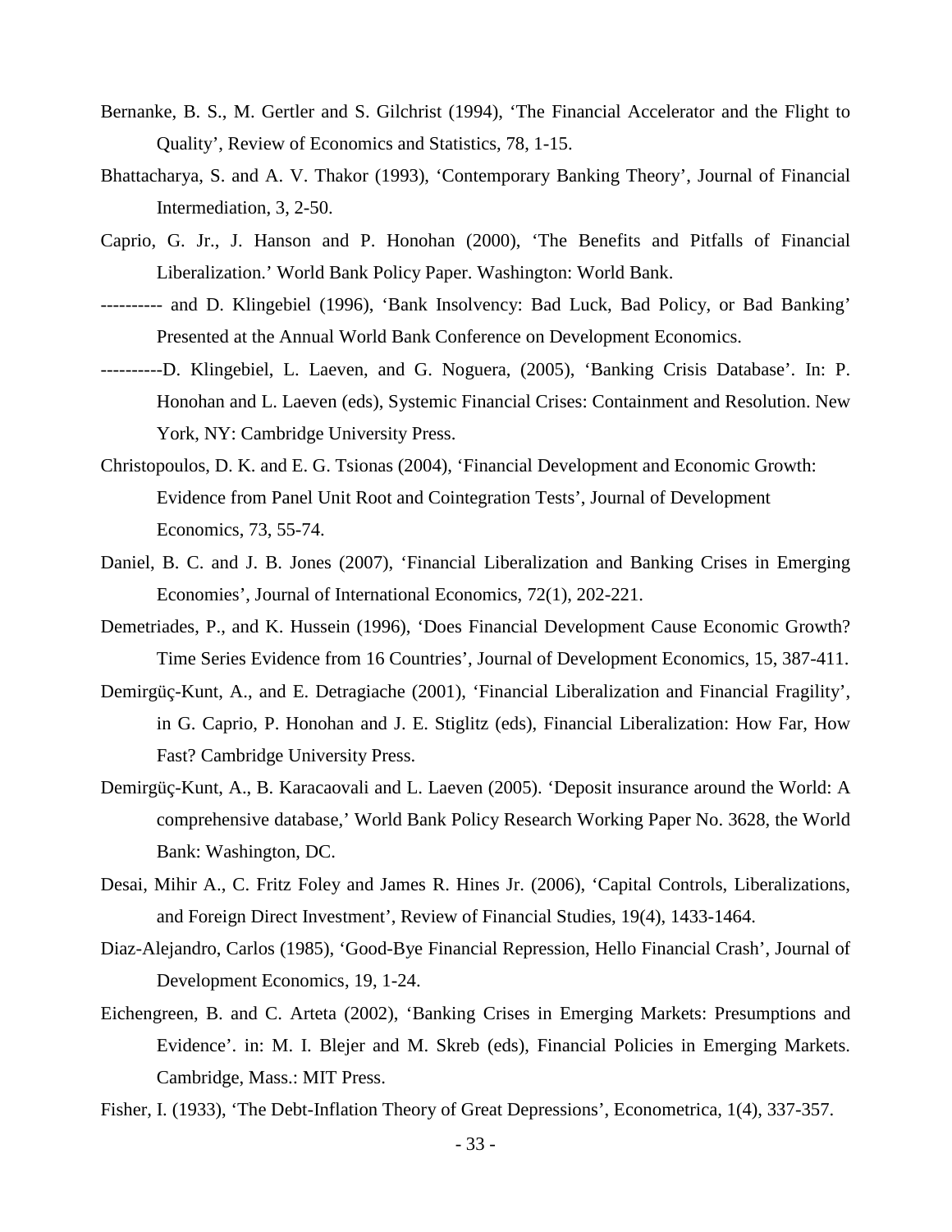Bernanke, B. S., M. Gertler and S. Gilchrist (1994), 'The Financial Accelerator and the Flight to Quality', Review of Economics and Statistics, 78, 1-15.

Bhattacharya, S. and A. V. Thakor (1993), 'Contemporary Banking Theory', Journal of Financial Intermediation, 3, 2-50.

Caprio, G. Jr., J. Hanson and P. Honohan (2000), 'The Benefits and Pitfalls of Financial Liberalization.' World Bank Policy Paper. Washington: World Bank.

---------- and D. Klingebiel (1996), 'Bank Insolvency: Bad Luck, Bad Policy, or Bad Banking' Presented at the Annual World Bank Conference on Development Economics.

----------D. Klingebiel, L. Laeven, and G. Noguera, (2005), 'Banking Crisis Database'. In: P. Honohan and L. Laeven (eds), Systemic Financial Crises: Containment and Resolution. New York, NY: Cambridge University Press.

Christopoulos, D. K. and E. G. Tsionas (2004), 'Financial Development and Economic Growth: Evidence from Panel Unit Root and Cointegration Tests', Journal of Development Economics, 73, 55-74.

Daniel, B. C. and J. B. Jones (2007), 'Financial Liberalization and Banking Crises in Emerging Economies', Journal of International Economics, 72(1), 202-221.

Demetriades, P., and K. Hussein (1996), 'Does Financial Development Cause Economic Growth? Time Series Evidence from 16 Countries', Journal of Development Economics, 15, 387-411.

Demirgüç-Kunt, A., and E. Detragiache (2001), 'Financial Liberalization and Financial Fragility', in G. Caprio, P. Honohan and J. E. Stiglitz (eds), Financial Liberalization: How Far, How Fast? Cambridge University Press.

Demirgüç-Kunt, A., B. Karacaovali and L. Laeven (2005). 'Deposit insurance around the World: A comprehensive database,' World Bank Policy Research Working Paper No. 3628, the World Bank: Washington, DC.

Desai, Mihir A., C. Fritz Foley and James R. Hines Jr. (2006), 'Capital Controls, Liberalizations, and Foreign Direct Investment', Review of Financial Studies, 19(4), 1433-1464.

Diaz-Alejandro, Carlos (1985), 'Good-Bye Financial Repression, Hello Financial Crash', Journal of Development Economics, 19, 1-24.

Eichengreen, B. and C. Arteta (2002), 'Banking Crises in Emerging Markets: Presumptions and Evidence'. in: M. I. Blejer and M. Skreb (eds), Financial Policies in Emerging Markets. Cambridge, Mass.: MIT Press.

Fisher, I. (1933), 'The Debt-Inflation Theory of Great Depressions', Econometrica, 1(4), 337-357.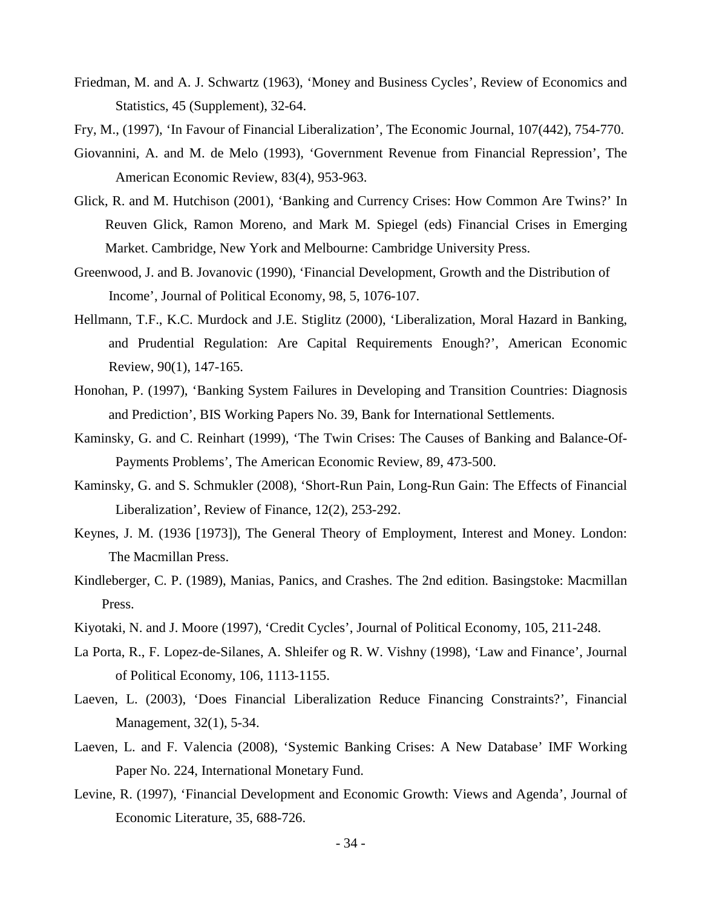Friedman, M. and A. J. Schwartz (1963), 'Money and Business Cycles', Review of Economics and Statistics, 45 (Supplement), 32-64.

Fry, M., (1997), 'In Favour of Financial Liberalization', The Economic Journal, 107(442), 754-770.

Giovannini, A. and M. de Melo (1993), 'Government Revenue from Financial Repression', The American Economic Review, 83(4), 953-963.

Glick, R. and M. Hutchison (2001), 'Banking and Currency Crises: How Common Are Twins?' In Reuven Glick, Ramon Moreno, and Mark M. Spiegel (eds) Financial Crises in Emerging Market. Cambridge, New York and Melbourne: Cambridge University Press.

Greenwood, J. and B. Jovanovic (1990), 'Financial Development, Growth and the Distribution of Income', Journal of Political Economy, 98, 5, 1076-107.

Hellmann, T.F., K.C. Murdock and J.E. Stiglitz (2000), 'Liberalization, Moral Hazard in Banking, and Prudential Regulation: Are Capital Requirements Enough?', American Economic Review, 90(1), 147-165.

Honohan, P. (1997), 'Banking System Failures in Developing and Transition Countries: Diagnosis and Prediction', BIS Working Papers No. 39, Bank for International Settlements.

Kaminsky, G. and C. Reinhart (1999), 'The Twin Crises: The Causes of Banking and Balance-Of-Payments Problems', The American Economic Review, 89, 473-500.

Kaminsky, G. and S. Schmukler (2008), 'Short-Run Pain, Long-Run Gain: The Effects of Financial Liberalization', Review of Finance, 12(2), 253-292.

Keynes, J. M. (1936 [1973]), The General Theory of Employment, Interest and Money. London: The Macmillan Press.

Kindleberger, C. P. (1989), Manias, Panics, and Crashes. The 2nd edition. Basingstoke: Macmillan Press.

Kiyotaki, N. and J. Moore (1997), 'Credit Cycles', Journal of Political Economy, 105, 211-248.

La Porta, R., F. Lopez-de-Silanes, A. Shleifer og R. W. Vishny (1998), 'Law and Finance', Journal of Political Economy, 106, 1113-1155.

Laeven, L. (2003), 'Does Financial Liberalization Reduce Financing Constraints?', Financial Management, 32(1), 5-34.

Laeven, L. and F. Valencia (2008), 'Systemic Banking Crises: A New Database' IMF Working Paper No. 224, International Monetary Fund.

Levine, R. (1997), 'Financial Development and Economic Growth: Views and Agenda', Journal of Economic Literature, 35, 688-726.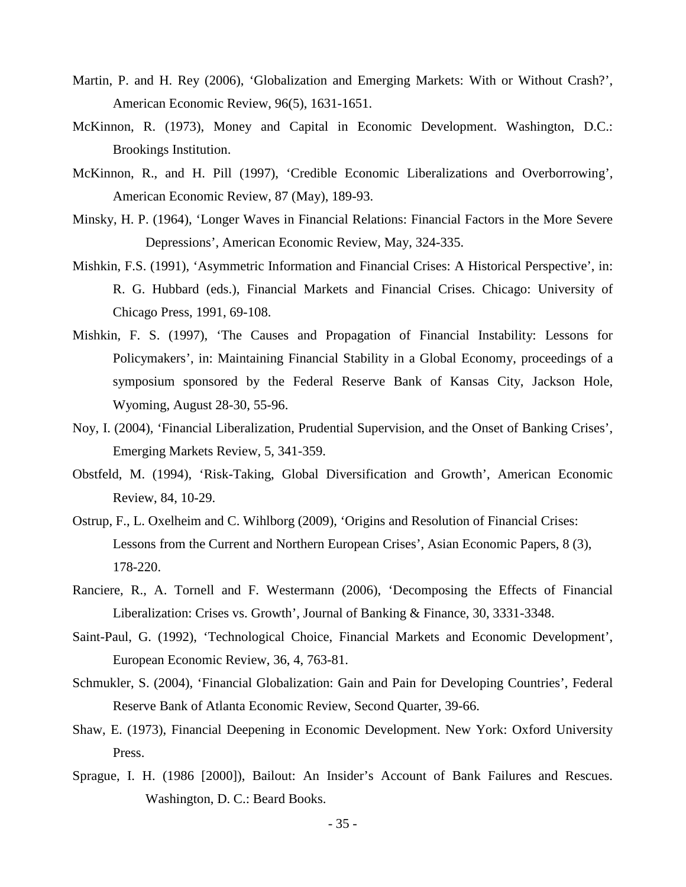Martin, P. and H. Rey (2006), 'Globalization and Emerging Markets: With or Without Crash?', American Economic Review, 96(5), 1631-1651.

McKinnon, R. (1973), Money and Capital in Economic Development. Washington, D.C.: Brookings Institution.

McKinnon, R., and H. Pill (1997), 'Credible Economic Liberalizations and Overborrowing', American Economic Review, 87 (May), 189-93.

Minsky, H. P. (1964), 'Longer Waves in Financial Relations: Financial Factors in the More Severe Depressions', American Economic Review, May, 324-335.

Mishkin, F.S. (1991), 'Asymmetric Information and Financial Crises: A Historical Perspective', in: R. G. Hubbard (eds.), Financial Markets and Financial Crises. Chicago: University of Chicago Press, 1991, 69-108.

Mishkin, F. S. (1997), 'The Causes and Propagation of Financial Instability: Lessons for Policymakers', in: Maintaining Financial Stability in a Global Economy, proceedings of a symposium sponsored by the Federal Reserve Bank of Kansas City, Jackson Hole, Wyoming, August 28-30, 55-96.

Noy, I. (2004), 'Financial Liberalization, Prudential Supervision, and the Onset of Banking Crises', Emerging Markets Review, 5, 341-359.

Obstfeld, M. (1994), 'Risk-Taking, Global Diversification and Growth', American Economic Review, 84, 10-29.

Ostrup, F., L. Oxelheim and C. Wihlborg (2009), 'Origins and Resolution of Financial Crises: Lessons from the Current and Northern European Crises', Asian Economic Papers, 8 (3), 178-220.

Ranciere, R., A. Tornell and F. Westermann (2006), 'Decomposing the Effects of Financial Liberalization: Crises vs. Growth', Journal of Banking & Finance, 30, 3331-3348.

Saint-Paul, G. (1992), 'Technological Choice, Financial Markets and Economic Development', European Economic Review, 36, 4, 763-81.

Schmukler, S. (2004), 'Financial Globalization: Gain and Pain for Developing Countries', Federal Reserve Bank of Atlanta Economic Review, Second Quarter, 39-66.

Shaw, E. (1973), Financial Deepening in Economic Development. New York: Oxford University Press.

Sprague, I. H. (1986 [2000]), Bailout: An Insider's Account of Bank Failures and Rescues. Washington, D. C.: Beard Books.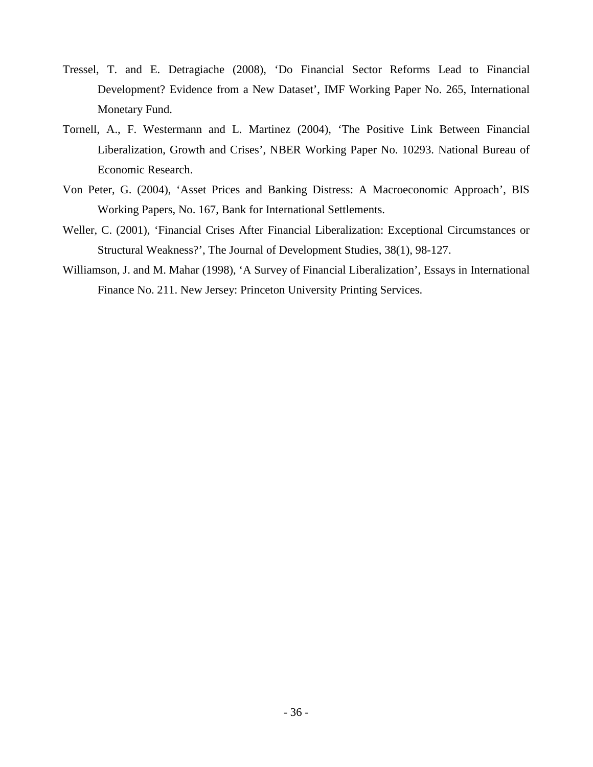Tressel, T. and E. Detragiache (2008), 'Do Financial Sector Reforms Lead to Financial Development? Evidence from a New Dataset', IMF Working Paper No. 265, International Monetary Fund.

Tornell, A., F. Westermann and L. Martinez (2004), 'The Positive Link Between Financial Liberalization, Growth and Crises', NBER Working Paper No. 10293. National Bureau of Economic Research.

Von Peter, G. (2004), 'Asset Prices and Banking Distress: A Macroeconomic Approach', BIS Working Papers, No. 167, Bank for International Settlements.

Weller, C. (2001), 'Financial Crises After Financial Liberalization: Exceptional Circumstances or Structural Weakness?', The Journal of Development Studies, 38(1), 98-127.

Williamson, J. and M. Mahar (1998), 'A Survey of Financial Liberalization', Essays in International Finance No. 211. New Jersey: Princeton University Printing Services.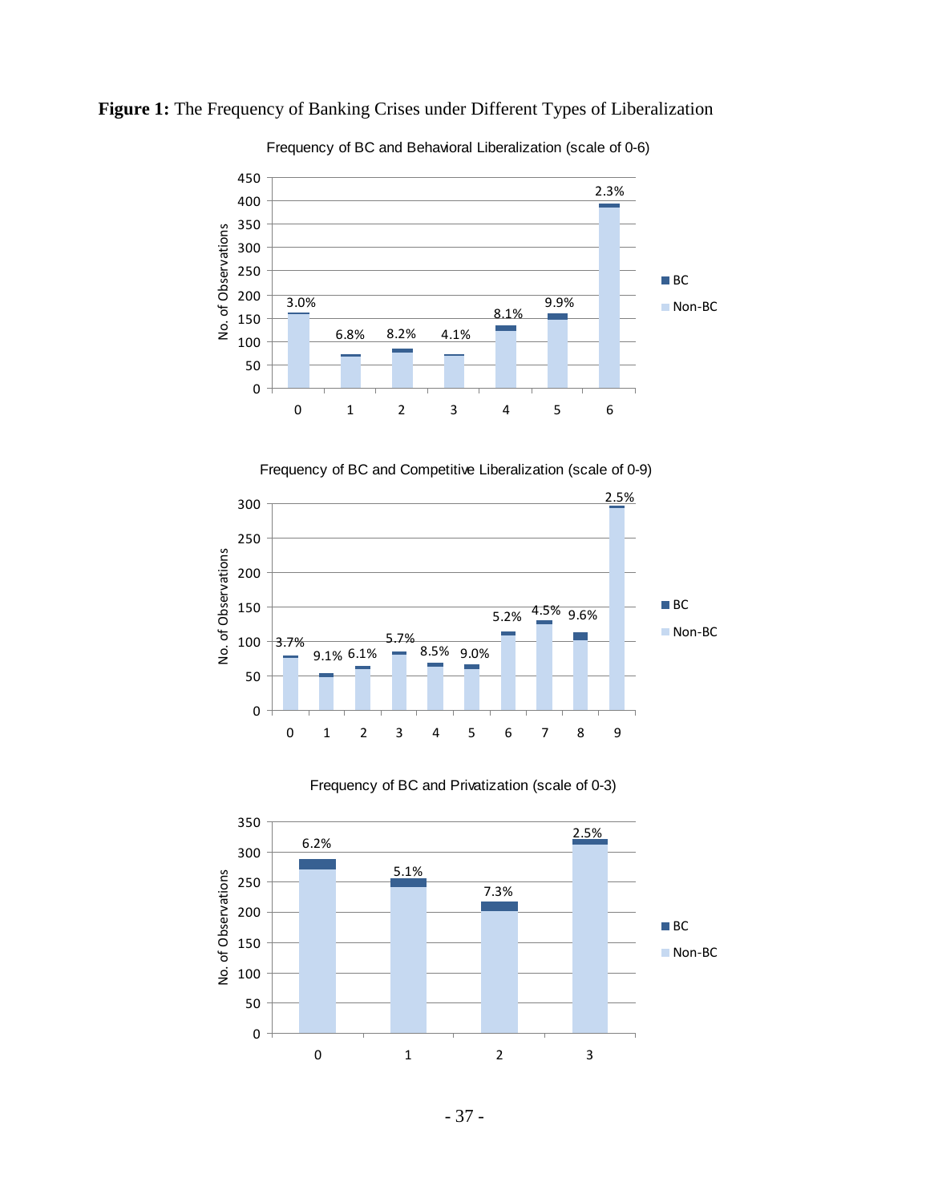**Figure 1:** The Frequency of Banking Crises under Different Types of Liberalization

Frequency of BC and Behavioral Liberalization (scale of 0-6)

| Behavioral Liberalization | 0 | 1 | 2 | 3 | 4 | 5 | 6 |
|---|---|---|---|---|---|---|---|
| BC frequency | 3.0% | 6.8% | 8.2% | 4.1% | 8.1% | 9.9% | 2.3% |

Frequency of BC and Competitive Liberalization (scale of 0-9)

| Competitive Liberalization | 0 | 1 | 2 | 3 | 4 | 5 | 6 | 7 | 8 | 9 |
|---|---|---|---|---|---|---|---|---|---|---|
| BC frequency | 3.7% | 9.1% | 6.1% | 5.7% | 8.5% | 9.0% | 5.2% | 4.5% | 9.6% | 2.5% |

Frequency of BC and Privatization (scale of 0-3)

| Privatization | 0 | 1 | 2 | 3 |
|---|---|---|---|---|
| BC frequency | 6.2% | 5.1% | 7.3% | 2.5% |

(Charts: No. of Observations by liberalization level; legend: BC, Non-BC)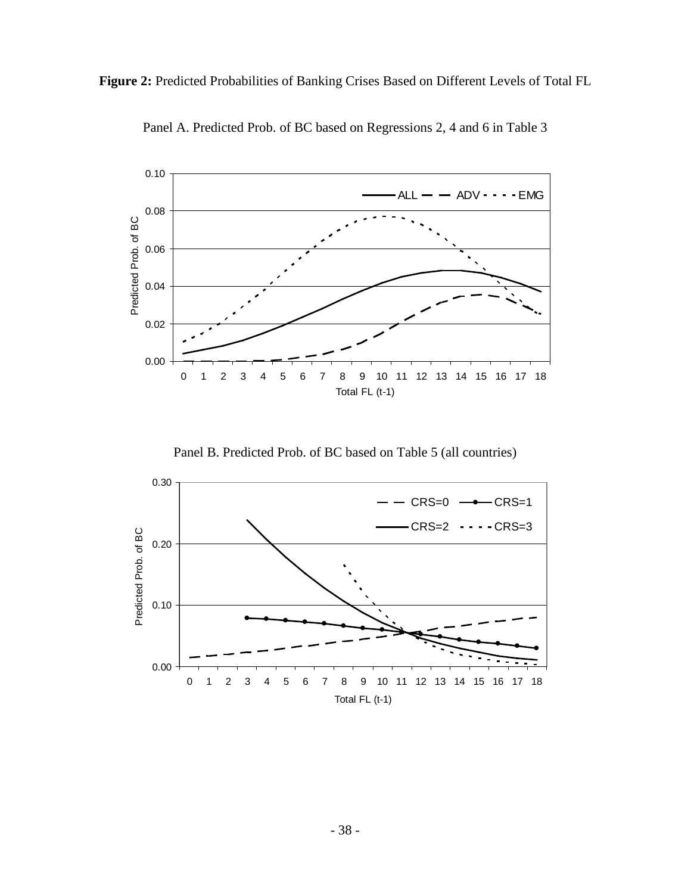**Figure 2:** Predicted Probabilities of Banking Crises Based on Different Levels of Total FL

Panel A. Predicted Prob. of BC based on Regressions 2, 4 and 6 in Table 3

Panel B. Predicted Prob. of BC based on Table 5 (all countries)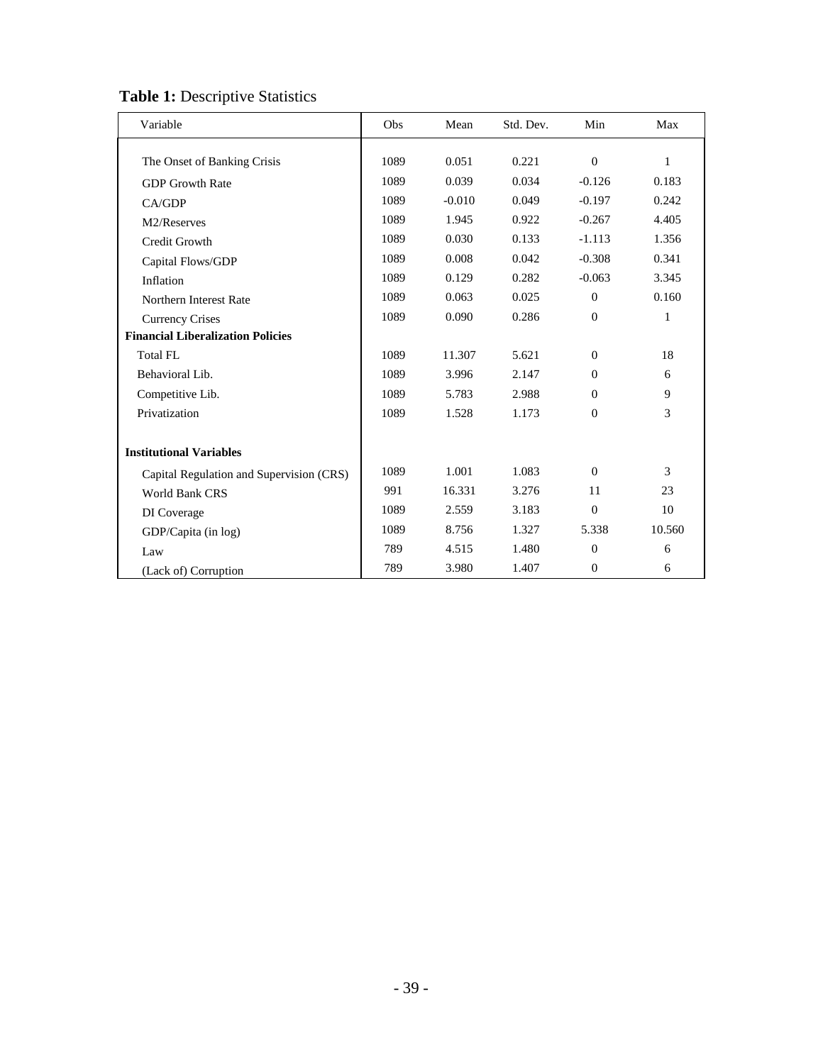**Table 1:** Descriptive Statistics

| Variable | Obs | Mean | Std. Dev. | Min | Max |
|---|---|---|---|---|---|
| The Onset of Banking Crisis | 1089 | 0.051 | 0.221 | 0 | 1 |
| GDP Growth Rate | 1089 | 0.039 | 0.034 | -0.126 | 0.183 |
| CA/GDP | 1089 | -0.010 | 0.049 | -0.197 | 0.242 |
| M2/Reserves | 1089 | 1.945 | 0.922 | -0.267 | 4.405 |
| Credit Growth | 1089 | 0.030 | 0.133 | -1.113 | 1.356 |
| Capital Flows/GDP | 1089 | 0.008 | 0.042 | -0.308 | 0.341 |
| Inflation | 1089 | 0.129 | 0.282 | -0.063 | 3.345 |
| Northern Interest Rate | 1089 | 0.063 | 0.025 | 0 | 0.160 |
| Currency Crises | 1089 | 0.090 | 0.286 | 0 | 1 |
| **Financial Liberalization Policies** | | | | | |
| Total FL | 1089 | 11.307 | 5.621 | 0 | 18 |
| Behavioral Lib. | 1089 | 3.996 | 2.147 | 0 | 6 |
| Competitive Lib. | 1089 | 5.783 | 2.988 | 0 | 9 |
| Privatization | 1089 | 1.528 | 1.173 | 0 | 3 |
| **Institutional Variables** | | | | | |
| Capital Regulation and Supervision (CRS) | 1089 | 1.001 | 1.083 | 0 | 3 |
| World Bank CRS | 991 | 16.331 | 3.276 | 11 | 23 |
| DI Coverage | 1089 | 2.559 | 3.183 | 0 | 10 |
| GDP/Capita (in log) | 1089 | 8.756 | 1.327 | 5.338 | 10.560 |
| Law | 789 | 4.515 | 1.480 | 0 | 6 |
| (Lack of) Corruption | 789 | 3.980 | 1.407 | 0 | 6 |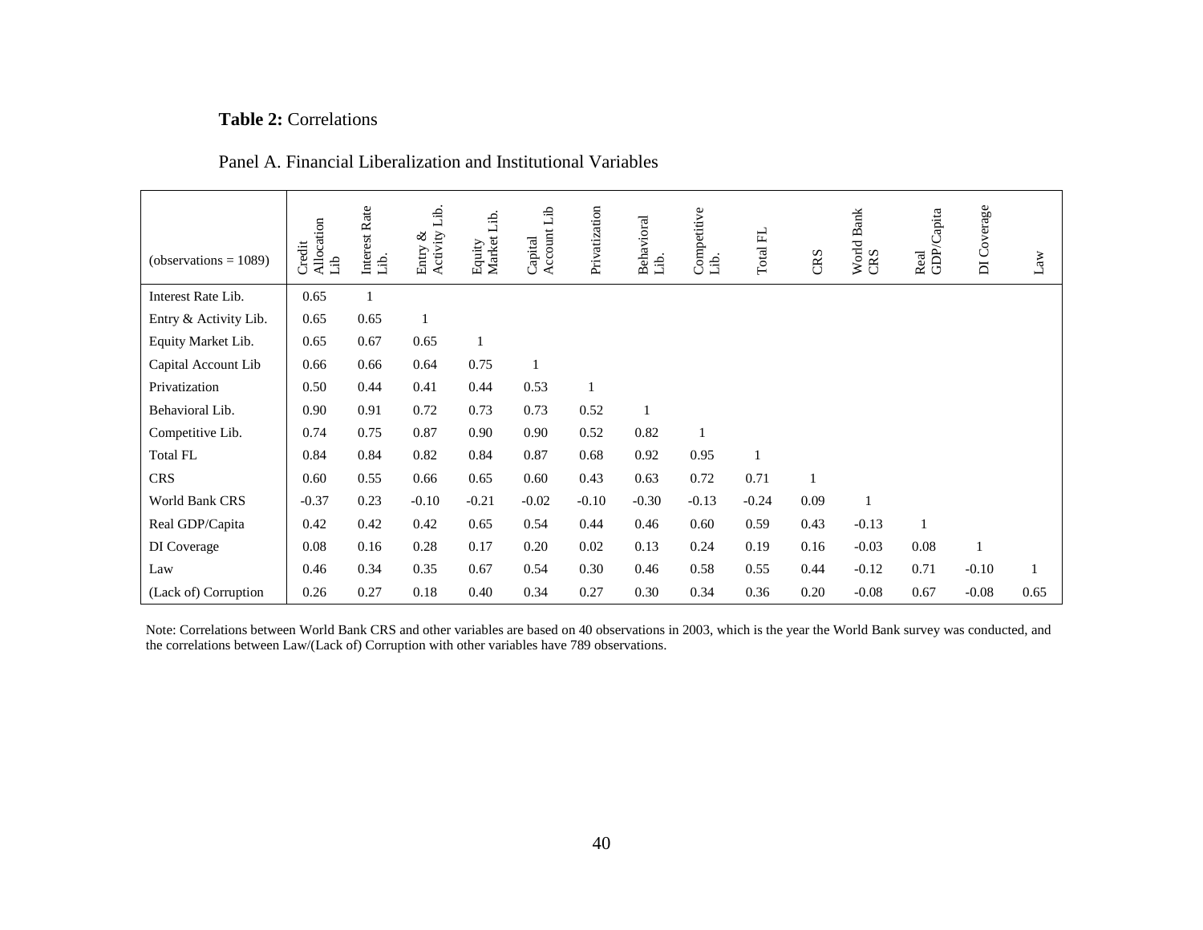**Table 2:** Correlations

Panel A. Financial Liberalization and Institutional Variables

| (observations = 1089) | Credit Allocation Lib | Interest Rate Lib. | Entry & Activity Lib. | Equity Market Lib. | Capital Account Lib | Privatization | Behavioral Lib. | Competitive Lib. | Total FL | CRS | World Bank CRS | Real GDP/Capita | DI Coverage | Law |
|---|---|---|---|---|---|---|---|---|---|---|---|---|---|---|
| Interest Rate Lib. | 0.65 | 1 | | | | | | | | | | | | |
| Entry & Activity Lib. | 0.65 | 0.65 | 1 | | | | | | | | | | | |
| Equity Market Lib. | 0.65 | 0.67 | 0.65 | 1 | | | | | | | | | | |
| Capital Account Lib | 0.66 | 0.66 | 0.64 | 0.75 | 1 | | | | | | | | | |
| Privatization | 0.50 | 0.44 | 0.41 | 0.44 | 0.53 | 1 | | | | | | | | |
| Behavioral Lib. | 0.90 | 0.91 | 0.72 | 0.73 | 0.73 | 0.52 | 1 | | | | | | | |
| Competitive Lib. | 0.74 | 0.75 | 0.87 | 0.90 | 0.90 | 0.52 | 0.82 | 1 | | | | | | |
| Total FL | 0.84 | 0.84 | 0.82 | 0.84 | 0.87 | 0.68 | 0.92 | 0.95 | 1 | | | | | |
| CRS | 0.60 | 0.55 | 0.66 | 0.65 | 0.60 | 0.43 | 0.63 | 0.72 | 0.71 | 1 | | | | |
| World Bank CRS | -0.37 | 0.23 | -0.10 | -0.21 | -0.02 | -0.10 | -0.30 | -0.13 | -0.24 | 0.09 | 1 | | | |
| Real GDP/Capita | 0.42 | 0.42 | 0.42 | 0.65 | 0.54 | 0.44 | 0.46 | 0.60 | 0.59 | 0.43 | -0.13 | 1 | | |
| DI Coverage | 0.08 | 0.16 | 0.28 | 0.17 | 0.20 | 0.02 | 0.13 | 0.24 | 0.19 | 0.16 | -0.03 | 0.08 | 1 | |
| Law | 0.46 | 0.34 | 0.35 | 0.67 | 0.54 | 0.30 | 0.46 | 0.58 | 0.55 | 0.44 | -0.12 | 0.71 | -0.10 | 1 |
| (Lack of) Corruption | 0.26 | 0.27 | 0.18 | 0.40 | 0.34 | 0.27 | 0.30 | 0.34 | 0.36 | 0.20 | -0.08 | 0.67 | -0.08 | 0.65 |

Note: Correlations between World Bank CRS and other variables are based on 40 observations in 2003, which is the year the World Bank survey was conducted, and the correlations between Law/(Lack of) Corruption with other variables have 789 observations.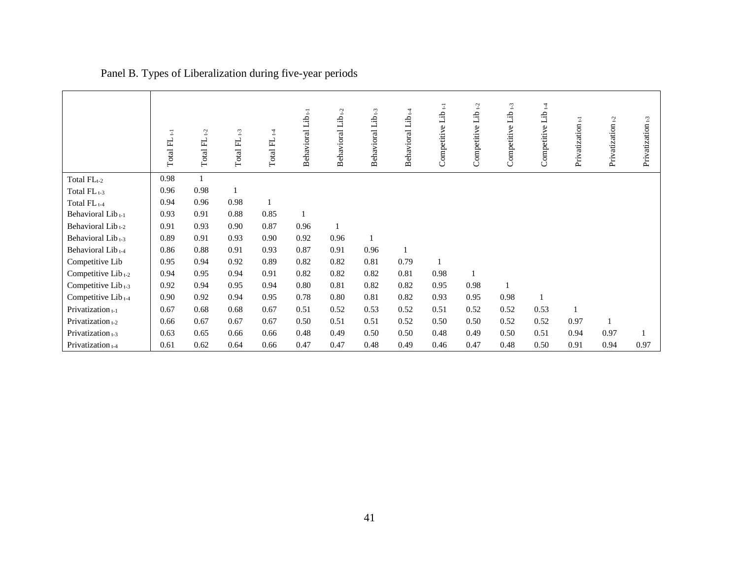Panel B. Types of Liberalization during five-year periods

| | Total FL $_{t-1}$ | Total FL $_{t-2}$ | Total FL $_{t-3}$ | Total FL $_{t-4}$ | Behavioral Lib $_{t-1}$ | Behavioral Lib $_{t-2}$ | Behavioral Lib $_{t-3}$ | Behavioral Lib $_{t-4}$ | Competitive Lib $_{t-1}$ | Competitive Lib $_{t-2}$ | Competitive Lib $_{t-3}$ | Competitive Lib $_{t-4}$ | Privatization $_{t-1}$ | Privatization $_{t-2}$ | Privatization $_{t-3}$ |
|---|---|---|---|---|---|---|---|---|---|---|---|---|---|---|---|
| Total FL$_{t-2}$ | 0.98 | 1 | | | | | | | | | | | | | |
| Total FL $_{t-3}$ | 0.96 | 0.98 | 1 | | | | | | | | | | | | |
| Total FL $_{t-4}$ | 0.94 | 0.96 | 0.98 | 1 | | | | | | | | | | | |
| Behavioral Lib $_{t-1}$ | 0.93 | 0.91 | 0.88 | 0.85 | 1 | | | | | | | | | | |
| Behavioral Lib $_{t-2}$ | 0.91 | 0.93 | 0.90 | 0.87 | 0.96 | 1 | | | | | | | | | |
| Behavioral Lib $_{t-3}$ | 0.89 | 0.91 | 0.93 | 0.90 | 0.92 | 0.96 | 1 | | | | | | | | |
| Behavioral Lib $_{t-4}$ | 0.86 | 0.88 | 0.91 | 0.93 | 0.87 | 0.91 | 0.96 | 1 | | | | | | | |
| Competitive Lib | 0.95 | 0.94 | 0.92 | 0.89 | 0.82 | 0.82 | 0.81 | 0.79 | 1 | | | | | | |
| Competitive Lib $_{t-2}$ | 0.94 | 0.95 | 0.94 | 0.91 | 0.82 | 0.82 | 0.82 | 0.81 | 0.98 | 1 | | | | | |
| Competitive Lib $_{t-3}$ | 0.92 | 0.94 | 0.95 | 0.94 | 0.80 | 0.81 | 0.82 | 0.82 | 0.95 | 0.98 | 1 | | | | |
| Competitive Lib $_{t-4}$ | 0.90 | 0.92 | 0.94 | 0.95 | 0.78 | 0.80 | 0.81 | 0.82 | 0.93 | 0.95 | 0.98 | 1 | | | |
| Privatization $_{t-1}$ | 0.67 | 0.68 | 0.68 | 0.67 | 0.51 | 0.52 | 0.53 | 0.52 | 0.51 | 0.52 | 0.52 | 0.53 | 1 | | |
| Privatization $_{t-2}$ | 0.66 | 0.67 | 0.67 | 0.67 | 0.50 | 0.51 | 0.51 | 0.52 | 0.50 | 0.50 | 0.52 | 0.52 | 0.97 | 1 | |
| Privatization $_{t-3}$ | 0.63 | 0.65 | 0.66 | 0.66 | 0.48 | 0.49 | 0.50 | 0.50 | 0.48 | 0.49 | 0.50 | 0.51 | 0.94 | 0.97 | 1 |
| Privatization $_{t-4}$ | 0.61 | 0.62 | 0.64 | 0.66 | 0.47 | 0.47 | 0.48 | 0.49 | 0.46 | 0.47 | 0.48 | 0.50 | 0.91 | 0.94 | 0.97 |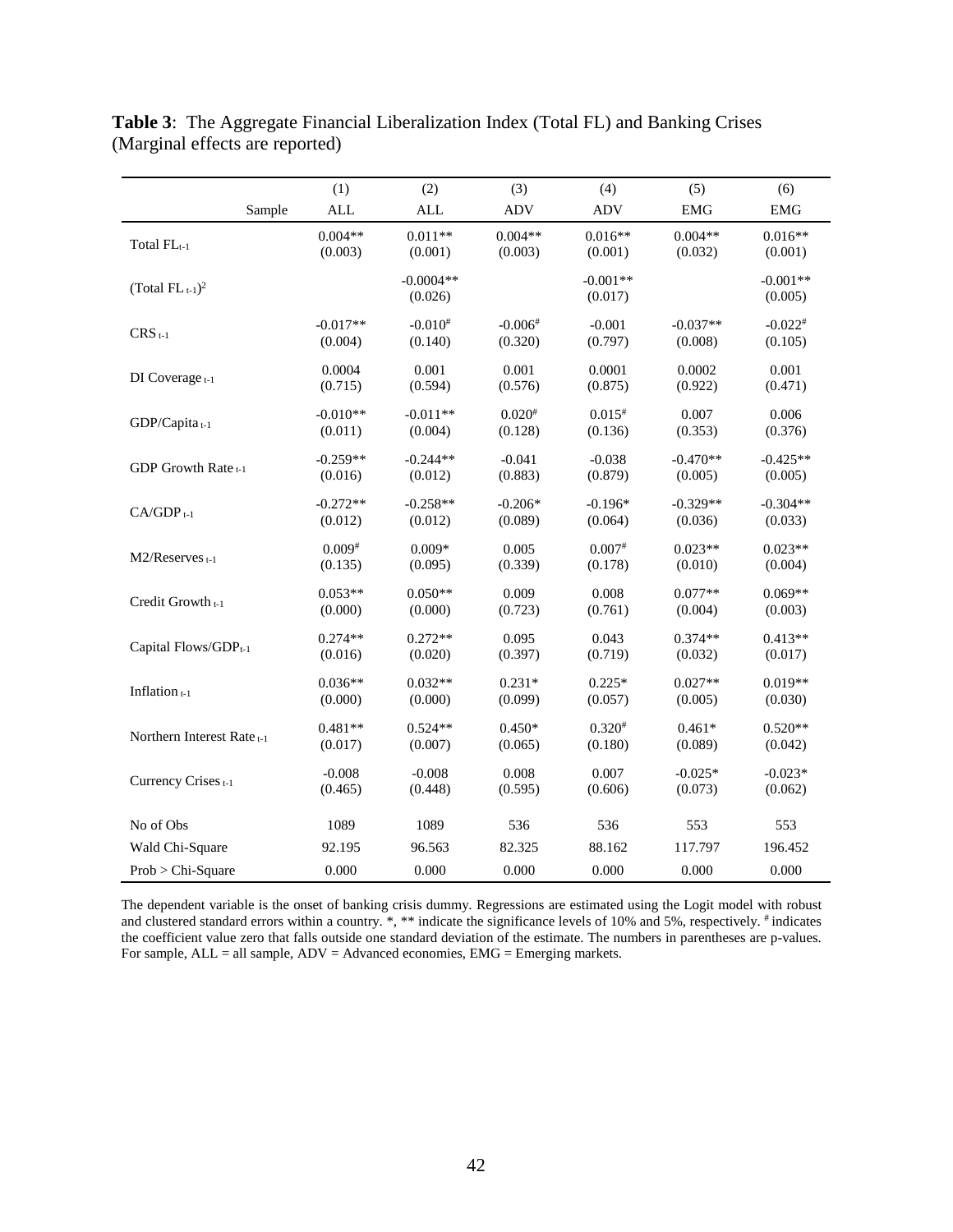**Table 3**: The Aggregate Financial Liberalization Index (Total FL) and Banking Crises (Marginal effects are reported)

| | (1) | (2) | (3) | (4) | (5) | (6) |
|---|---|---|---|---|---|---|
| Sample | ALL | ALL | ADV | ADV | EMG | EMG |
| Total $FL_{t-1}$ | 0.004** (0.003) | 0.011** (0.001) | 0.004** (0.003) | 0.016** (0.001) | 0.004** (0.032) | 0.016** (0.001) |
| $(\text{Total FL}_{t-1})^2$ | | -0.0004** (0.026) | | -0.001** (0.017) | | -0.001** (0.005) |
| $CRS_{t-1}$ | -0.017** (0.004) | -0.010# (0.140) | -0.006# (0.320) | -0.001 (0.797) | -0.037** (0.008) | -0.022# (0.105) |
| DI Coverage $_{t-1}$ | 0.0004 (0.715) | 0.001 (0.594) | 0.001 (0.576) | 0.0001 (0.875) | 0.0002 (0.922) | 0.001 (0.471) |
| GDP/Capita $_{t-1}$ | -0.010** (0.011) | -0.011** (0.004) | 0.020# (0.128) | 0.015# (0.136) | 0.007 (0.353) | 0.006 (0.376) |
| GDP Growth Rate $_{t-1}$ | -0.259** (0.016) | -0.244** (0.012) | -0.041 (0.883) | -0.038 (0.879) | -0.470** (0.005) | -0.425** (0.005) |
| CA/GDP $_{t-1}$ | -0.272** (0.012) | -0.258** (0.012) | -0.206* (0.089) | -0.196* (0.064) | -0.329** (0.036) | -0.304** (0.033) |
| M2/Reserves $_{t-1}$ | 0.009# (0.135) | 0.009* (0.095) | 0.005 (0.339) | 0.007# (0.178) | 0.023** (0.010) | 0.023** (0.004) |
| Credit Growth $_{t-1}$ | 0.053** (0.000) | 0.050** (0.000) | 0.009 (0.723) | 0.008 (0.761) | 0.077** (0.004) | 0.069** (0.003) |
| Capital Flows/GDP$_{t-1}$ | 0.274** (0.016) | 0.272** (0.020) | 0.095 (0.397) | 0.043 (0.719) | 0.374** (0.032) | 0.413** (0.017) |
| Inflation $_{t-1}$ | 0.036** (0.000) | 0.032** (0.000) | 0.231* (0.099) | 0.225* (0.057) | 0.027** (0.005) | 0.019** (0.030) |
| Northern Interest Rate $_{t-1}$ | 0.481** (0.017) | 0.524** (0.007) | 0.450* (0.065) | 0.320# (0.180) | 0.461* (0.089) | 0.520** (0.042) |
| Currency Crises $_{t-1}$ | -0.008 (0.465) | -0.008 (0.448) | 0.008 (0.595) | 0.007 (0.606) | -0.025* (0.073) | -0.023* (0.062) |
| No of Obs | 1089 | 1089 | 536 | 536 | 553 | 553 |
| Wald Chi-Square | 92.195 | 96.563 | 82.325 | 88.162 | 117.797 | 196.452 |
| Prob > Chi-Square | 0.000 | 0.000 | 0.000 | 0.000 | 0.000 | 0.000 |

The dependent variable is the onset of banking crisis dummy. Regressions are estimated using the Logit model with robust and clustered standard errors within a country. *, ** indicate the significance levels of 10% and 5%, respectively. # indicates the coefficient value zero that falls outside one standard deviation of the estimate. The numbers in parentheses are p-values. For sample, ALL = all sample, ADV = Advanced economies, EMG = Emerging markets.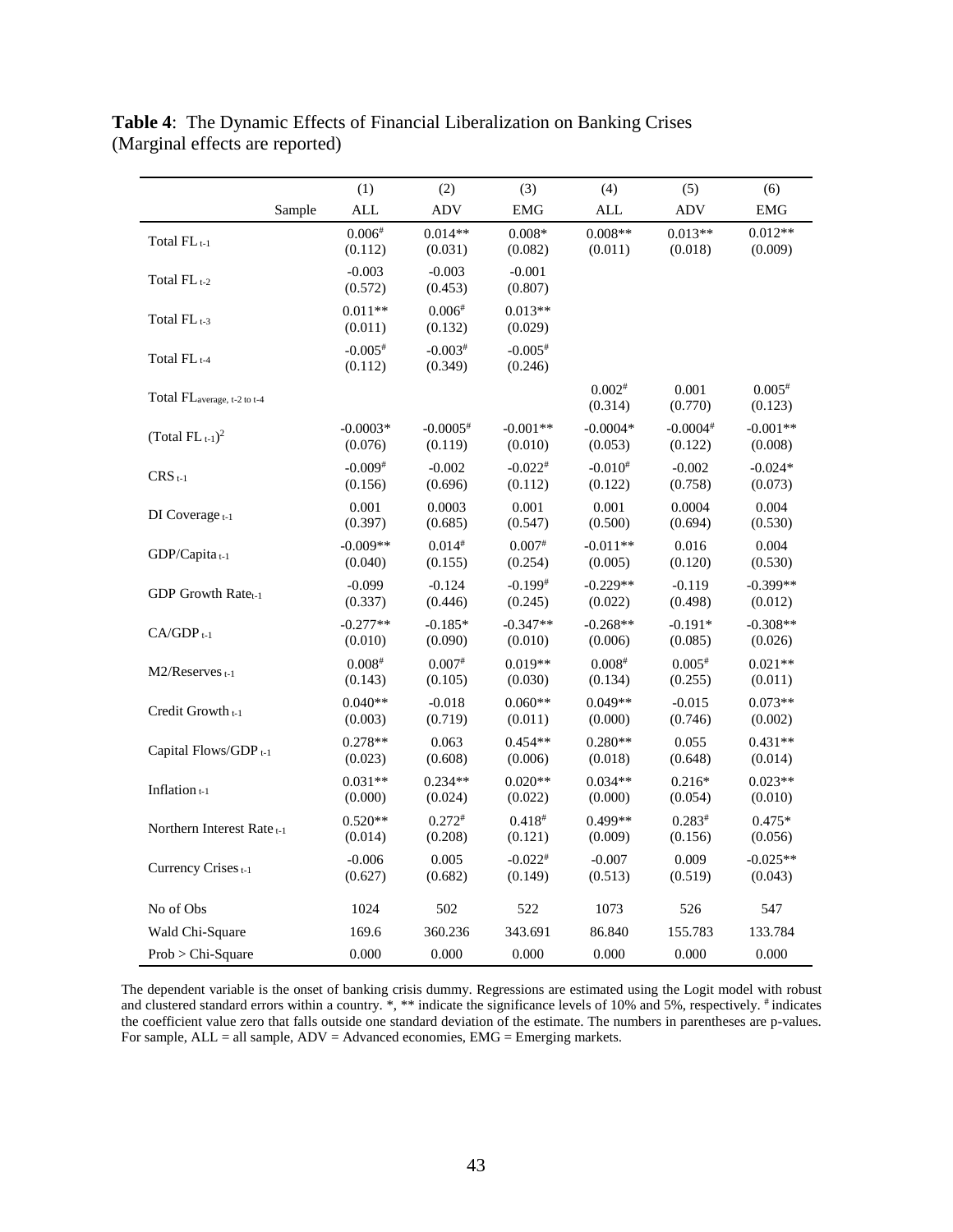**Table 4**: The Dynamic Effects of Financial Liberalization on Banking Crises (Marginal effects are reported)

| | (1) | (2) | (3) | (4) | (5) | (6) |
|---|---|---|---|---|---|---|
| Sample | ALL | ADV | EMG | ALL | ADV | EMG |
| Total FL $_{t-1}$ | 0.006$^{\#}$ | 0.014** | 0.008* | 0.008** | 0.013** | 0.012** |
| | (0.112) | (0.031) | (0.082) | (0.011) | (0.018) | (0.009) |
| Total FL $_{t-2}$ | -0.003 | -0.003 | -0.001 | | | |
| | (0.572) | (0.453) | (0.807) | | | |
| Total FL $_{t-3}$ | 0.011** | 0.006$^{\#}$ | 0.013** | | | |
| | (0.011) | (0.132) | (0.029) | | | |
| Total FL $_{t-4}$ | -0.005$^{\#}$ | -0.003$^{\#}$ | -0.005$^{\#}$ | | | |
| | (0.112) | (0.349) | (0.246) | | | |
| Total FL$_{\text{average, t-2 to t-4}}$ | | | | 0.002$^{\#}$ | 0.001 | 0.005$^{\#}$ |
| | | | | (0.314) | (0.770) | (0.123) |
| (Total FL $_{t-1}$)$^2$ | -0.0003* | -0.0005$^{\#}$ | -0.001** | -0.0004* | -0.0004$^{\#}$ | -0.001** |
| | (0.076) | (0.119) | (0.010) | (0.053) | (0.122) | (0.008) |
| CRS $_{t-1}$ | -0.009$^{\#}$ | -0.002 | -0.022$^{\#}$ | -0.010$^{\#}$ | -0.002 | -0.024* |
| | (0.156) | (0.696) | (0.112) | (0.122) | (0.758) | (0.073) |
| DI Coverage $_{t-1}$ | 0.001 | 0.0003 | 0.001 | 0.001 | 0.0004 | 0.004 |
| | (0.397) | (0.685) | (0.547) | (0.500) | (0.694) | (0.530) |
| GDP/Capita $_{t-1}$ | -0.009** | 0.014$^{\#}$ | 0.007$^{\#}$ | -0.011** | 0.016 | 0.004 |
| | (0.040) | (0.155) | (0.254) | (0.005) | (0.120) | (0.530) |
| GDP Growth Rate$_{t-1}$ | -0.099 | -0.124 | -0.199$^{\#}$ | -0.229** | -0.119 | -0.399** |
| | (0.337) | (0.446) | (0.245) | (0.022) | (0.498) | (0.012) |
| CA/GDP $_{t-1}$ | -0.277** | -0.185* | -0.347** | -0.268** | -0.191* | -0.308** |
| | (0.010) | (0.090) | (0.010) | (0.006) | (0.085) | (0.026) |
| M2/Reserves $_{t-1}$ | 0.008$^{\#}$ | 0.007$^{\#}$ | 0.019** | 0.008$^{\#}$ | 0.005$^{\#}$ | 0.021** |
| | (0.143) | (0.105) | (0.030) | (0.134) | (0.255) | (0.011) |
| Credit Growth $_{t-1}$ | 0.040** | -0.018 | 0.060** | 0.049** | -0.015 | 0.073** |
| | (0.003) | (0.719) | (0.011) | (0.000) | (0.746) | (0.002) |
| Capital Flows/GDP $_{t-1}$ | 0.278** | 0.063 | 0.454** | 0.280** | 0.055 | 0.431** |
| | (0.023) | (0.608) | (0.006) | (0.018) | (0.648) | (0.014) |
| Inflation $_{t-1}$ | 0.031** | 0.234** | 0.020** | 0.034** | 0.216* | 0.023** |
| | (0.000) | (0.024) | (0.022) | (0.000) | (0.054) | (0.010) |
| Northern Interest Rate $_{t-1}$ | 0.520** | 0.272$^{\#}$ | 0.418$^{\#}$ | 0.499** | 0.283$^{\#}$ | 0.475* |
| | (0.014) | (0.208) | (0.121) | (0.009) | (0.156) | (0.056) |
| Currency Crises $_{t-1}$ | -0.006 | 0.005 | -0.022$^{\#}$ | -0.007 | 0.009 | -0.025** |
| | (0.627) | (0.682) | (0.149) | (0.513) | (0.519) | (0.043) |
| No of Obs | 1024 | 502 | 522 | 1073 | 526 | 547 |
| Wald Chi-Square | 169.6 | 360.236 | 343.691 | 86.840 | 155.783 | 133.784 |
| Prob > Chi-Square | 0.000 | 0.000 | 0.000 | 0.000 | 0.000 | 0.000 |

The dependent variable is the onset of banking crisis dummy. Regressions are estimated using the Logit model with robust and clustered standard errors within a country. *, ** indicate the significance levels of 10% and 5%, respectively. $^{\#}$ indicates the coefficient value zero that falls outside one standard deviation of the estimate. The numbers in parentheses are p-values. For sample, ALL = all sample, ADV = Advanced economies, EMG = Emerging markets.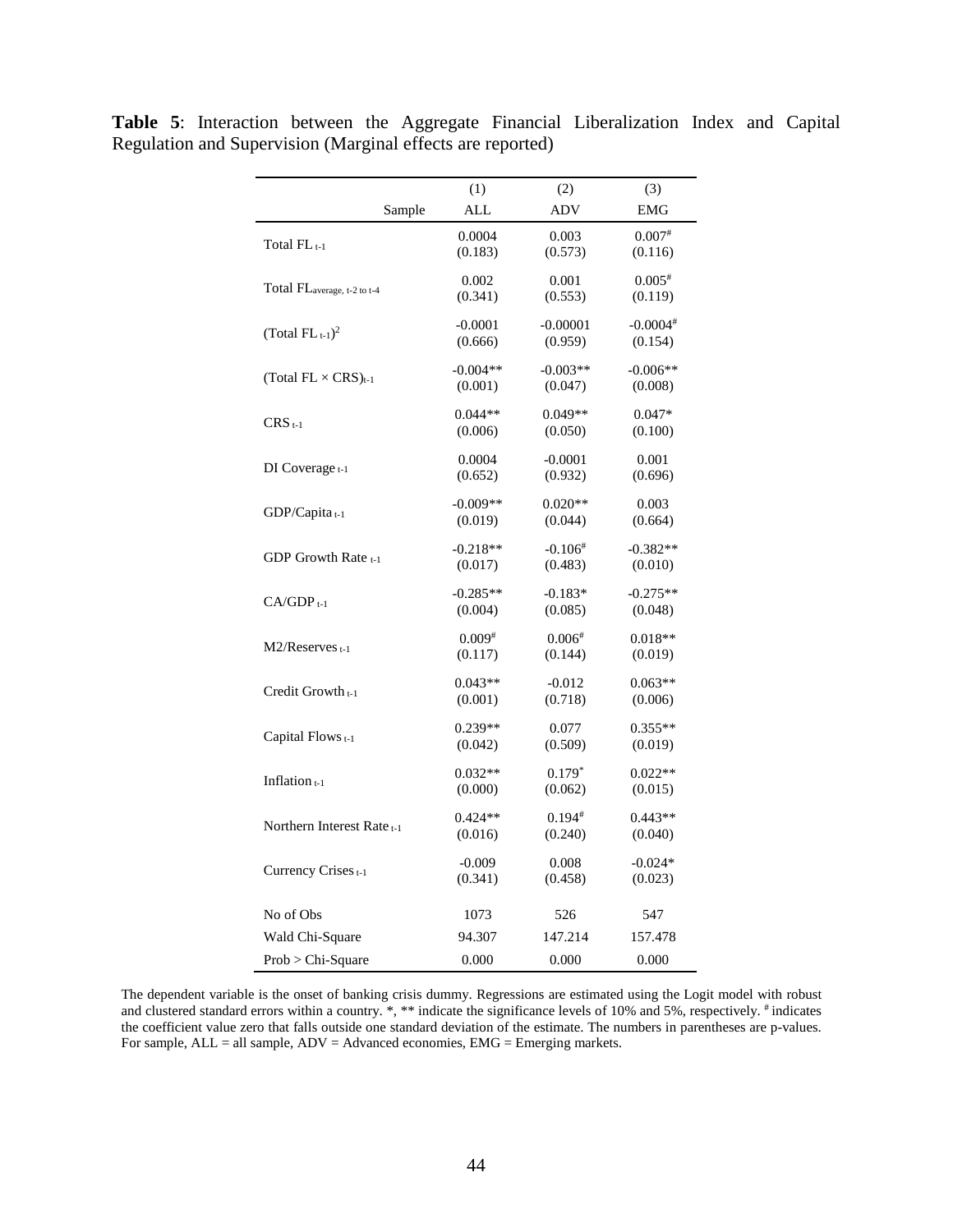**Table 5**: Interaction between the Aggregate Financial Liberalization Index and Capital Regulation and Supervision (Marginal effects are reported)

| | (1) | (2) | (3) |
|---|---|---|---|
| Sample | ALL | ADV | EMG |
| Total FL $_{t-1}$ | 0.0004 | 0.003 | 0.007[#] |
| | (0.183) | (0.573) | (0.116) |
| Total FL $_{average,\ t-2\ to\ t-4}$ | 0.002 | 0.001 | 0.005[#] |
| | (0.341) | (0.553) | (0.119) |
| (Total FL $_{t-1}$)$^2$ | -0.0001 | -0.00001 | -0.0004[#] |
| | (0.666) | (0.959) | (0.154) |
| (Total FL × CRS)$_{t-1}$ | -0.004** | -0.003** | -0.006** |
| | (0.001) | (0.047) | (0.008) |
| CRS $_{t-1}$ | 0.044** | 0.049** | 0.047* |
| | (0.006) | (0.050) | (0.100) |
| DI Coverage $_{t-1}$ | 0.0004 | -0.0001 | 0.001 |
| | (0.652) | (0.932) | (0.696) |
| GDP/Capita $_{t-1}$ | -0.009** | 0.020** | 0.003 |
| | (0.019) | (0.044) | (0.664) |
| GDP Growth Rate $_{t-1}$ | -0.218** | -0.106[#] | -0.382** |
| | (0.017) | (0.483) | (0.010) |
| CA/GDP $_{t-1}$ | -0.285** | -0.183* | -0.275** |
| | (0.004) | (0.085) | (0.048) |
| M2/Reserves $_{t-1}$ | 0.009[#] | 0.006[#] | 0.018** |
| | (0.117) | (0.144) | (0.019) |
| Credit Growth $_{t-1}$ | 0.043** | -0.012 | 0.063** |
| | (0.001) | (0.718) | (0.006) |
| Capital Flows $_{t-1}$ | 0.239** | 0.077 | 0.355** |
| | (0.042) | (0.509) | (0.019) |
| Inflation $_{t-1}$ | 0.032** | 0.179* | 0.022** |
| | (0.000) | (0.062) | (0.015) |
| Northern Interest Rate $_{t-1}$ | 0.424** | 0.194[#] | 0.443** |
| | (0.016) | (0.240) | (0.040) |
| Currency Crises $_{t-1}$ | -0.009 | 0.008 | -0.024* |
| | (0.341) | (0.458) | (0.023) |
| No of Obs | 1073 | 526 | 547 |
| Wald Chi-Square | 94.307 | 147.214 | 157.478 |
| Prob > Chi-Square | 0.000 | 0.000 | 0.000 |

The dependent variable is the onset of banking crisis dummy. Regressions are estimated using the Logit model with robust and clustered standard errors within a country. *, ** indicate the significance levels of 10% and 5%, respectively. # indicates the coefficient value zero that falls outside one standard deviation of the estimate. The numbers in parentheses are p-values. For sample, ALL = all sample, ADV = Advanced economies, EMG = Emerging markets.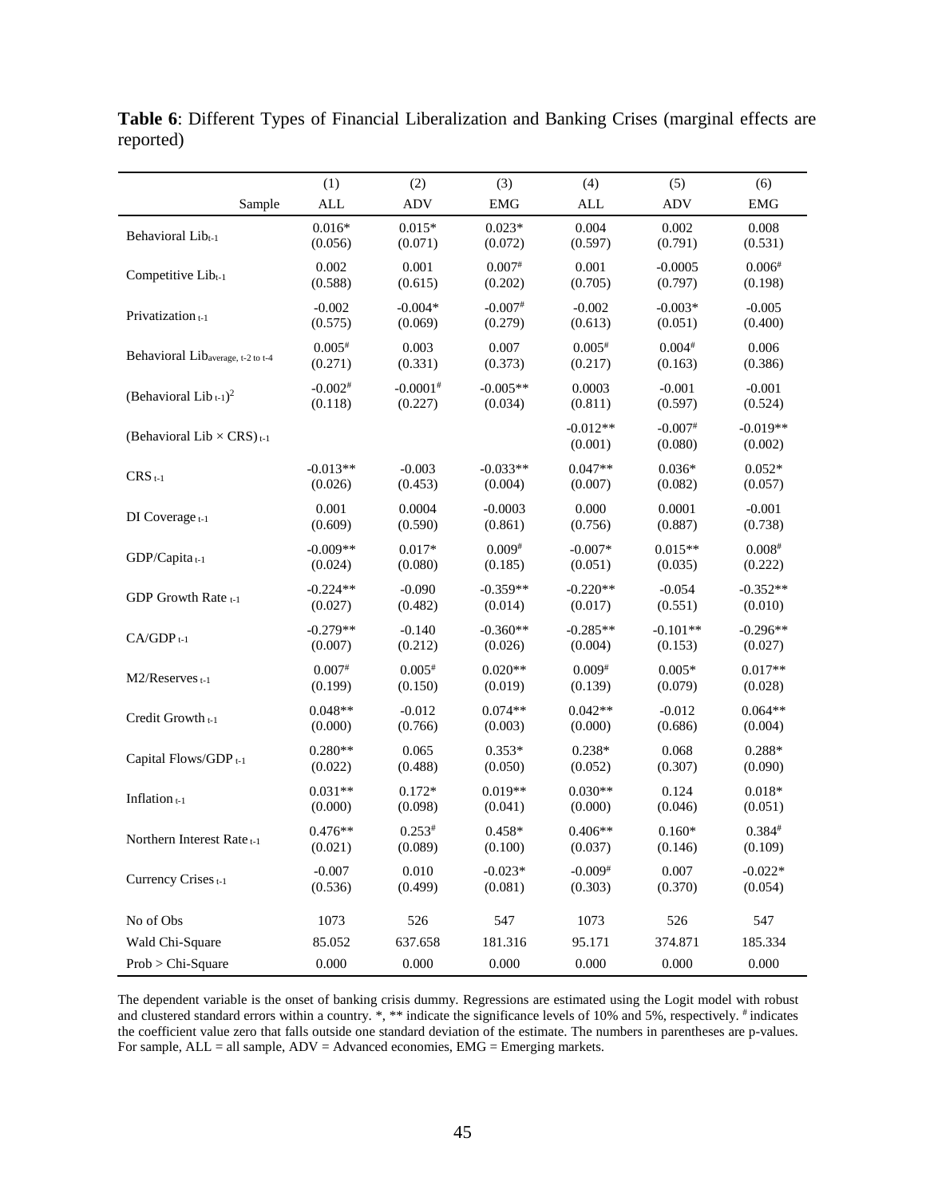**Table 6**: Different Types of Financial Liberalization and Banking Crises (marginal effects are reported)

| | (1) | (2) | (3) | (4) | (5) | (6) |
|---|---|---|---|---|---|---|
| Sample | ALL | ADV | EMG | ALL | ADV | EMG |
| Behavioral Lib$_{t-1}$ | 0.016* | 0.015* | 0.023* | 0.004 | 0.002 | 0.008 |
| | (0.056) | (0.071) | (0.072) | (0.597) | (0.791) | (0.531) |
| Competitive Lib$_{t-1}$ | 0.002 | 0.001 | 0.007# | 0.001 | -0.0005 | 0.006# |
| | (0.588) | (0.615) | (0.202) | (0.705) | (0.797) | (0.198) |
| Privatization $_{t-1}$ | -0.002 | -0.004* | -0.007# | -0.002 | -0.003* | -0.005 |
| | (0.575) | (0.069) | (0.279) | (0.613) | (0.051) | (0.400) |
| Behavioral Lib$_{average,\ t-2\ to\ t-4}$ | 0.005# | 0.003 | 0.007 | 0.005# | 0.004# | 0.006 |
| | (0.271) | (0.331) | (0.373) | (0.217) | (0.163) | (0.386) |
| (Behavioral Lib $_{t-1}$)$^2$ | -0.002# | -0.0001# | -0.005** | 0.0003 | -0.001 | -0.001 |
| | (0.118) | (0.227) | (0.034) | (0.811) | (0.597) | (0.524) |
| (Behavioral Lib × CRS)$_{t-1}$ | | | | -0.012** | -0.007# | -0.019** |
| | | | | (0.001) | (0.080) | (0.002) |
| CRS $_{t-1}$ | -0.013** | -0.003 | -0.033** | 0.047** | 0.036* | 0.052* |
| | (0.026) | (0.453) | (0.004) | (0.007) | (0.082) | (0.057) |
| DI Coverage $_{t-1}$ | 0.001 | 0.0004 | -0.0003 | 0.000 | 0.0001 | -0.001 |
| | (0.609) | (0.590) | (0.861) | (0.756) | (0.887) | (0.738) |
| GDP/Capita $_{t-1}$ | -0.009** | 0.017* | 0.009# | -0.007* | 0.015** | 0.008# |
| | (0.024) | (0.080) | (0.185) | (0.051) | (0.035) | (0.222) |
| GDP Growth Rate $_{t-1}$ | -0.224** | -0.090 | -0.359** | -0.220** | -0.054 | -0.352** |
| | (0.027) | (0.482) | (0.014) | (0.017) | (0.551) | (0.010) |
| CA/GDP $_{t-1}$ | -0.279** | -0.140 | -0.360** | -0.285** | -0.101** | -0.296** |
| | (0.007) | (0.212) | (0.026) | (0.004) | (0.153) | (0.027) |
| M2/Reserves $_{t-1}$ | 0.007# | 0.005# | 0.020** | 0.009# | 0.005* | 0.017** |
| | (0.199) | (0.150) | (0.019) | (0.139) | (0.079) | (0.028) |
| Credit Growth $_{t-1}$ | 0.048** | -0.012 | 0.074** | 0.042** | -0.012 | 0.064** |
| | (0.000) | (0.766) | (0.003) | (0.000) | (0.686) | (0.004) |
| Capital Flows/GDP $_{t-1}$ | 0.280** | 0.065 | 0.353* | 0.238* | 0.068 | 0.288* |
| | (0.022) | (0.488) | (0.050) | (0.052) | (0.307) | (0.090) |
| Inflation $_{t-1}$ | 0.031** | 0.172* | 0.019** | 0.030** | 0.124 | 0.018* |
| | (0.000) | (0.098) | (0.041) | (0.000) | (0.046) | (0.051) |
| Northern Interest Rate $_{t-1}$ | 0.476** | 0.253# | 0.458* | 0.406** | 0.160* | 0.384# |
| | (0.021) | (0.089) | (0.100) | (0.037) | (0.146) | (0.109) |
| Currency Crises $_{t-1}$ | -0.007 | 0.010 | -0.023* | -0.009# | 0.007 | -0.022* |
| | (0.536) | (0.499) | (0.081) | (0.303) | (0.370) | (0.054) |
| No of Obs | 1073 | 526 | 547 | 1073 | 526 | 547 |
| Wald Chi-Square | 85.052 | 637.658 | 181.316 | 95.171 | 374.871 | 185.334 |
| Prob > Chi-Square | 0.000 | 0.000 | 0.000 | 0.000 | 0.000 | 0.000 |

The dependent variable is the onset of banking crisis dummy. Regressions are estimated using the Logit model with robust and clustered standard errors within a country. *, ** indicate the significance levels of 10% and 5%, respectively. # indicates the coefficient value zero that falls outside one standard deviation of the estimate. The numbers in parentheses are p-values. For sample, ALL = all sample, ADV = Advanced economies, EMG = Emerging markets.